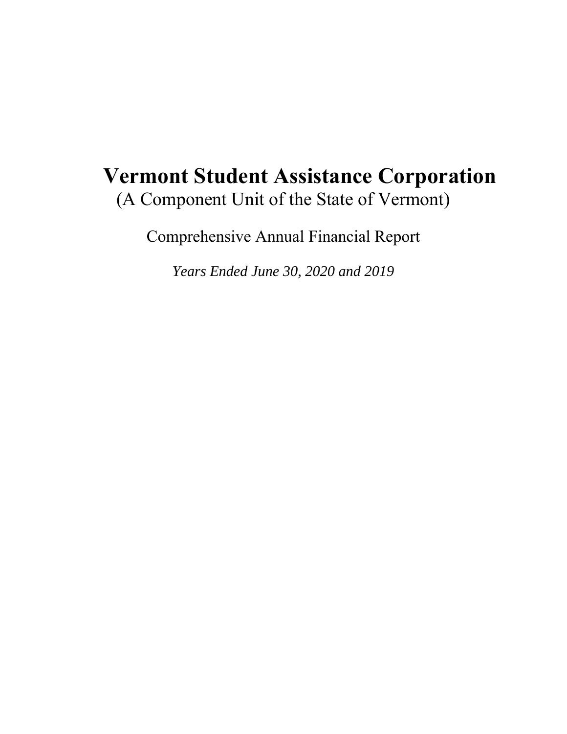# Vermont Student Assistance Corporation

(A Component Unit of the State of Vermont)

Comprehensive Annual Financial Report

*Years Ended June 30, 2020 and 2019*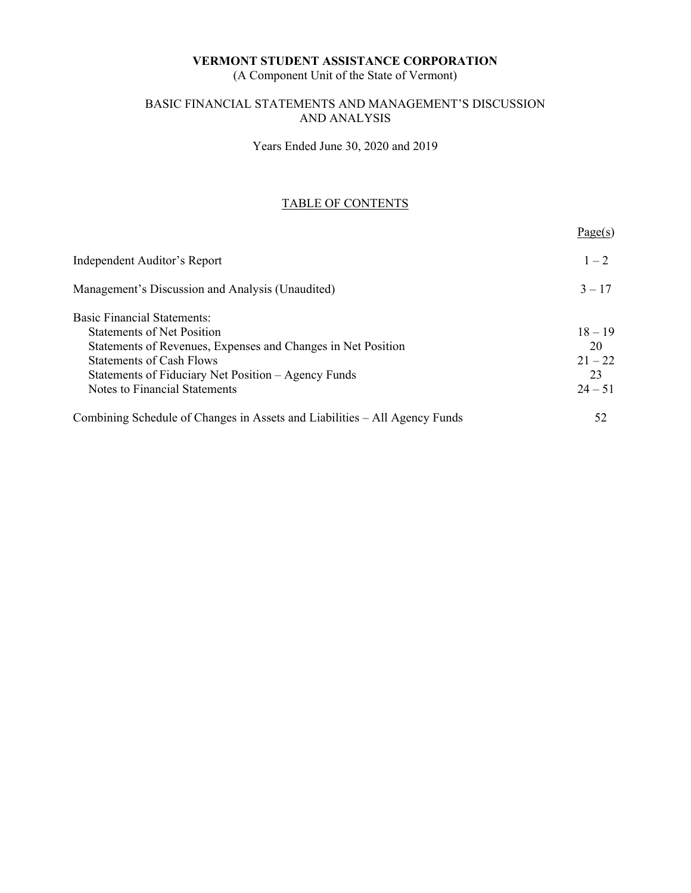**VERMONT STUDENT ASSISTANCE CORPORATION**
(A Component Unit of the State of Vermont)

BASIC FINANCIAL STATEMENTS AND MANAGEMENT'S DISCUSSION AND ANALYSIS

Years Ended June 30, 2020 and 2019

TABLE OF CONTENTS

| | Page(s) |
|---|---|
| Independent Auditor's Report | 1 – 2 |
| Management's Discussion and Analysis (Unaudited) | 3 – 17 |
| Basic Financial Statements: | |
| Statements of Net Position | 18 – 19 |
| Statements of Revenues, Expenses and Changes in Net Position | 20 |
| Statements of Cash Flows | 21 – 22 |
| Statements of Fiduciary Net Position – Agency Funds | 23 |
| Notes to Financial Statements | 24 – 51 |
| Combining Schedule of Changes in Assets and Liabilities – All Agency Funds | 52 |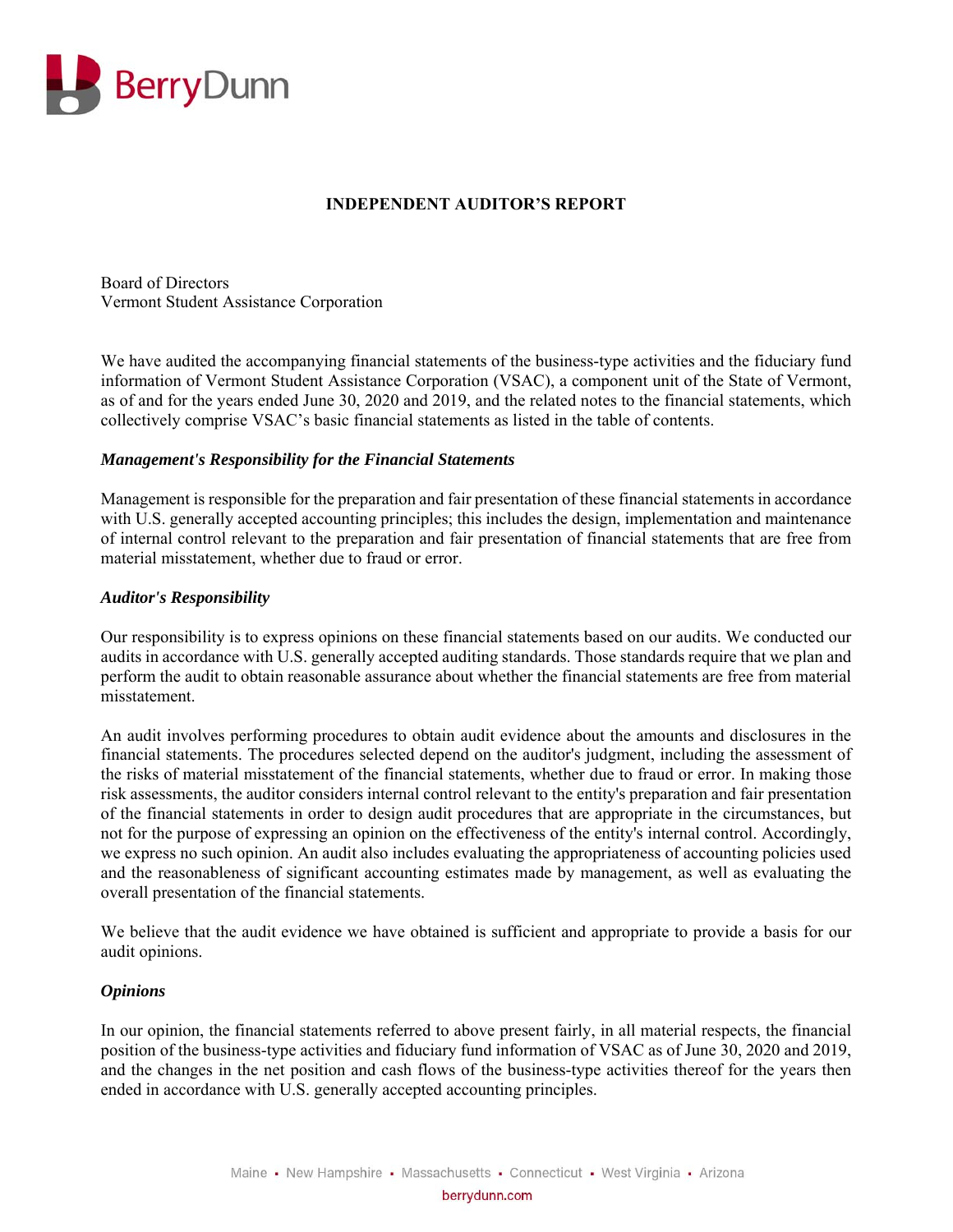BerryDunn

## INDEPENDENT AUDITOR'S REPORT

Board of Directors
Vermont Student Assistance Corporation

We have audited the accompanying financial statements of the business-type activities and the fiduciary fund information of Vermont Student Assistance Corporation (VSAC), a component unit of the State of Vermont, as of and for the years ended June 30, 2020 and 2019, and the related notes to the financial statements, which collectively comprise VSAC's basic financial statements as listed in the table of contents.

### *Management's Responsibility for the Financial Statements*

Management is responsible for the preparation and fair presentation of these financial statements in accordance with U.S. generally accepted accounting principles; this includes the design, implementation and maintenance of internal control relevant to the preparation and fair presentation of financial statements that are free from material misstatement, whether due to fraud or error.

### *Auditor's Responsibility*

Our responsibility is to express opinions on these financial statements based on our audits. We conducted our audits in accordance with U.S. generally accepted auditing standards. Those standards require that we plan and perform the audit to obtain reasonable assurance about whether the financial statements are free from material misstatement.

An audit involves performing procedures to obtain audit evidence about the amounts and disclosures in the financial statements. The procedures selected depend on the auditor's judgment, including the assessment of the risks of material misstatement of the financial statements, whether due to fraud or error. In making those risk assessments, the auditor considers internal control relevant to the entity's preparation and fair presentation of the financial statements in order to design audit procedures that are appropriate in the circumstances, but not for the purpose of expressing an opinion on the effectiveness of the entity's internal control. Accordingly, we express no such opinion. An audit also includes evaluating the appropriateness of accounting policies used and the reasonableness of significant accounting estimates made by management, as well as evaluating the overall presentation of the financial statements.

We believe that the audit evidence we have obtained is sufficient and appropriate to provide a basis for our audit opinions.

### *Opinions*

In our opinion, the financial statements referred to above present fairly, in all material respects, the financial position of the business-type activities and fiduciary fund information of VSAC as of June 30, 2020 and 2019, and the changes in the net position and cash flows of the business-type activities thereof for the years then ended in accordance with U.S. generally accepted accounting principles.

Maine ▪ New Hampshire ▪ Massachusetts ▪ Connecticut ▪ West Virginia ▪ Arizona
berrydunn.com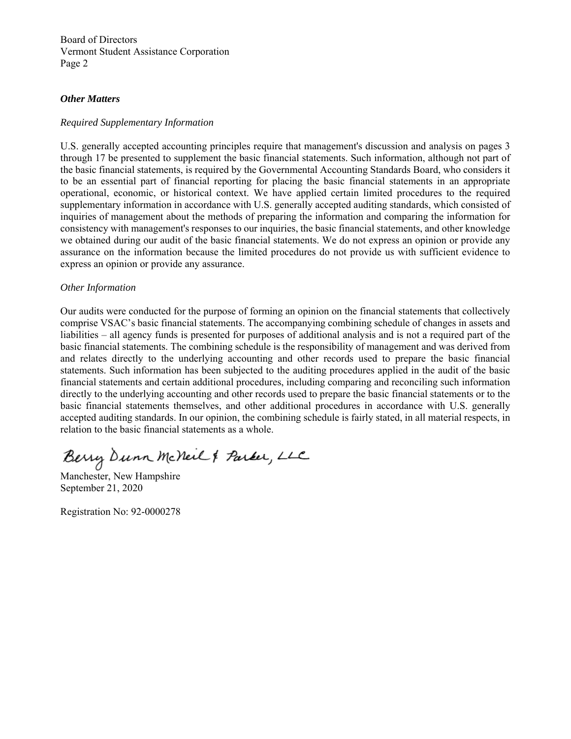Board of Directors
Vermont Student Assistance Corporation
Page 2

***Other Matters***

*Required Supplementary Information*

U.S. generally accepted accounting principles require that management's discussion and analysis on pages 3 through 17 be presented to supplement the basic financial statements. Such information, although not part of the basic financial statements, is required by the Governmental Accounting Standards Board, who considers it to be an essential part of financial reporting for placing the basic financial statements in an appropriate operational, economic, or historical context. We have applied certain limited procedures to the required supplementary information in accordance with U.S. generally accepted auditing standards, which consisted of inquiries of management about the methods of preparing the information and comparing the information for consistency with management's responses to our inquiries, the basic financial statements, and other knowledge we obtained during our audit of the basic financial statements. We do not express an opinion or provide any assurance on the information because the limited procedures do not provide us with sufficient evidence to express an opinion or provide any assurance.

*Other Information*

Our audits were conducted for the purpose of forming an opinion on the financial statements that collectively comprise VSAC's basic financial statements. The accompanying combining schedule of changes in assets and liabilities – all agency funds is presented for purposes of additional analysis and is not a required part of the basic financial statements. The combining schedule is the responsibility of management and was derived from and relates directly to the underlying accounting and other records used to prepare the basic financial statements. Such information has been subjected to the auditing procedures applied in the audit of the basic financial statements and certain additional procedures, including comparing and reconciling such information directly to the underlying accounting and other records used to prepare the basic financial statements or to the basic financial statements themselves, and other additional procedures in accordance with U.S. generally accepted auditing standards. In our opinion, the combining schedule is fairly stated, in all material respects, in relation to the basic financial statements as a whole.

Berry Dunn McNeil & Parker, LLC

Manchester, New Hampshire
September 21, 2020

Registration No: 92-0000278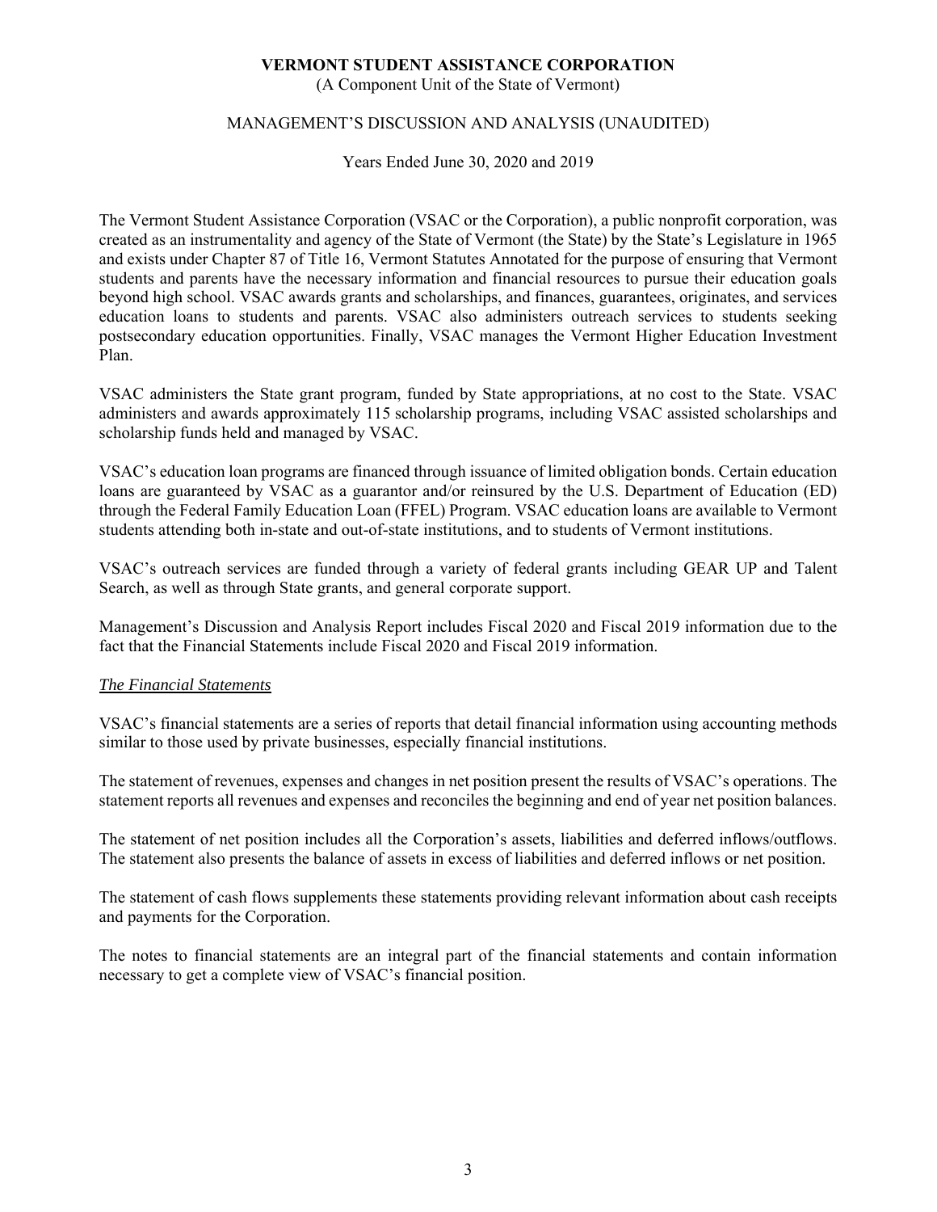# VERMONT STUDENT ASSISTANCE CORPORATION

(A Component Unit of the State of Vermont)

MANAGEMENT'S DISCUSSION AND ANALYSIS (UNAUDITED)

Years Ended June 30, 2020 and 2019

The Vermont Student Assistance Corporation (VSAC or the Corporation), a public nonprofit corporation, was created as an instrumentality and agency of the State of Vermont (the State) by the State's Legislature in 1965 and exists under Chapter 87 of Title 16, Vermont Statutes Annotated for the purpose of ensuring that Vermont students and parents have the necessary information and financial resources to pursue their education goals beyond high school. VSAC awards grants and scholarships, and finances, guarantees, originates, and services education loans to students and parents. VSAC also administers outreach services to students seeking postsecondary education opportunities. Finally, VSAC manages the Vermont Higher Education Investment Plan.

VSAC administers the State grant program, funded by State appropriations, at no cost to the State. VSAC administers and awards approximately 115 scholarship programs, including VSAC assisted scholarships and scholarship funds held and managed by VSAC.

VSAC's education loan programs are financed through issuance of limited obligation bonds. Certain education loans are guaranteed by VSAC as a guarantor and/or reinsured by the U.S. Department of Education (ED) through the Federal Family Education Loan (FFEL) Program. VSAC education loans are available to Vermont students attending both in-state and out-of-state institutions, and to students of Vermont institutions.

VSAC's outreach services are funded through a variety of federal grants including GEAR UP and Talent Search, as well as through State grants, and general corporate support.

Management's Discussion and Analysis Report includes Fiscal 2020 and Fiscal 2019 information due to the fact that the Financial Statements include Fiscal 2020 and Fiscal 2019 information.

*The Financial Statements*

VSAC's financial statements are a series of reports that detail financial information using accounting methods similar to those used by private businesses, especially financial institutions.

The statement of revenues, expenses and changes in net position present the results of VSAC's operations. The statement reports all revenues and expenses and reconciles the beginning and end of year net position balances.

The statement of net position includes all the Corporation's assets, liabilities and deferred inflows/outflows. The statement also presents the balance of assets in excess of liabilities and deferred inflows or net position.

The statement of cash flows supplements these statements providing relevant information about cash receipts and payments for the Corporation.

The notes to financial statements are an integral part of the financial statements and contain information necessary to get a complete view of VSAC's financial position.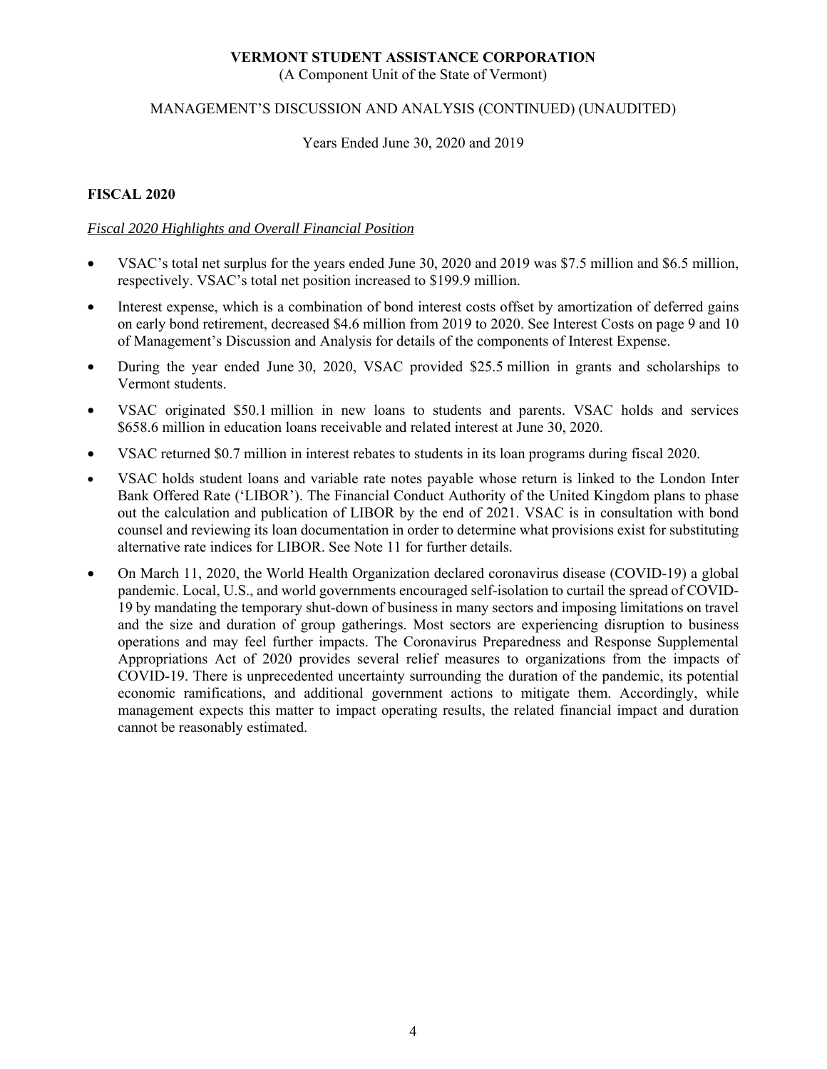## FISCAL 2020

*Fiscal 2020 Highlights and Overall Financial Position*

- VSAC's total net surplus for the years ended June 30, 2020 and 2019 was $7.5 million and $6.5 million, respectively. VSAC's total net position increased to $199.9 million.
- Interest expense, which is a combination of bond interest costs offset by amortization of deferred gains on early bond retirement, decreased $4.6 million from 2019 to 2020. See Interest Costs on page 9 and 10 of Management's Discussion and Analysis for details of the components of Interest Expense.
- During the year ended June 30, 2020, VSAC provided $25.5 million in grants and scholarships to Vermont students.
- VSAC originated $50.1 million in new loans to students and parents. VSAC holds and services $658.6 million in education loans receivable and related interest at June 30, 2020.
- VSAC returned $0.7 million in interest rebates to students in its loan programs during fiscal 2020.
- VSAC holds student loans and variable rate notes payable whose return is linked to the London Inter Bank Offered Rate ('LIBOR'). The Financial Conduct Authority of the United Kingdom plans to phase out the calculation and publication of LIBOR by the end of 2021. VSAC is in consultation with bond counsel and reviewing its loan documentation in order to determine what provisions exist for substituting alternative rate indices for LIBOR. See Note 11 for further details.
- On March 11, 2020, the World Health Organization declared coronavirus disease (COVID-19) a global pandemic. Local, U.S., and world governments encouraged self-isolation to curtail the spread of COVID-19 by mandating the temporary shut-down of business in many sectors and imposing limitations on travel and the size and duration of group gatherings. Most sectors are experiencing disruption to business operations and may feel further impacts. The Coronavirus Preparedness and Response Supplemental Appropriations Act of 2020 provides several relief measures to organizations from the impacts of COVID-19. There is unprecedented uncertainty surrounding the duration of the pandemic, its potential economic ramifications, and additional government actions to mitigate them. Accordingly, while management expects this matter to impact operating results, the related financial impact and duration cannot be reasonably estimated.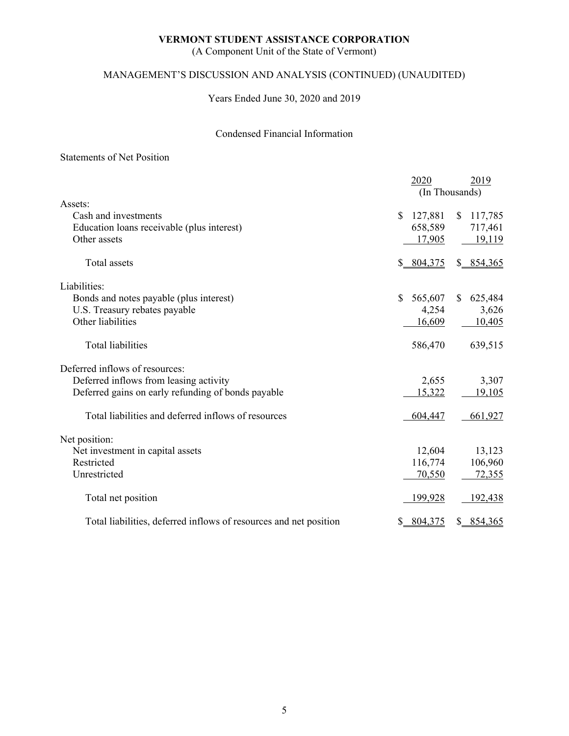**VERMONT STUDENT ASSISTANCE CORPORATION**

(A Component Unit of the State of Vermont)

MANAGEMENT'S DISCUSSION AND ANALYSIS (CONTINUED) (UNAUDITED)

Years Ended June 30, 2020 and 2019

Condensed Financial Information

Statements of Net Position

| | 2020 | 2019 |
|---|---|---|
| | (In Thousands) | |
| Assets: | | |
| Cash and investments | $ 127,881 | $ 117,785 |
| Education loans receivable (plus interest) | 658,589 | 717,461 |
| Other assets | 17,905 | 19,119 |
| Total assets | $ 804,375 | $ 854,365 |
| Liabilities: | | |
| Bonds and notes payable (plus interest) | $ 565,607 | $ 625,484 |
| U.S. Treasury rebates payable | 4,254 | 3,626 |
| Other liabilities | 16,609 | 10,405 |
| Total liabilities | 586,470 | 639,515 |
| Deferred inflows of resources: | | |
| Deferred inflows from leasing activity | 2,655 | 3,307 |
| Deferred gains on early refunding of bonds payable | 15,322 | 19,105 |
| Total liabilities and deferred inflows of resources | 604,447 | 661,927 |
| Net position: | | |
| Net investment in capital assets | 12,604 | 13,123 |
| Restricted | 116,774 | 106,960 |
| Unrestricted | 70,550 | 72,355 |
| Total net position | 199,928 | 192,438 |
| Total liabilities, deferred inflows of resources and net position | $ 804,375 | $ 854,365 |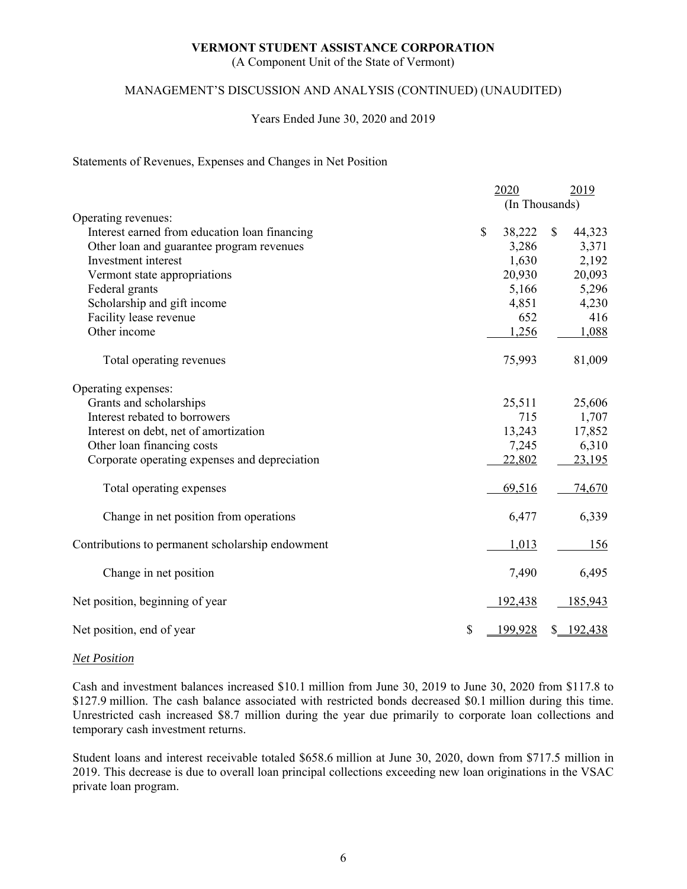# VERMONT STUDENT ASSISTANCE CORPORATION

(A Component Unit of the State of Vermont)

MANAGEMENT'S DISCUSSION AND ANALYSIS (CONTINUED) (UNAUDITED)

Years Ended June 30, 2020 and 2019

Statements of Revenues, Expenses and Changes in Net Position

| | 2020 | 2019 |
|---|---|---|
| | (In Thousands) | |
| Operating revenues: | | |
| Interest earned from education loan financing | $ 38,222 | $ 44,323 |
| Other loan and guarantee program revenues | 3,286 | 3,371 |
| Investment interest | 1,630 | 2,192 |
| Vermont state appropriations | 20,930 | 20,093 |
| Federal grants | 5,166 | 5,296 |
| Scholarship and gift income | 4,851 | 4,230 |
| Facility lease revenue | 652 | 416 |
| Other income | 1,256 | 1,088 |
| Total operating revenues | 75,993 | 81,009 |
| Operating expenses: | | |
| Grants and scholarships | 25,511 | 25,606 |
| Interest rebated to borrowers | 715 | 1,707 |
| Interest on debt, net of amortization | 13,243 | 17,852 |
| Other loan financing costs | 7,245 | 6,310 |
| Corporate operating expenses and depreciation | 22,802 | 23,195 |
| Total operating expenses | 69,516 | 74,670 |
| Change in net position from operations | 6,477 | 6,339 |
| Contributions to permanent scholarship endowment | 1,013 | 156 |
| Change in net position | 7,490 | 6,495 |
| Net position, beginning of year | 192,438 | 185,943 |
| Net position, end of year | $ 199,928 | $ 192,438 |

*Net Position*

Cash and investment balances increased $10.1 million from June 30, 2019 to June 30, 2020 from $117.8 to $127.9 million. The cash balance associated with restricted bonds decreased $0.1 million during this time. Unrestricted cash increased $8.7 million during the year due primarily to corporate loan collections and temporary cash investment returns.

Student loans and interest receivable totaled $658.6 million at June 30, 2020, down from $717.5 million in 2019. This decrease is due to overall loan principal collections exceeding new loan originations in the VSAC private loan program.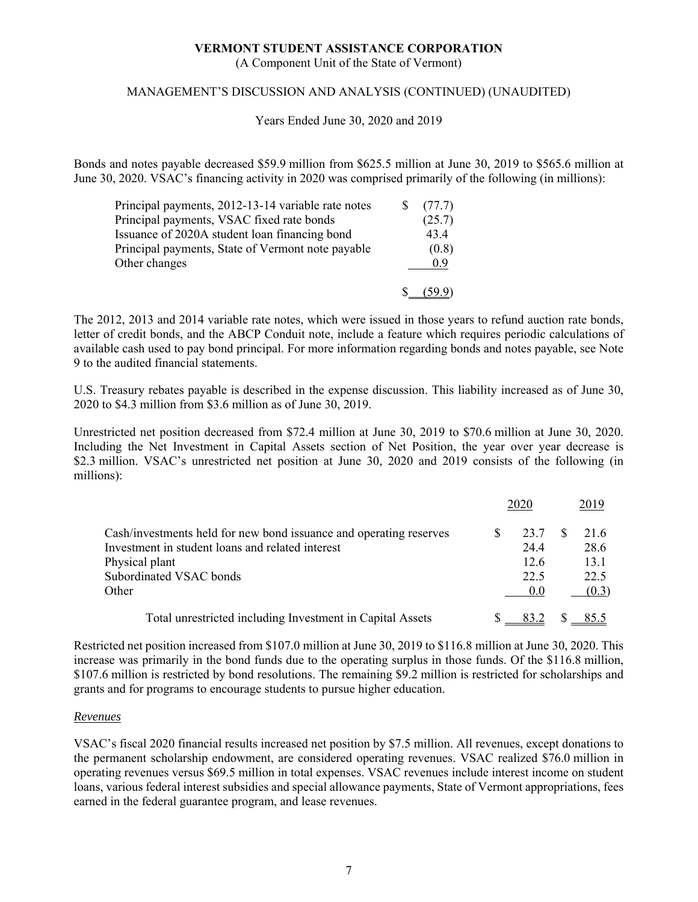Bonds and notes payable decreased $59.9 million from $625.5 million at June 30, 2019 to $565.6 million at June 30, 2020. VSAC's financing activity in 2020 was comprised primarily of the following (in millions):

| | |
|---|---|
| Principal payments, 2012-13-14 variable rate notes | $ (77.7) |
| Principal payments, VSAC fixed rate bonds | (25.7) |
| Issuance of 2020A student loan financing bond | 43.4 |
| Principal payments, State of Vermont note payable | (0.8) |
| Other changes | 0.9 |
| | $ (59.9) |

The 2012, 2013 and 2014 variable rate notes, which were issued in those years to refund auction rate bonds, letter of credit bonds, and the ABCP Conduit note, include a feature which requires periodic calculations of available cash used to pay bond principal. For more information regarding bonds and notes payable, see Note 9 to the audited financial statements.

U.S. Treasury rebates payable is described in the expense discussion. This liability increased as of June 30, 2020 to $4.3 million from $3.6 million as of June 30, 2019.

Unrestricted net position decreased from $72.4 million at June 30, 2019 to $70.6 million at June 30, 2020. Including the Net Investment in Capital Assets section of Net Position, the year over year decrease is $2.3 million. VSAC's unrestricted net position at June 30, 2020 and 2019 consists of the following (in millions):

| | 2020 | 2019 |
|---|---|---|
| Cash/investments held for new bond issuance and operating reserves | $ 23.7 | $ 21.6 |
| Investment in student loans and related interest | 24.4 | 28.6 |
| Physical plant | 12.6 | 13.1 |
| Subordinated VSAC bonds | 22.5 | 22.5 |
| Other | 0.0 | (0.3) |
| Total unrestricted including Investment in Capital Assets | $ 83.2 | $ 85.5 |

Restricted net position increased from $107.0 million at June 30, 2019 to $116.8 million at June 30, 2020. This increase was primarily in the bond funds due to the operating surplus in those funds. Of the $116.8 million, $107.6 million is restricted by bond resolutions. The remaining $9.2 million is restricted for scholarships and grants and for programs to encourage students to pursue higher education.

*Revenues*

VSAC's fiscal 2020 financial results increased net position by $7.5 million. All revenues, except donations to the permanent scholarship endowment, are considered operating revenues. VSAC realized $76.0 million in operating revenues versus $69.5 million in total expenses. VSAC revenues include interest income on student loans, various federal interest subsidies and special allowance payments, State of Vermont appropriations, fees earned in the federal guarantee program, and lease revenues.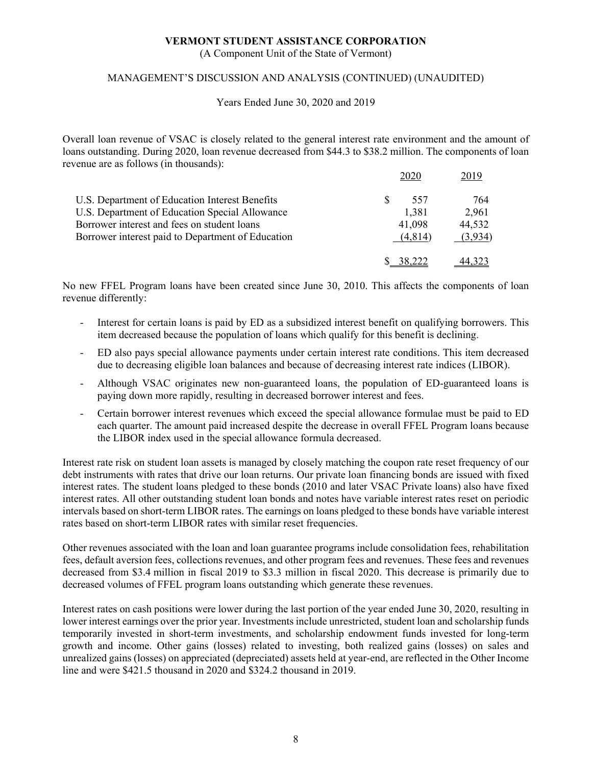Overall loan revenue of VSAC is closely related to the general interest rate environment and the amount of loans outstanding. During 2020, loan revenue decreased from \$44.3 to \$38.2 million. The components of loan revenue are as follows (in thousands):

| | 2020 | 2019 |
|---|---|---|
| U.S. Department of Education Interest Benefits | $ 557 | 764 |
| U.S. Department of Education Special Allowance | 1,381 | 2,961 |
| Borrower interest and fees on student loans | 41,098 | 44,532 |
| Borrower interest paid to Department of Education | (4,814) | (3,934) |
| | $ 38,222 | 44,323 |

No new FFEL Program loans have been created since June 30, 2010. This affects the components of loan revenue differently:

- Interest for certain loans is paid by ED as a subsidized interest benefit on qualifying borrowers. This item decreased because the population of loans which qualify for this benefit is declining.
- ED also pays special allowance payments under certain interest rate conditions. This item decreased due to decreasing eligible loan balances and because of decreasing interest rate indices (LIBOR).
- Although VSAC originates new non-guaranteed loans, the population of ED-guaranteed loans is paying down more rapidly, resulting in decreased borrower interest and fees.
- Certain borrower interest revenues which exceed the special allowance formulae must be paid to ED each quarter. The amount paid increased despite the decrease in overall FFEL Program loans because the LIBOR index used in the special allowance formula decreased.

Interest rate risk on student loan assets is managed by closely matching the coupon rate reset frequency of our debt instruments with rates that drive our loan returns. Our private loan financing bonds are issued with fixed interest rates. The student loans pledged to these bonds (2010 and later VSAC Private loans) also have fixed interest rates. All other outstanding student loan bonds and notes have variable interest rates reset on periodic intervals based on short-term LIBOR rates. The earnings on loans pledged to these bonds have variable interest rates based on short-term LIBOR rates with similar reset frequencies.

Other revenues associated with the loan and loan guarantee programs include consolidation fees, rehabilitation fees, default aversion fees, collections revenues, and other program fees and revenues. These fees and revenues decreased from \$3.4 million in fiscal 2019 to \$3.3 million in fiscal 2020. This decrease is primarily due to decreased volumes of FFEL program loans outstanding which generate these revenues.

Interest rates on cash positions were lower during the last portion of the year ended June 30, 2020, resulting in lower interest earnings over the prior year. Investments include unrestricted, student loan and scholarship funds temporarily invested in short-term investments, and scholarship endowment funds invested for long-term growth and income. Other gains (losses) related to investing, both realized gains (losses) on sales and unrealized gains (losses) on appreciated (depreciated) assets held at year-end, are reflected in the Other Income line and were \$421.5 thousand in 2020 and \$324.2 thousand in 2019.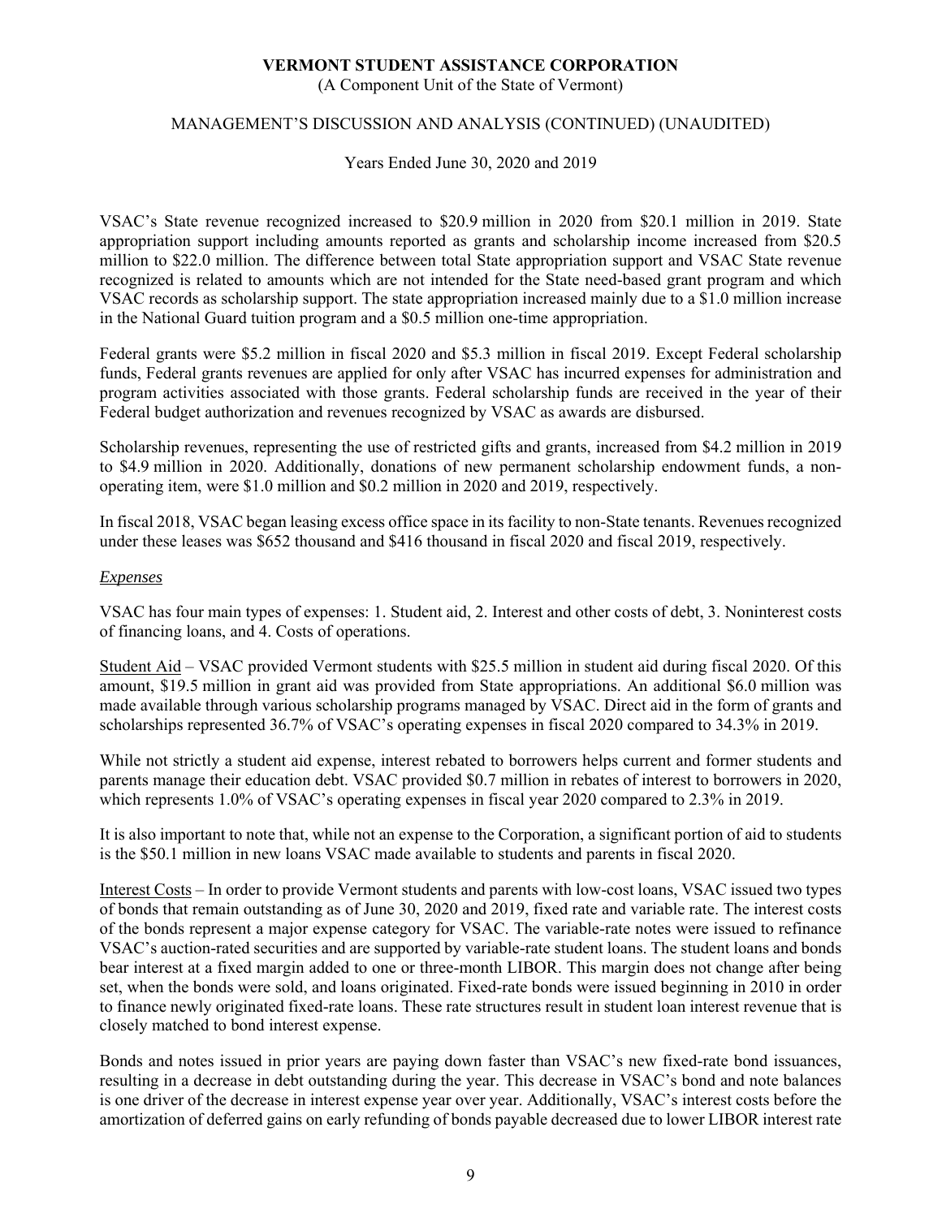VSAC's State revenue recognized increased to \$20.9 million in 2020 from \$20.1 million in 2019. State appropriation support including amounts reported as grants and scholarship income increased from \$20.5 million to \$22.0 million. The difference between total State appropriation support and VSAC State revenue recognized is related to amounts which are not intended for the State need-based grant program and which VSAC records as scholarship support. The state appropriation increased mainly due to a \$1.0 million increase in the National Guard tuition program and a \$0.5 million one-time appropriation.

Federal grants were \$5.2 million in fiscal 2020 and \$5.3 million in fiscal 2019. Except Federal scholarship funds, Federal grants revenues are applied for only after VSAC has incurred expenses for administration and program activities associated with those grants. Federal scholarship funds are received in the year of their Federal budget authorization and revenues recognized by VSAC as awards are disbursed.

Scholarship revenues, representing the use of restricted gifts and grants, increased from \$4.2 million in 2019 to \$4.9 million in 2020. Additionally, donations of new permanent scholarship endowment funds, a non-operating item, were \$1.0 million and \$0.2 million in 2020 and 2019, respectively.

In fiscal 2018, VSAC began leasing excess office space in its facility to non-State tenants. Revenues recognized under these leases was \$652 thousand and \$416 thousand in fiscal 2020 and fiscal 2019, respectively.

*Expenses*

VSAC has four main types of expenses: 1. Student aid, 2. Interest and other costs of debt, 3. Noninterest costs of financing loans, and 4. Costs of operations.

Student Aid – VSAC provided Vermont students with \$25.5 million in student aid during fiscal 2020. Of this amount, \$19.5 million in grant aid was provided from State appropriations. An additional \$6.0 million was made available through various scholarship programs managed by VSAC. Direct aid in the form of grants and scholarships represented 36.7% of VSAC's operating expenses in fiscal 2020 compared to 34.3% in 2019.

While not strictly a student aid expense, interest rebated to borrowers helps current and former students and parents manage their education debt. VSAC provided \$0.7 million in rebates of interest to borrowers in 2020, which represents 1.0% of VSAC's operating expenses in fiscal year 2020 compared to 2.3% in 2019.

It is also important to note that, while not an expense to the Corporation, a significant portion of aid to students is the \$50.1 million in new loans VSAC made available to students and parents in fiscal 2020.

Interest Costs – In order to provide Vermont students and parents with low-cost loans, VSAC issued two types of bonds that remain outstanding as of June 30, 2020 and 2019, fixed rate and variable rate. The interest costs of the bonds represent a major expense category for VSAC. The variable-rate notes were issued to refinance VSAC's auction-rated securities and are supported by variable-rate student loans. The student loans and bonds bear interest at a fixed margin added to one or three-month LIBOR. This margin does not change after being set, when the bonds were sold, and loans originated. Fixed-rate bonds were issued beginning in 2010 in order to finance newly originated fixed-rate loans. These rate structures result in student loan interest revenue that is closely matched to bond interest expense.

Bonds and notes issued in prior years are paying down faster than VSAC's new fixed-rate bond issuances, resulting in a decrease in debt outstanding during the year. This decrease in VSAC's bond and note balances is one driver of the decrease in interest expense year over year. Additionally, VSAC's interest costs before the amortization of deferred gains on early refunding of bonds payable decreased due to lower LIBOR interest rate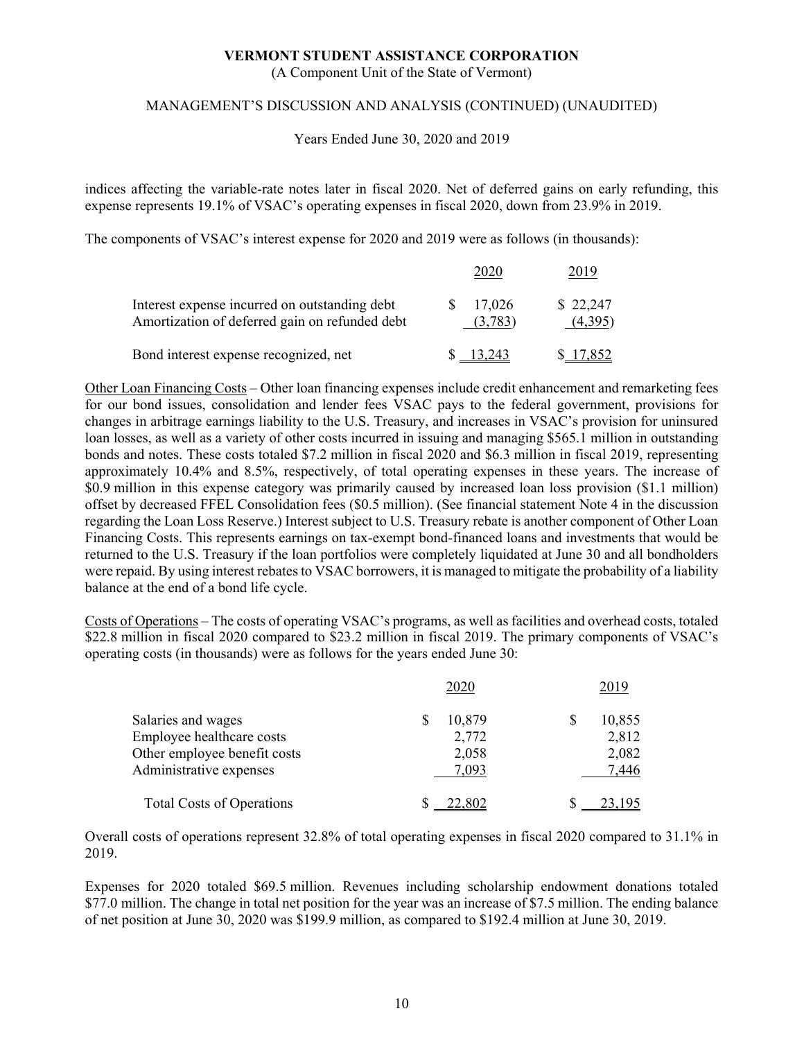indices affecting the variable-rate notes later in fiscal 2020. Net of deferred gains on early refunding, this expense represents 19.1% of VSAC's operating expenses in fiscal 2020, down from 23.9% in 2019.

The components of VSAC's interest expense for 2020 and 2019 were as follows (in thousands):

| | 2020 | 2019 |
|---|---|---|
| Interest expense incurred on outstanding debt | $ 17,026 | $ 22,247 |
| Amortization of deferred gain on refunded debt | (3,783) | (4,395) |
| Bond interest expense recognized, net | $ 13,243 | $ 17,852 |

Other Loan Financing Costs – Other loan financing expenses include credit enhancement and remarketing fees for our bond issues, consolidation and lender fees VSAC pays to the federal government, provisions for changes in arbitrage earnings liability to the U.S. Treasury, and increases in VSAC's provision for uninsured loan losses, as well as a variety of other costs incurred in issuing and managing $565.1 million in outstanding bonds and notes. These costs totaled $7.2 million in fiscal 2020 and $6.3 million in fiscal 2019, representing approximately 10.4% and 8.5%, respectively, of total operating expenses in these years. The increase of $0.9 million in this expense category was primarily caused by increased loan loss provision ($1.1 million) offset by decreased FFEL Consolidation fees ($0.5 million). (See financial statement Note 4 in the discussion regarding the Loan Loss Reserve.) Interest subject to U.S. Treasury rebate is another component of Other Loan Financing Costs. This represents earnings on tax-exempt bond-financed loans and investments that would be returned to the U.S. Treasury if the loan portfolios were completely liquidated at June 30 and all bondholders were repaid. By using interest rebates to VSAC borrowers, it is managed to mitigate the probability of a liability balance at the end of a bond life cycle.

Costs of Operations – The costs of operating VSAC's programs, as well as facilities and overhead costs, totaled $22.8 million in fiscal 2020 compared to $23.2 million in fiscal 2019. The primary components of VSAC's operating costs (in thousands) were as follows for the years ended June 30:

| | 2020 | 2019 |
|---|---|---|
| Salaries and wages | $ 10,879 | $ 10,855 |
| Employee healthcare costs | 2,772 | 2,812 |
| Other employee benefit costs | 2,058 | 2,082 |
| Administrative expenses | 7,093 | 7,446 |
| Total Costs of Operations | $ 22,802 | $ 23,195 |

Overall costs of operations represent 32.8% of total operating expenses in fiscal 2020 compared to 31.1% in 2019.

Expenses for 2020 totaled $69.5 million. Revenues including scholarship endowment donations totaled $77.0 million. The change in total net position for the year was an increase of $7.5 million. The ending balance of net position at June 30, 2020 was $199.9 million, as compared to $192.4 million at June 30, 2019.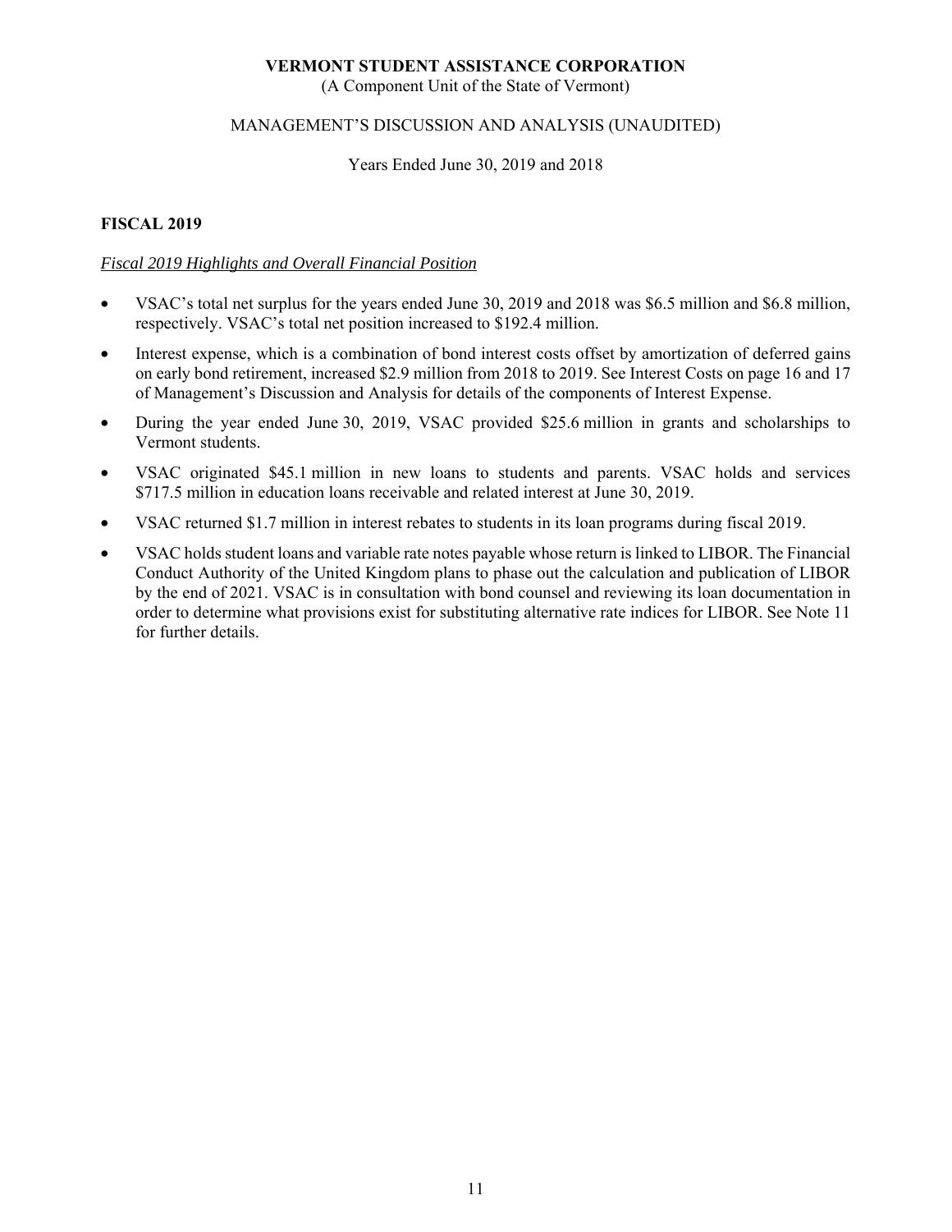# FISCAL 2019

*Fiscal 2019 Highlights and Overall Financial Position*

- VSAC's total net surplus for the years ended June 30, 2019 and 2018 was \$6.5 million and \$6.8 million, respectively. VSAC's total net position increased to \$192.4 million.
- Interest expense, which is a combination of bond interest costs offset by amortization of deferred gains on early bond retirement, increased \$2.9 million from 2018 to 2019. See Interest Costs on page 16 and 17 of Management's Discussion and Analysis for details of the components of Interest Expense.
- During the year ended June 30, 2019, VSAC provided \$25.6 million in grants and scholarships to Vermont students.
- VSAC originated \$45.1 million in new loans to students and parents. VSAC holds and services \$717.5 million in education loans receivable and related interest at June 30, 2019.
- VSAC returned \$1.7 million in interest rebates to students in its loan programs during fiscal 2019.
- VSAC holds student loans and variable rate notes payable whose return is linked to LIBOR. The Financial Conduct Authority of the United Kingdom plans to phase out the calculation and publication of LIBOR by the end of 2021. VSAC is in consultation with bond counsel and reviewing its loan documentation in order to determine what provisions exist for substituting alternative rate indices for LIBOR. See Note 11 for further details.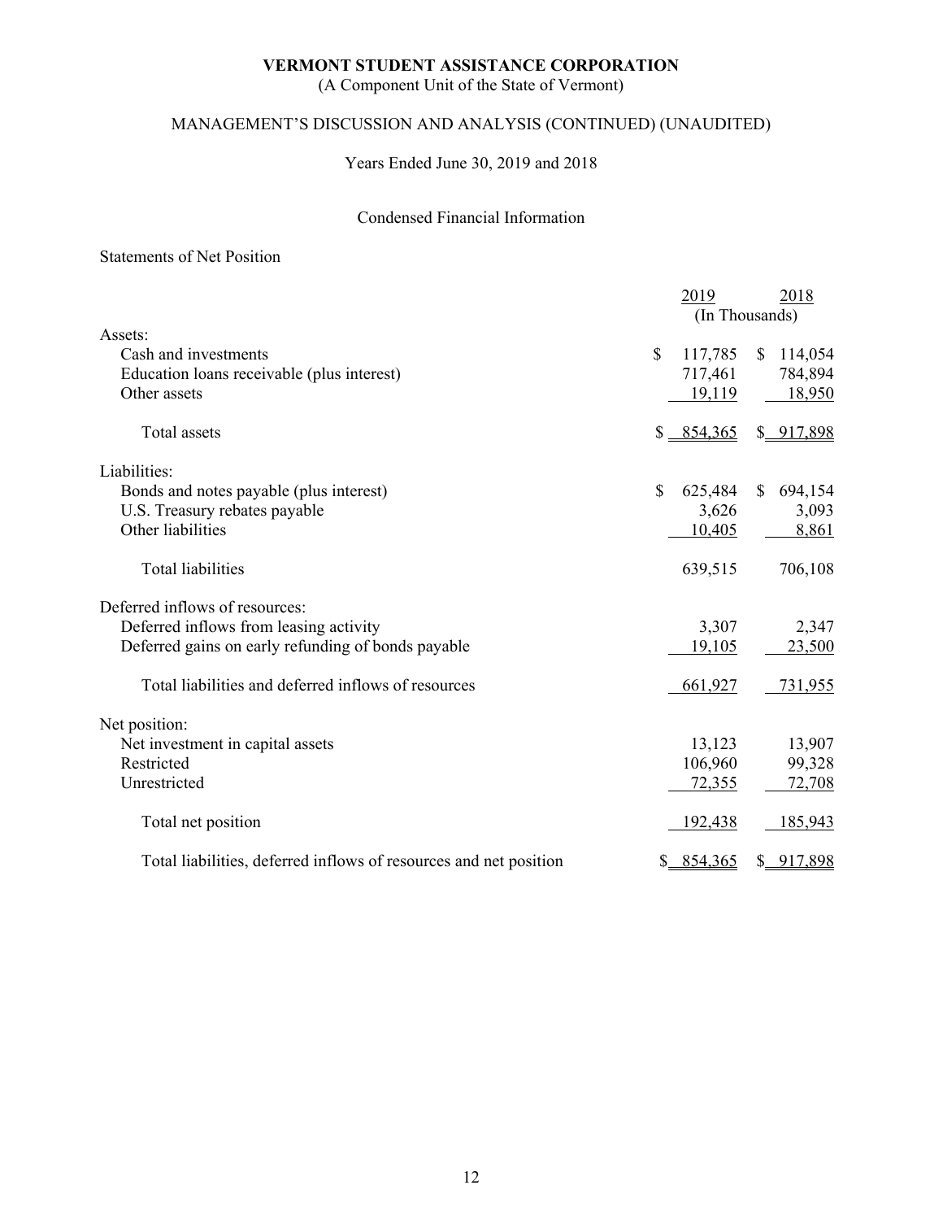# VERMONT STUDENT ASSISTANCE CORPORATION

(A Component Unit of the State of Vermont)

## MANAGEMENT'S DISCUSSION AND ANALYSIS (CONTINUED) (UNAUDITED)

Years Ended June 30, 2019 and 2018

### Condensed Financial Information

Statements of Net Position

| | 2019 | 2018 |
|---|---|---|
| | (In Thousands) | |
| Assets: | | |
| Cash and investments | $ 117,785 | $ 114,054 |
| Education loans receivable (plus interest) | 717,461 | 784,894 |
| Other assets | 19,119 | 18,950 |
| Total assets | $ 854,365 | $ 917,898 |
| Liabilities: | | |
| Bonds and notes payable (plus interest) | $ 625,484 | $ 694,154 |
| U.S. Treasury rebates payable | 3,626 | 3,093 |
| Other liabilities | 10,405 | 8,861 |
| Total liabilities | 639,515 | 706,108 |
| Deferred inflows of resources: | | |
| Deferred inflows from leasing activity | 3,307 | 2,347 |
| Deferred gains on early refunding of bonds payable | 19,105 | 23,500 |
| Total liabilities and deferred inflows of resources | 661,927 | 731,955 |
| Net position: | | |
| Net investment in capital assets | 13,123 | 13,907 |
| Restricted | 106,960 | 99,328 |
| Unrestricted | 72,355 | 72,708 |
| Total net position | 192,438 | 185,943 |
| Total liabilities, deferred inflows of resources and net position | $ 854,365 | $ 917,898 |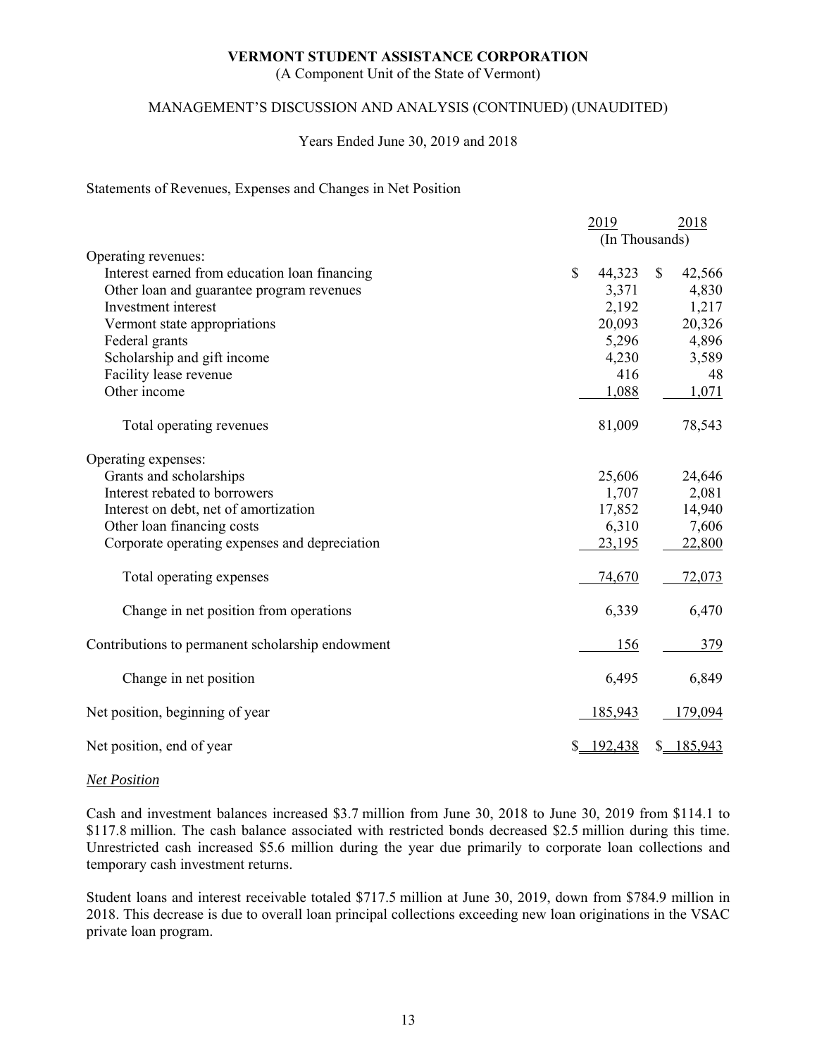# VERMONT STUDENT ASSISTANCE CORPORATION

(A Component Unit of the State of Vermont)

MANAGEMENT'S DISCUSSION AND ANALYSIS (CONTINUED) (UNAUDITED)

Years Ended June 30, 2019 and 2018

Statements of Revenues, Expenses and Changes in Net Position

| | 2019 | 2018 |
|---|---|---|
| | (In Thousands) | |
| Operating revenues: | | |
| Interest earned from education loan financing | $ 44,323 | $ 42,566 |
| Other loan and guarantee program revenues | 3,371 | 4,830 |
| Investment interest | 2,192 | 1,217 |
| Vermont state appropriations | 20,093 | 20,326 |
| Federal grants | 5,296 | 4,896 |
| Scholarship and gift income | 4,230 | 3,589 |
| Facility lease revenue | 416 | 48 |
| Other income | 1,088 | 1,071 |
| Total operating revenues | 81,009 | 78,543 |
| Operating expenses: | | |
| Grants and scholarships | 25,606 | 24,646 |
| Interest rebated to borrowers | 1,707 | 2,081 |
| Interest on debt, net of amortization | 17,852 | 14,940 |
| Other loan financing costs | 6,310 | 7,606 |
| Corporate operating expenses and depreciation | 23,195 | 22,800 |
| Total operating expenses | 74,670 | 72,073 |
| Change in net position from operations | 6,339 | 6,470 |
| Contributions to permanent scholarship endowment | 156 | 379 |
| Change in net position | 6,495 | 6,849 |
| Net position, beginning of year | 185,943 | 179,094 |
| Net position, end of year | $ 192,438 | $ 185,943 |

*Net Position*

Cash and investment balances increased $3.7 million from June 30, 2018 to June 30, 2019 from $114.1 to $117.8 million. The cash balance associated with restricted bonds decreased $2.5 million during this time. Unrestricted cash increased $5.6 million during the year due primarily to corporate loan collections and temporary cash investment returns.

Student loans and interest receivable totaled $717.5 million at June 30, 2019, down from $784.9 million in 2018. This decrease is due to overall loan principal collections exceeding new loan originations in the VSAC private loan program.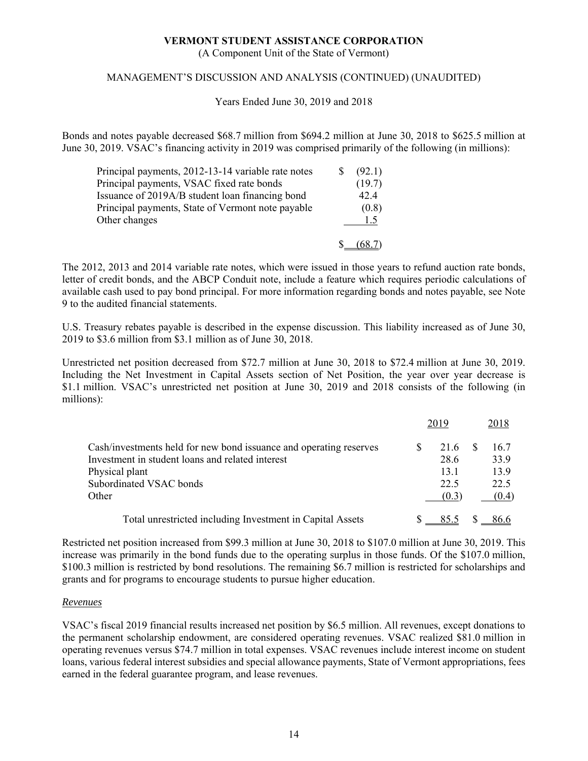Bonds and notes payable decreased \$68.7 million from \$694.2 million at June 30, 2018 to \$625.5 million at June 30, 2019. VSAC's financing activity in 2019 was comprised primarily of the following (in millions):

| | |
|---|---|
| Principal payments, 2012-13-14 variable rate notes | $ (92.1) |
| Principal payments, VSAC fixed rate bonds | (19.7) |
| Issuance of 2019A/B student loan financing bond | 42.4 |
| Principal payments, State of Vermont note payable | (0.8) |
| Other changes | 1.5 |
| | $ (68.7) |

The 2012, 2013 and 2014 variable rate notes, which were issued in those years to refund auction rate bonds, letter of credit bonds, and the ABCP Conduit note, include a feature which requires periodic calculations of available cash used to pay bond principal. For more information regarding bonds and notes payable, see Note 9 to the audited financial statements.

U.S. Treasury rebates payable is described in the expense discussion. This liability increased as of June 30, 2019 to \$3.6 million from \$3.1 million as of June 30, 2018.

Unrestricted net position decreased from \$72.7 million at June 30, 2018 to \$72.4 million at June 30, 2019. Including the Net Investment in Capital Assets section of Net Position, the year over year decrease is \$1.1 million. VSAC's unrestricted net position at June 30, 2019 and 2018 consists of the following (in millions):

| | 2019 | 2018 |
|---|---|---|
| Cash/investments held for new bond issuance and operating reserves | $ 21.6 | $ 16.7 |
| Investment in student loans and related interest | 28.6 | 33.9 |
| Physical plant | 13.1 | 13.9 |
| Subordinated VSAC bonds | 22.5 | 22.5 |
| Other | (0.3) | (0.4) |
| Total unrestricted including Investment in Capital Assets | $ 85.5 | $ 86.6 |

Restricted net position increased from \$99.3 million at June 30, 2018 to \$107.0 million at June 30, 2019. This increase was primarily in the bond funds due to the operating surplus in those funds. Of the \$107.0 million, \$100.3 million is restricted by bond resolutions. The remaining \$6.7 million is restricted for scholarships and grants and for programs to encourage students to pursue higher education.

*Revenues*

VSAC's fiscal 2019 financial results increased net position by \$6.5 million. All revenues, except donations to the permanent scholarship endowment, are considered operating revenues. VSAC realized \$81.0 million in operating revenues versus \$74.7 million in total expenses. VSAC revenues include interest income on student loans, various federal interest subsidies and special allowance payments, State of Vermont appropriations, fees earned in the federal guarantee program, and lease revenues.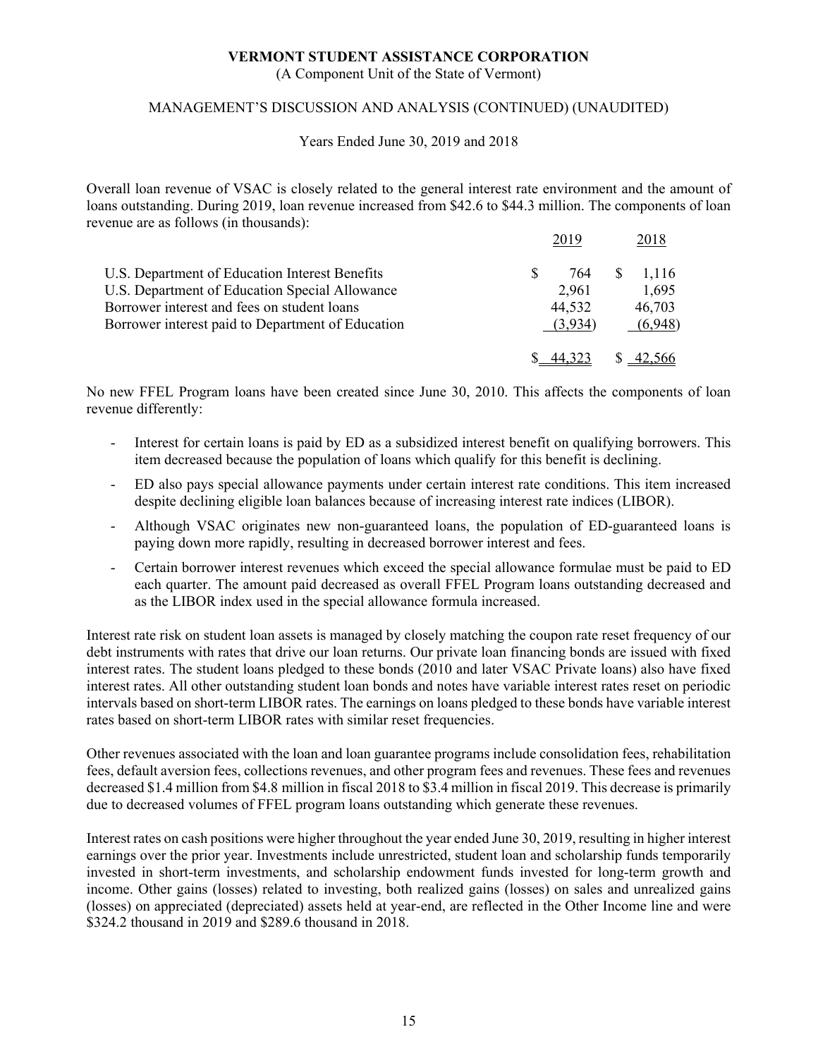# VERMONT STUDENT ASSISTANCE CORPORATION

(A Component Unit of the State of Vermont)

MANAGEMENT'S DISCUSSION AND ANALYSIS (CONTINUED) (UNAUDITED)

Years Ended June 30, 2019 and 2018

Overall loan revenue of VSAC is closely related to the general interest rate environment and the amount of loans outstanding. During 2019, loan revenue increased from $42.6 to $44.3 million. The components of loan revenue are as follows (in thousands):

| | 2019 | 2018 |
|---|---|---|
| U.S. Department of Education Interest Benefits | $ 764 | $ 1,116 |
| U.S. Department of Education Special Allowance | 2,961 | 1,695 |
| Borrower interest and fees on student loans | 44,532 | 46,703 |
| Borrower interest paid to Department of Education | (3,934) | (6,948) |
| | $ 44,323 | $ 42,566 |

No new FFEL Program loans have been created since June 30, 2010. This affects the components of loan revenue differently:

- Interest for certain loans is paid by ED as a subsidized interest benefit on qualifying borrowers. This item decreased because the population of loans which qualify for this benefit is declining.
- ED also pays special allowance payments under certain interest rate conditions. This item increased despite declining eligible loan balances because of increasing interest rate indices (LIBOR).
- Although VSAC originates new non-guaranteed loans, the population of ED-guaranteed loans is paying down more rapidly, resulting in decreased borrower interest and fees.
- Certain borrower interest revenues which exceed the special allowance formulae must be paid to ED each quarter. The amount paid decreased as overall FFEL Program loans outstanding decreased and as the LIBOR index used in the special allowance formula increased.

Interest rate risk on student loan assets is managed by closely matching the coupon rate reset frequency of our debt instruments with rates that drive our loan returns. Our private loan financing bonds are issued with fixed interest rates. The student loans pledged to these bonds (2010 and later VSAC Private loans) also have fixed interest rates. All other outstanding student loan bonds and notes have variable interest rates reset on periodic intervals based on short-term LIBOR rates. The earnings on loans pledged to these bonds have variable interest rates based on short-term LIBOR rates with similar reset frequencies.

Other revenues associated with the loan and loan guarantee programs include consolidation fees, rehabilitation fees, default aversion fees, collections revenues, and other program fees and revenues. These fees and revenues decreased $1.4 million from $4.8 million in fiscal 2018 to $3.4 million in fiscal 2019. This decrease is primarily due to decreased volumes of FFEL program loans outstanding which generate these revenues.

Interest rates on cash positions were higher throughout the year ended June 30, 2019, resulting in higher interest earnings over the prior year. Investments include unrestricted, student loan and scholarship funds temporarily invested in short-term investments, and scholarship endowment funds invested for long-term growth and income. Other gains (losses) related to investing, both realized gains (losses) on sales and unrealized gains (losses) on appreciated (depreciated) assets held at year-end, are reflected in the Other Income line and were $324.2 thousand in 2019 and $289.6 thousand in 2018.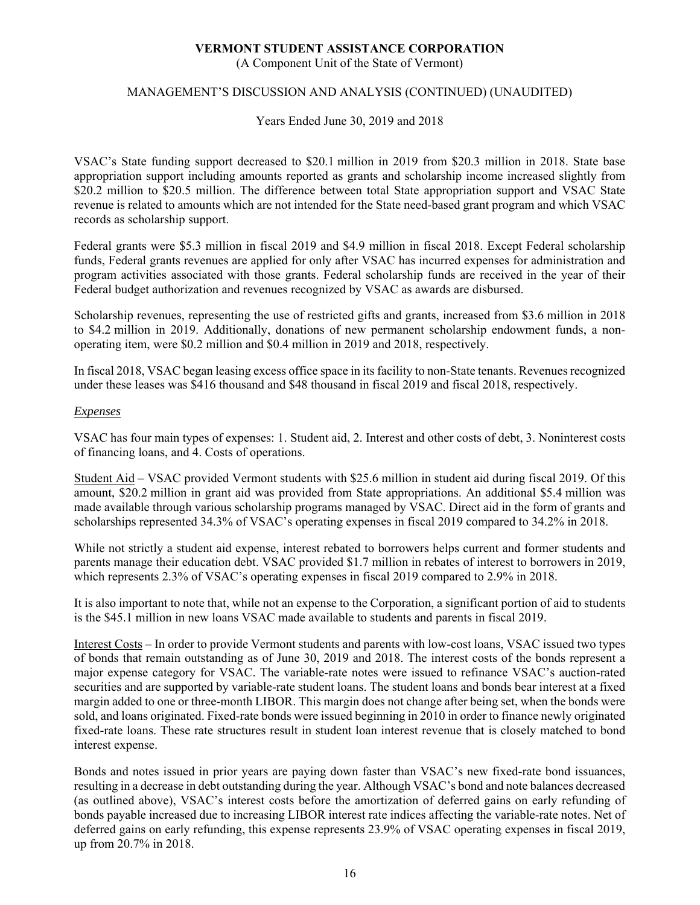VSAC's State funding support decreased to \$20.1 million in 2019 from \$20.3 million in 2018. State base appropriation support including amounts reported as grants and scholarship income increased slightly from \$20.2 million to \$20.5 million. The difference between total State appropriation support and VSAC State revenue is related to amounts which are not intended for the State need-based grant program and which VSAC records as scholarship support.

Federal grants were \$5.3 million in fiscal 2019 and \$4.9 million in fiscal 2018. Except Federal scholarship funds, Federal grants revenues are applied for only after VSAC has incurred expenses for administration and program activities associated with those grants. Federal scholarship funds are received in the year of their Federal budget authorization and revenues recognized by VSAC as awards are disbursed.

Scholarship revenues, representing the use of restricted gifts and grants, increased from \$3.6 million in 2018 to \$4.2 million in 2019. Additionally, donations of new permanent scholarship endowment funds, a non-operating item, were \$0.2 million and \$0.4 million in 2019 and 2018, respectively.

In fiscal 2018, VSAC began leasing excess office space in its facility to non-State tenants. Revenues recognized under these leases was \$416 thousand and \$48 thousand in fiscal 2019 and fiscal 2018, respectively.

*Expenses*

VSAC has four main types of expenses: 1. Student aid, 2. Interest and other costs of debt, 3. Noninterest costs of financing loans, and 4. Costs of operations.

Student Aid – VSAC provided Vermont students with \$25.6 million in student aid during fiscal 2019. Of this amount, \$20.2 million in grant aid was provided from State appropriations. An additional \$5.4 million was made available through various scholarship programs managed by VSAC. Direct aid in the form of grants and scholarships represented 34.3% of VSAC's operating expenses in fiscal 2019 compared to 34.2% in 2018.

While not strictly a student aid expense, interest rebated to borrowers helps current and former students and parents manage their education debt. VSAC provided \$1.7 million in rebates of interest to borrowers in 2019, which represents 2.3% of VSAC's operating expenses in fiscal 2019 compared to 2.9% in 2018.

It is also important to note that, while not an expense to the Corporation, a significant portion of aid to students is the \$45.1 million in new loans VSAC made available to students and parents in fiscal 2019.

Interest Costs – In order to provide Vermont students and parents with low-cost loans, VSAC issued two types of bonds that remain outstanding as of June 30, 2019 and 2018. The interest costs of the bonds represent a major expense category for VSAC. The variable-rate notes were issued to refinance VSAC's auction-rated securities and are supported by variable-rate student loans. The student loans and bonds bear interest at a fixed margin added to one or three-month LIBOR. This margin does not change after being set, when the bonds were sold, and loans originated. Fixed-rate bonds were issued beginning in 2010 in order to finance newly originated fixed-rate loans. These rate structures result in student loan interest revenue that is closely matched to bond interest expense.

Bonds and notes issued in prior years are paying down faster than VSAC's new fixed-rate bond issuances, resulting in a decrease in debt outstanding during the year. Although VSAC's bond and note balances decreased (as outlined above), VSAC's interest costs before the amortization of deferred gains on early refunding of bonds payable increased due to increasing LIBOR interest rate indices affecting the variable-rate notes. Net of deferred gains on early refunding, this expense represents 23.9% of VSAC operating expenses in fiscal 2019, up from 20.7% in 2018.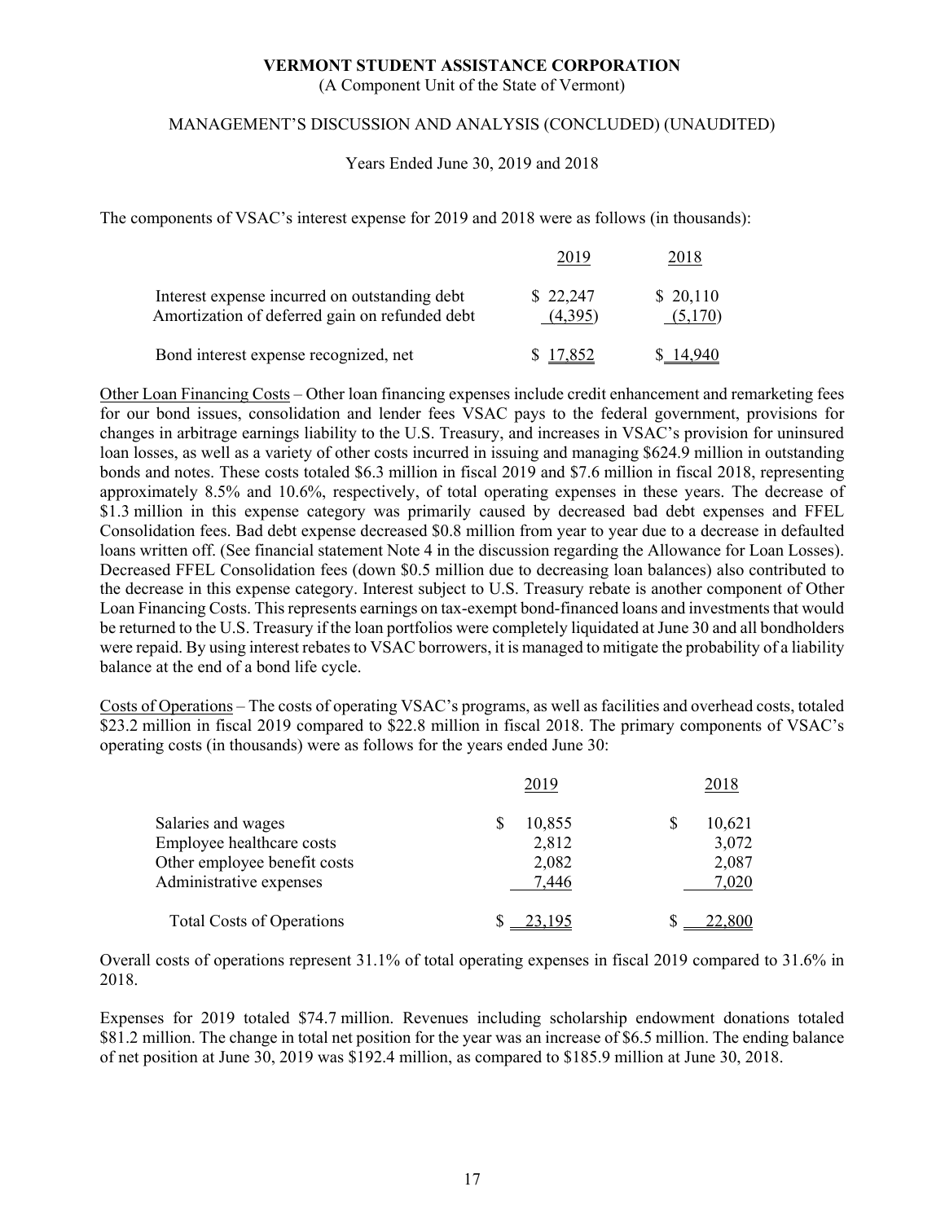# VERMONT STUDENT ASSISTANCE CORPORATION

(A Component Unit of the State of Vermont)

MANAGEMENT'S DISCUSSION AND ANALYSIS (CONCLUDED) (UNAUDITED)

Years Ended June 30, 2019 and 2018

The components of VSAC's interest expense for 2019 and 2018 were as follows (in thousands):

| | 2019 | 2018 |
|---|---|---|
| Interest expense incurred on outstanding debt | $ 22,247 | $ 20,110 |
| Amortization of deferred gain on refunded debt | (4,395) | (5,170) |
| Bond interest expense recognized, net | $ 17,852 | $ 14,940 |

Other Loan Financing Costs – Other loan financing expenses include credit enhancement and remarketing fees for our bond issues, consolidation and lender fees VSAC pays to the federal government, provisions for changes in arbitrage earnings liability to the U.S. Treasury, and increases in VSAC's provision for uninsured loan losses, as well as a variety of other costs incurred in issuing and managing $624.9 million in outstanding bonds and notes. These costs totaled $6.3 million in fiscal 2019 and $7.6 million in fiscal 2018, representing approximately 8.5% and 10.6%, respectively, of total operating expenses in these years. The decrease of $1.3 million in this expense category was primarily caused by decreased bad debt expenses and FFEL Consolidation fees. Bad debt expense decreased $0.8 million from year to year due to a decrease in defaulted loans written off. (See financial statement Note 4 in the discussion regarding the Allowance for Loan Losses). Decreased FFEL Consolidation fees (down $0.5 million due to decreasing loan balances) also contributed to the decrease in this expense category. Interest subject to U.S. Treasury rebate is another component of Other Loan Financing Costs. This represents earnings on tax-exempt bond-financed loans and investments that would be returned to the U.S. Treasury if the loan portfolios were completely liquidated at June 30 and all bondholders were repaid. By using interest rebates to VSAC borrowers, it is managed to mitigate the probability of a liability balance at the end of a bond life cycle.

Costs of Operations – The costs of operating VSAC's programs, as well as facilities and overhead costs, totaled $23.2 million in fiscal 2019 compared to $22.8 million in fiscal 2018. The primary components of VSAC's operating costs (in thousands) were as follows for the years ended June 30:

| | 2019 | 2018 |
|---|---|---|
| Salaries and wages | $ 10,855 | $ 10,621 |
| Employee healthcare costs | 2,812 | 3,072 |
| Other employee benefit costs | 2,082 | 2,087 |
| Administrative expenses | 7,446 | 7,020 |
| Total Costs of Operations | $ 23,195 | $ 22,800 |

Overall costs of operations represent 31.1% of total operating expenses in fiscal 2019 compared to 31.6% in 2018.

Expenses for 2019 totaled $74.7 million. Revenues including scholarship endowment donations totaled $81.2 million. The change in total net position for the year was an increase of $6.5 million. The ending balance of net position at June 30, 2019 was $192.4 million, as compared to $185.9 million at June 30, 2018.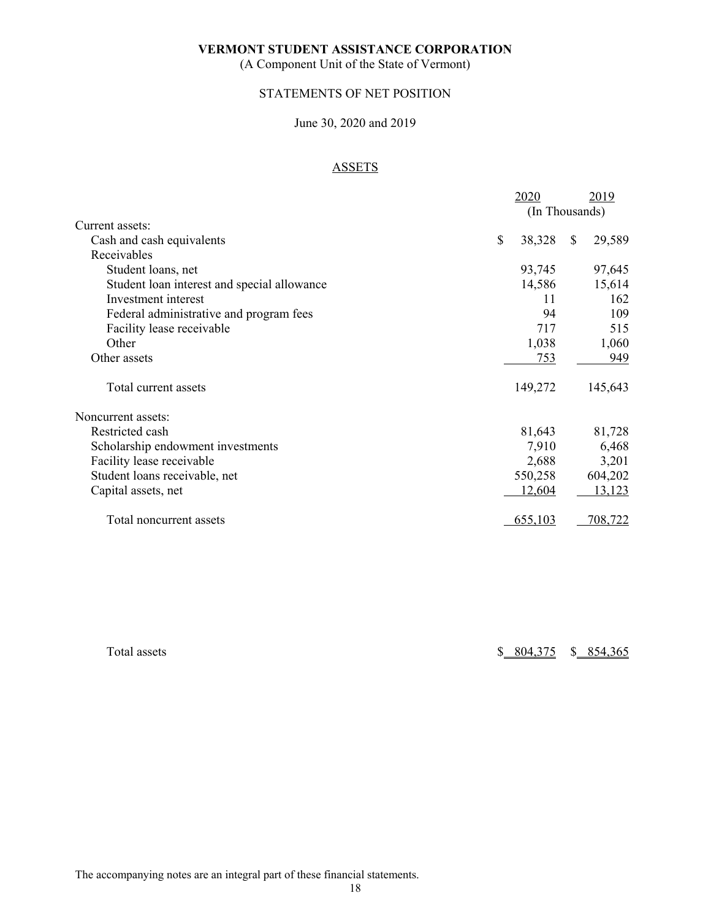**VERMONT STUDENT ASSISTANCE CORPORATION**

(A Component Unit of the State of Vermont)

STATEMENTS OF NET POSITION

June 30, 2020 and 2019

ASSETS

| | 2020 | 2019 |
|---|---|---|
| | (In Thousands) | |
| Current assets: | | |
| Cash and cash equivalents | $ 38,328 | $ 29,589 |
| Receivables | | |
| Student loans, net | 93,745 | 97,645 |
| Student loan interest and special allowance | 14,586 | 15,614 |
| Investment interest | 11 | 162 |
| Federal administrative and program fees | 94 | 109 |
| Facility lease receivable | 717 | 515 |
| Other | 1,038 | 1,060 |
| Other assets | 753 | 949 |
| Total current assets | 149,272 | 145,643 |
| Noncurrent assets: | | |
| Restricted cash | 81,643 | 81,728 |
| Scholarship endowment investments | 7,910 | 6,468 |
| Facility lease receivable | 2,688 | 3,201 |
| Student loans receivable, net | 550,258 | 604,202 |
| Capital assets, net | 12,604 | 13,123 |
| Total noncurrent assets | 655,103 | 708,722 |
| Total assets | $ 804,375 | $ 854,365 |

The accompanying notes are an integral part of these financial statements.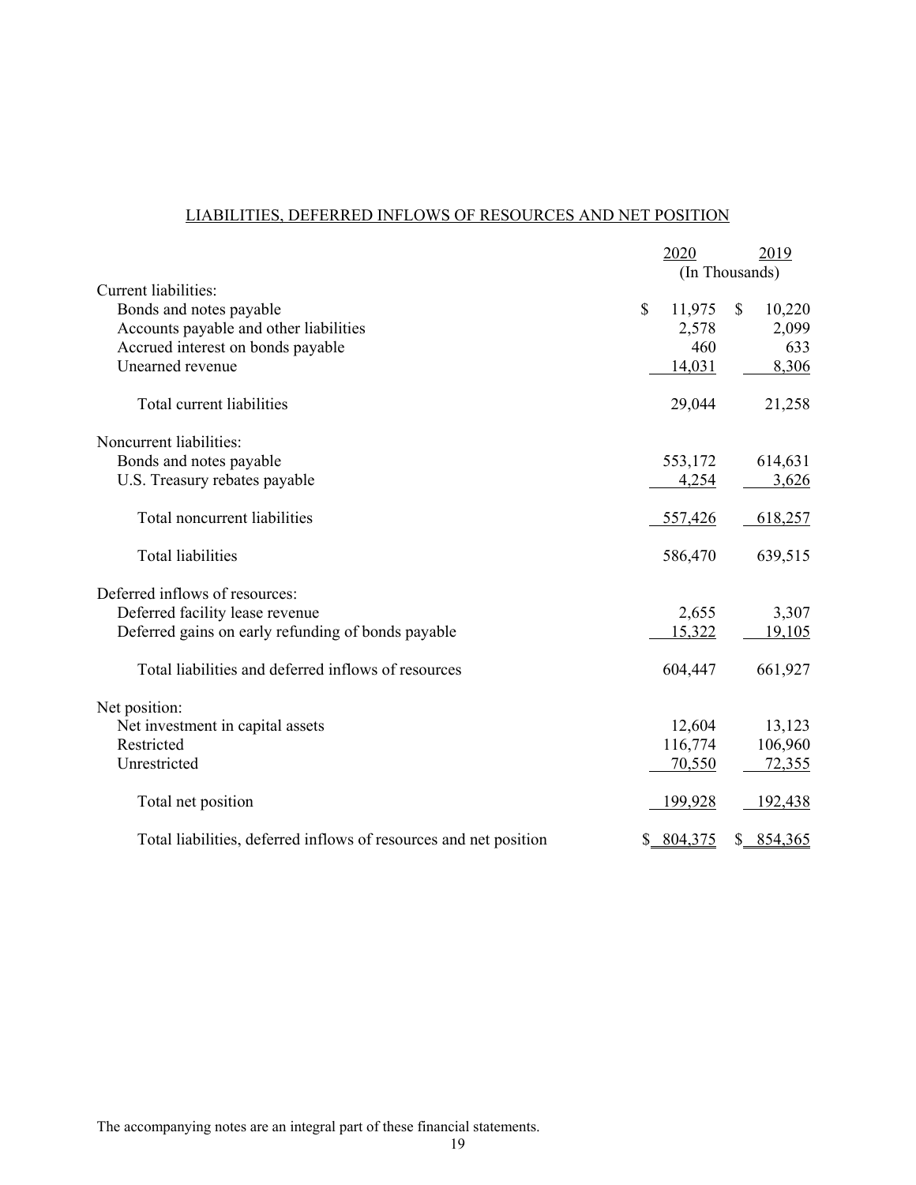## LIABILITIES, DEFERRED INFLOWS OF RESOURCES AND NET POSITION

| | 2020 | 2019 |
|---|---|---|
| | (In Thousands) | |
| Current liabilities: | | |
| Bonds and notes payable | $ 11,975 | $ 10,220 |
| Accounts payable and other liabilities | 2,578 | 2,099 |
| Accrued interest on bonds payable | 460 | 633 |
| Unearned revenue | 14,031 | 8,306 |
| Total current liabilities | 29,044 | 21,258 |
| Noncurrent liabilities: | | |
| Bonds and notes payable | 553,172 | 614,631 |
| U.S. Treasury rebates payable | 4,254 | 3,626 |
| Total noncurrent liabilities | 557,426 | 618,257 |
| Total liabilities | 586,470 | 639,515 |
| Deferred inflows of resources: | | |
| Deferred facility lease revenue | 2,655 | 3,307 |
| Deferred gains on early refunding of bonds payable | 15,322 | 19,105 |
| Total liabilities and deferred inflows of resources | 604,447 | 661,927 |
| Net position: | | |
| Net investment in capital assets | 12,604 | 13,123 |
| Restricted | 116,774 | 106,960 |
| Unrestricted | 70,550 | 72,355 |
| Total net position | 199,928 | 192,438 |
| Total liabilities, deferred inflows of resources and net position | $ 804,375 | $ 854,365 |

The accompanying notes are an integral part of these financial statements.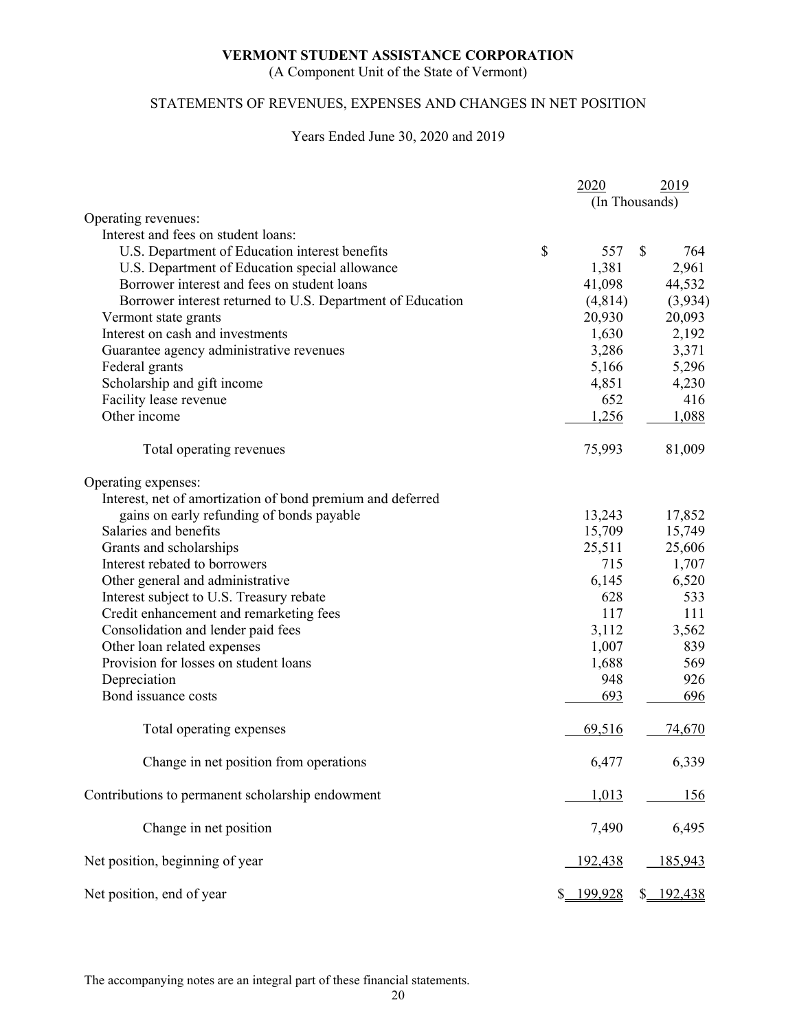# VERMONT STUDENT ASSISTANCE CORPORATION

(A Component Unit of the State of Vermont)

## STATEMENTS OF REVENUES, EXPENSES AND CHANGES IN NET POSITION

Years Ended June 30, 2020 and 2019

| | 2020 | 2019 |
|---|---|---|
| | (In Thousands) | |
| Operating revenues: | | |
| Interest and fees on student loans: | | |
| U.S. Department of Education interest benefits | $ 557 | $ 764 |
| U.S. Department of Education special allowance | 1,381 | 2,961 |
| Borrower interest and fees on student loans | 41,098 | 44,532 |
| Borrower interest returned to U.S. Department of Education | (4,814) | (3,934) |
| Vermont state grants | 20,930 | 20,093 |
| Interest on cash and investments | 1,630 | 2,192 |
| Guarantee agency administrative revenues | 3,286 | 3,371 |
| Federal grants | 5,166 | 5,296 |
| Scholarship and gift income | 4,851 | 4,230 |
| Facility lease revenue | 652 | 416 |
| Other income | 1,256 | 1,088 |
| Total operating revenues | 75,993 | 81,009 |
| Operating expenses: | | |
| Interest, net of amortization of bond premium and deferred gains on early refunding of bonds payable | 13,243 | 17,852 |
| Salaries and benefits | 15,709 | 15,749 |
| Grants and scholarships | 25,511 | 25,606 |
| Interest rebated to borrowers | 715 | 1,707 |
| Other general and administrative | 6,145 | 6,520 |
| Interest subject to U.S. Treasury rebate | 628 | 533 |
| Credit enhancement and remarketing fees | 117 | 111 |
| Consolidation and lender paid fees | 3,112 | 3,562 |
| Other loan related expenses | 1,007 | 839 |
| Provision for losses on student loans | 1,688 | 569 |
| Depreciation | 948 | 926 |
| Bond issuance costs | 693 | 696 |
| Total operating expenses | 69,516 | 74,670 |
| Change in net position from operations | 6,477 | 6,339 |
| Contributions to permanent scholarship endowment | 1,013 | 156 |
| Change in net position | 7,490 | 6,495 |
| Net position, beginning of year | 192,438 | 185,943 |
| Net position, end of year | $ 199,928 | $ 192,438 |

The accompanying notes are an integral part of these financial statements.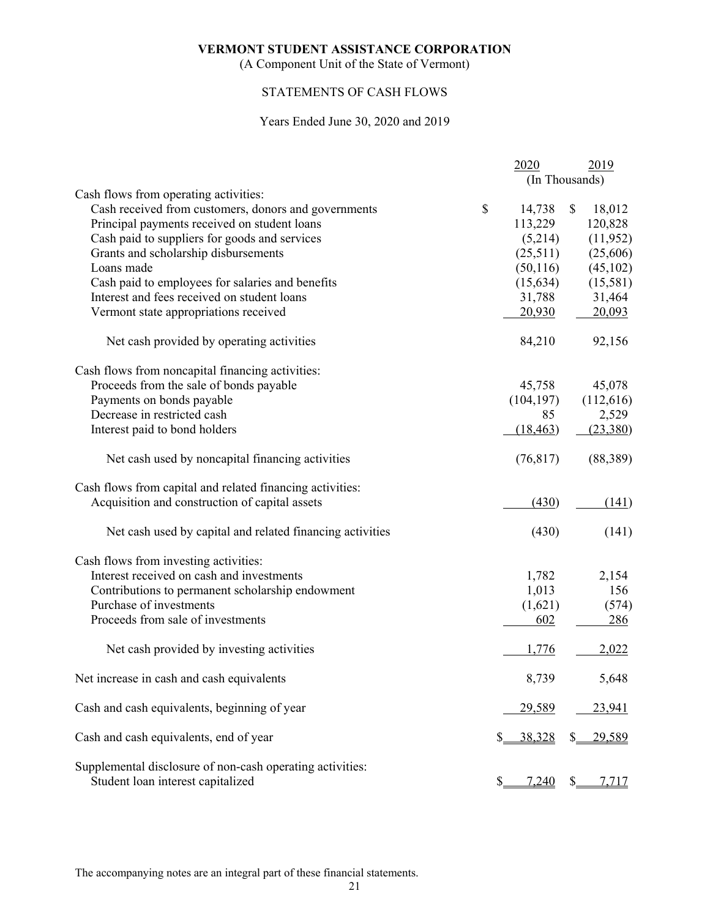# VERMONT STUDENT ASSISTANCE CORPORATION

(A Component Unit of the State of Vermont)

## STATEMENTS OF CASH FLOWS

Years Ended June 30, 2020 and 2019

| | 2020 | 2019 |
|---|---|---|
| | (In Thousands) | |
| Cash flows from operating activities: | | |
| Cash received from customers, donors and governments | $ 14,738 | $ 18,012 |
| Principal payments received on student loans | 113,229 | 120,828 |
| Cash paid to suppliers for goods and services | (5,214) | (11,952) |
| Grants and scholarship disbursements | (25,511) | (25,606) |
| Loans made | (50,116) | (45,102) |
| Cash paid to employees for salaries and benefits | (15,634) | (15,581) |
| Interest and fees received on student loans | 31,788 | 31,464 |
| Vermont state appropriations received | 20,930 | 20,093 |
| Net cash provided by operating activities | 84,210 | 92,156 |
| Cash flows from noncapital financing activities: | | |
| Proceeds from the sale of bonds payable | 45,758 | 45,078 |
| Payments on bonds payable | (104,197) | (112,616) |
| Decrease in restricted cash | 85 | 2,529 |
| Interest paid to bond holders | (18,463) | (23,380) |
| Net cash used by noncapital financing activities | (76,817) | (88,389) |
| Cash flows from capital and related financing activities: | | |
| Acquisition and construction of capital assets | (430) | (141) |
| Net cash used by capital and related financing activities | (430) | (141) |
| Cash flows from investing activities: | | |
| Interest received on cash and investments | 1,782 | 2,154 |
| Contributions to permanent scholarship endowment | 1,013 | 156 |
| Purchase of investments | (1,621) | (574) |
| Proceeds from sale of investments | 602 | 286 |
| Net cash provided by investing activities | 1,776 | 2,022 |
| Net increase in cash and cash equivalents | 8,739 | 5,648 |
| Cash and cash equivalents, beginning of year | 29,589 | 23,941 |
| Cash and cash equivalents, end of year | $ 38,328 | $ 29,589 |
| Supplemental disclosure of non-cash operating activities: | | |
| Student loan interest capitalized | $ 7,240 | $ 7,717 |

The accompanying notes are an integral part of these financial statements.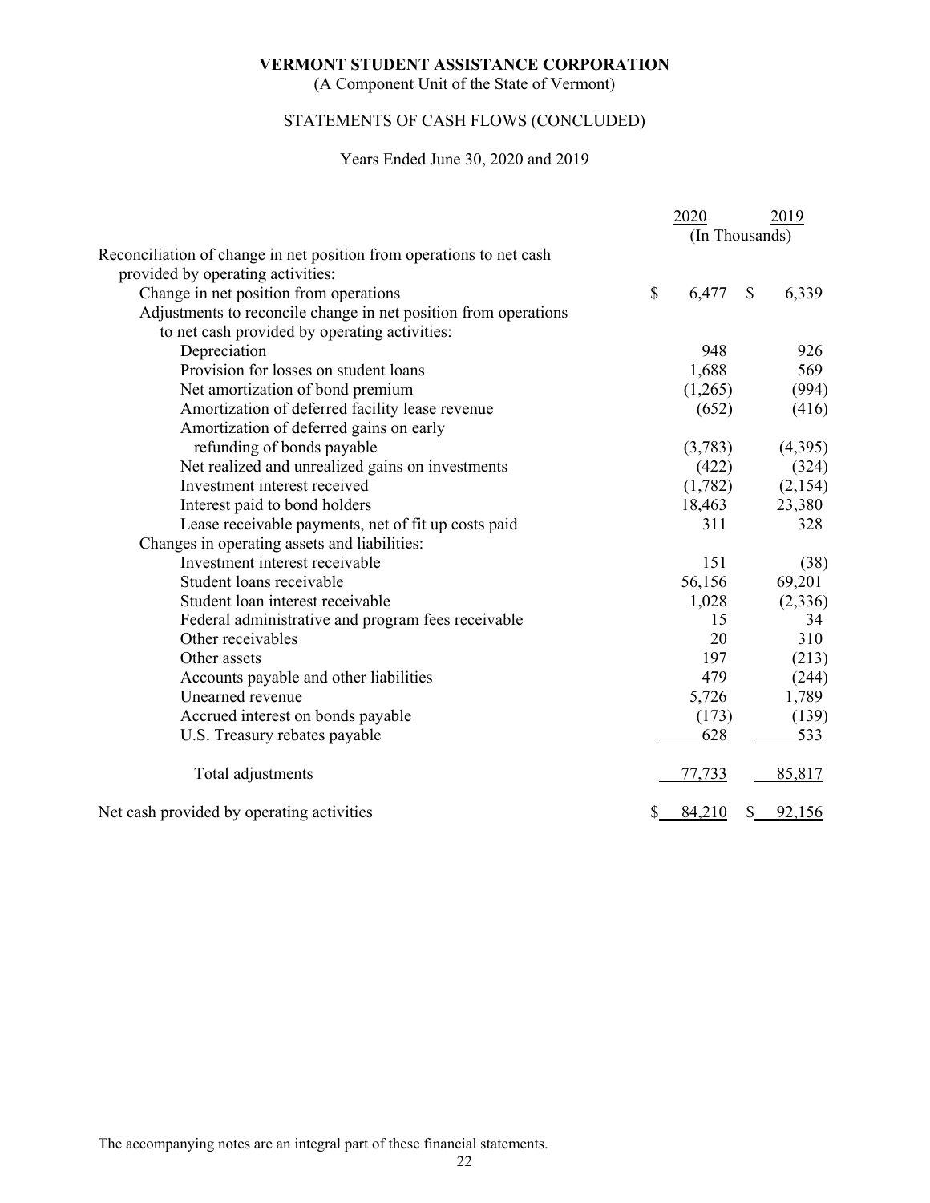**VERMONT STUDENT ASSISTANCE CORPORATION**

(A Component Unit of the State of Vermont)

STATEMENTS OF CASH FLOWS (CONCLUDED)

Years Ended June 30, 2020 and 2019

| | 2020 | 2019 |
|---|---|---|
| | (In Thousands) | |
| Reconciliation of change in net position from operations to net cash provided by operating activities: | | |
| Change in net position from operations | $ 6,477 | $ 6,339 |
| Adjustments to reconcile change in net position from operations to net cash provided by operating activities: | | |
| Depreciation | 948 | 926 |
| Provision for losses on student loans | 1,688 | 569 |
| Net amortization of bond premium | (1,265) | (994) |
| Amortization of deferred facility lease revenue | (652) | (416) |
| Amortization of deferred gains on early refunding of bonds payable | (3,783) | (4,395) |
| Net realized and unrealized gains on investments | (422) | (324) |
| Investment interest received | (1,782) | (2,154) |
| Interest paid to bond holders | 18,463 | 23,380 |
| Lease receivable payments, net of fit up costs paid | 311 | 328 |
| Changes in operating assets and liabilities: | | |
| Investment interest receivable | 151 | (38) |
| Student loans receivable | 56,156 | 69,201 |
| Student loan interest receivable | 1,028 | (2,336) |
| Federal administrative and program fees receivable | 15 | 34 |
| Other receivables | 20 | 310 |
| Other assets | 197 | (213) |
| Accounts payable and other liabilities | 479 | (244) |
| Unearned revenue | 5,726 | 1,789 |
| Accrued interest on bonds payable | (173) | (139) |
| U.S. Treasury rebates payable | 628 | 533 |
| Total adjustments | 77,733 | 85,817 |
| Net cash provided by operating activities | $ 84,210 | $ 92,156 |

The accompanying notes are an integral part of these financial statements.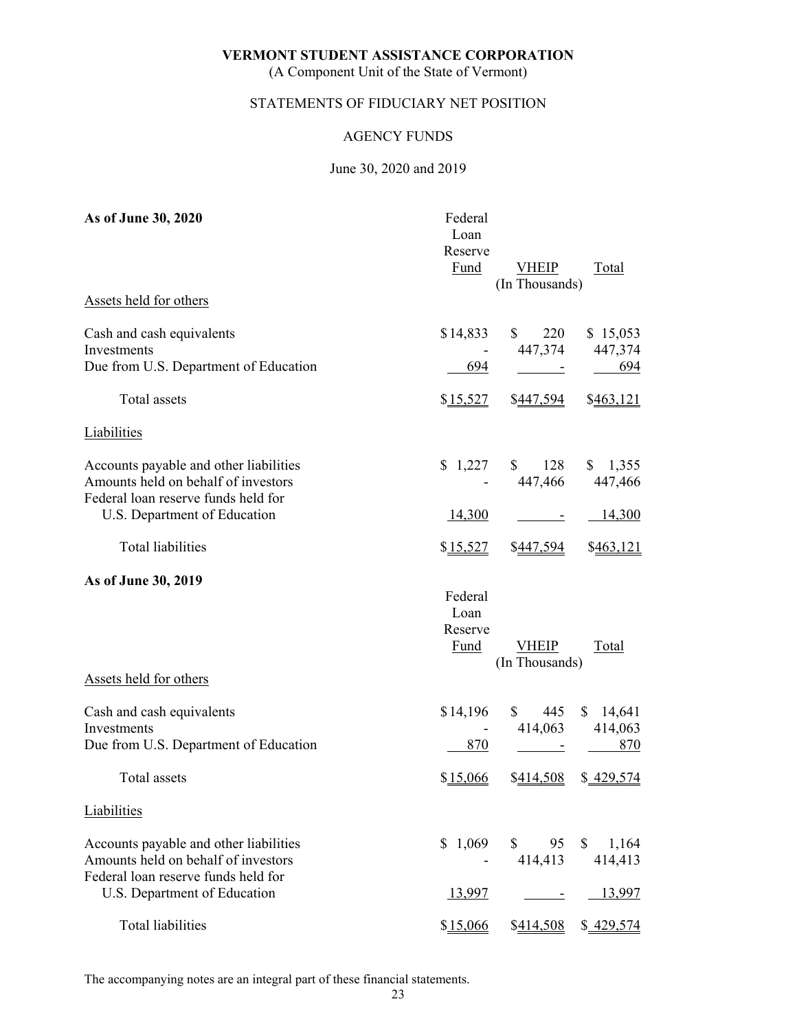# VERMONT STUDENT ASSISTANCE CORPORATION

(A Component Unit of the State of Vermont)

## STATEMENTS OF FIDUCIARY NET POSITION

### AGENCY FUNDS

June 30, 2020 and 2019

**As of June 30, 2020**

| | Federal Loan Reserve Fund | VHEIP | Total |
|---|---|---|---|
| | | (In Thousands) | |
| Assets held for others | | | |
| Cash and cash equivalents | $14,833 | $ 220 | $ 15,053 |
| Investments | - | 447,374 | 447,374 |
| Due from U.S. Department of Education | 694 | - | 694 |
| Total assets | $15,527 | $447,594 | $463,121 |
| Liabilities | | | |
| Accounts payable and other liabilities | $ 1,227 | $ 128 | $ 1,355 |
| Amounts held on behalf of investors | - | 447,466 | 447,466 |
| Federal loan reserve funds held for U.S. Department of Education | 14,300 | - | 14,300 |
| Total liabilities | $15,527 | $447,594 | $463,121 |

**As of June 30, 2019**

| | Federal Loan Reserve Fund | VHEIP | Total |
|---|---|---|---|
| | | (In Thousands) | |
| Assets held for others | | | |
| Cash and cash equivalents | $14,196 | $ 445 | $ 14,641 |
| Investments | - | 414,063 | 414,063 |
| Due from U.S. Department of Education | 870 | - | 870 |
| Total assets | $15,066 | $414,508 | $ 429,574 |
| Liabilities | | | |
| Accounts payable and other liabilities | $ 1,069 | $ 95 | $ 1,164 |
| Amounts held on behalf of investors | - | 414,413 | 414,413 |
| Federal loan reserve funds held for U.S. Department of Education | 13,997 | - | 13,997 |
| Total liabilities | $15,066 | $414,508 | $ 429,574 |

The accompanying notes are an integral part of these financial statements.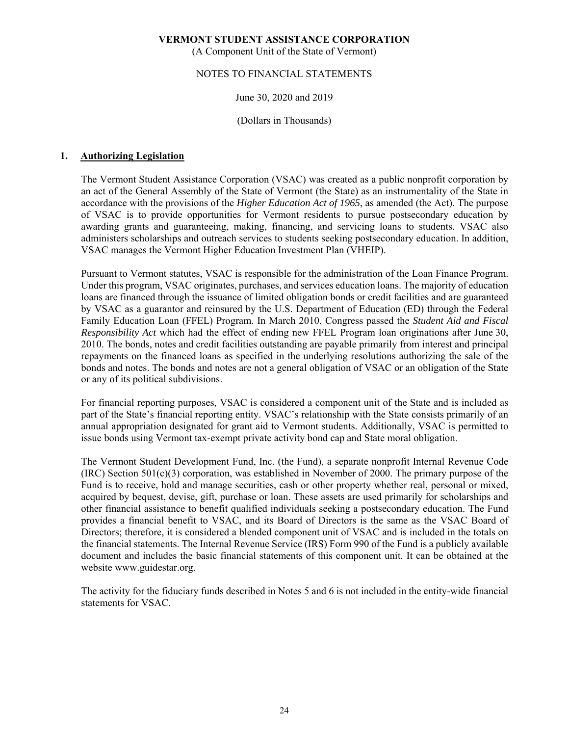**VERMONT STUDENT ASSISTANCE CORPORATION**
(A Component Unit of the State of Vermont)

NOTES TO FINANCIAL STATEMENTS

June 30, 2020 and 2019

(Dollars in Thousands)

## 1. Authorizing Legislation

The Vermont Student Assistance Corporation (VSAC) was created as a public nonprofit corporation by an act of the General Assembly of the State of Vermont (the State) as an instrumentality of the State in accordance with the provisions of the *Higher Education Act of 1965*, as amended (the Act). The purpose of VSAC is to provide opportunities for Vermont residents to pursue postsecondary education by awarding grants and guaranteeing, making, financing, and servicing loans to students. VSAC also administers scholarships and outreach services to students seeking postsecondary education. In addition, VSAC manages the Vermont Higher Education Investment Plan (VHEIP).

Pursuant to Vermont statutes, VSAC is responsible for the administration of the Loan Finance Program. Under this program, VSAC originates, purchases, and services education loans. The majority of education loans are financed through the issuance of limited obligation bonds or credit facilities and are guaranteed by VSAC as a guarantor and reinsured by the U.S. Department of Education (ED) through the Federal Family Education Loan (FFEL) Program. In March 2010, Congress passed the *Student Aid and Fiscal Responsibility Act* which had the effect of ending new FFEL Program loan originations after June 30, 2010. The bonds, notes and credit facilities outstanding are payable primarily from interest and principal repayments on the financed loans as specified in the underlying resolutions authorizing the sale of the bonds and notes. The bonds and notes are not a general obligation of VSAC or an obligation of the State or any of its political subdivisions.

For financial reporting purposes, VSAC is considered a component unit of the State and is included as part of the State's financial reporting entity. VSAC's relationship with the State consists primarily of an annual appropriation designated for grant aid to Vermont students. Additionally, VSAC is permitted to issue bonds using Vermont tax-exempt private activity bond cap and State moral obligation.

The Vermont Student Development Fund, Inc. (the Fund), a separate nonprofit Internal Revenue Code (IRC) Section 501(c)(3) corporation, was established in November of 2000. The primary purpose of the Fund is to receive, hold and manage securities, cash or other property whether real, personal or mixed, acquired by bequest, devise, gift, purchase or loan. These assets are used primarily for scholarships and other financial assistance to benefit qualified individuals seeking a postsecondary education. The Fund provides a financial benefit to VSAC, and its Board of Directors is the same as the VSAC Board of Directors; therefore, it is considered a blended component unit of VSAC and is included in the totals on the financial statements. The Internal Revenue Service (IRS) Form 990 of the Fund is a publicly available document and includes the basic financial statements of this component unit. It can be obtained at the website www.guidestar.org.

The activity for the fiduciary funds described in Notes 5 and 6 is not included in the entity-wide financial statements for VSAC.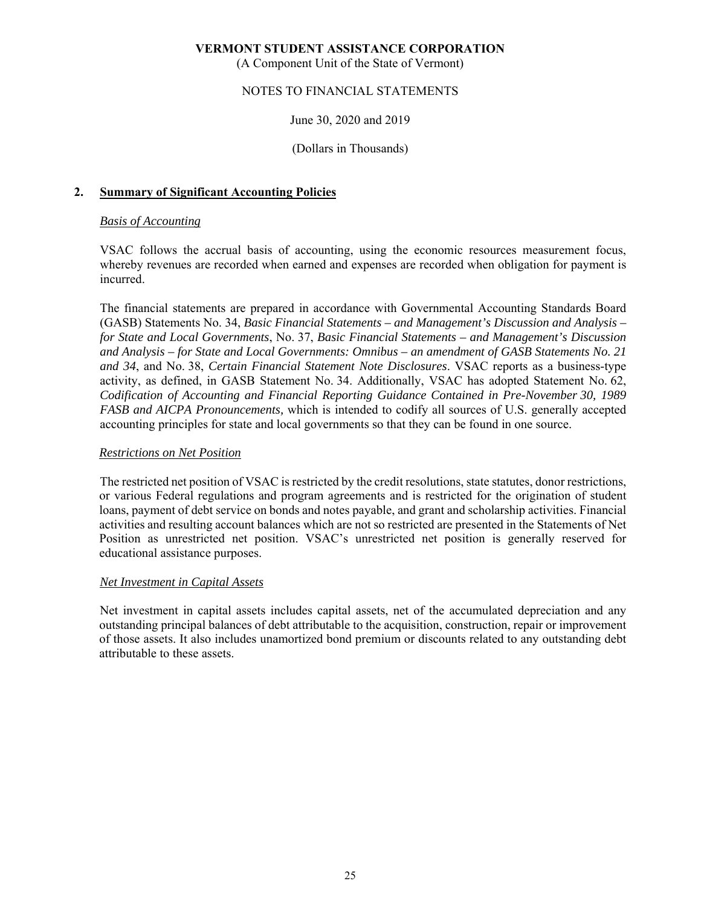**VERMONT STUDENT ASSISTANCE CORPORATION**
(A Component Unit of the State of Vermont)

NOTES TO FINANCIAL STATEMENTS

June 30, 2020 and 2019

(Dollars in Thousands)

## 2. Summary of Significant Accounting Policies

### *Basis of Accounting*

VSAC follows the accrual basis of accounting, using the economic resources measurement focus, whereby revenues are recorded when earned and expenses are recorded when obligation for payment is incurred.

The financial statements are prepared in accordance with Governmental Accounting Standards Board (GASB) Statements No. 34, *Basic Financial Statements – and Management's Discussion and Analysis – for State and Local Governments*, No. 37, *Basic Financial Statements – and Management's Discussion and Analysis – for State and Local Governments: Omnibus – an amendment of GASB Statements No. 21 and 34*, and No. 38, *Certain Financial Statement Note Disclosures*. VSAC reports as a business-type activity, as defined, in GASB Statement No. 34. Additionally, VSAC has adopted Statement No. 62, *Codification of Accounting and Financial Reporting Guidance Contained in Pre-November 30, 1989 FASB and AICPA Pronouncements,* which is intended to codify all sources of U.S. generally accepted accounting principles for state and local governments so that they can be found in one source.

### *Restrictions on Net Position*

The restricted net position of VSAC is restricted by the credit resolutions, state statutes, donor restrictions, or various Federal regulations and program agreements and is restricted for the origination of student loans, payment of debt service on bonds and notes payable, and grant and scholarship activities. Financial activities and resulting account balances which are not so restricted are presented in the Statements of Net Position as unrestricted net position. VSAC's unrestricted net position is generally reserved for educational assistance purposes.

### *Net Investment in Capital Assets*

Net investment in capital assets includes capital assets, net of the accumulated depreciation and any outstanding principal balances of debt attributable to the acquisition, construction, repair or improvement of those assets. It also includes unamortized bond premium or discounts related to any outstanding debt attributable to these assets.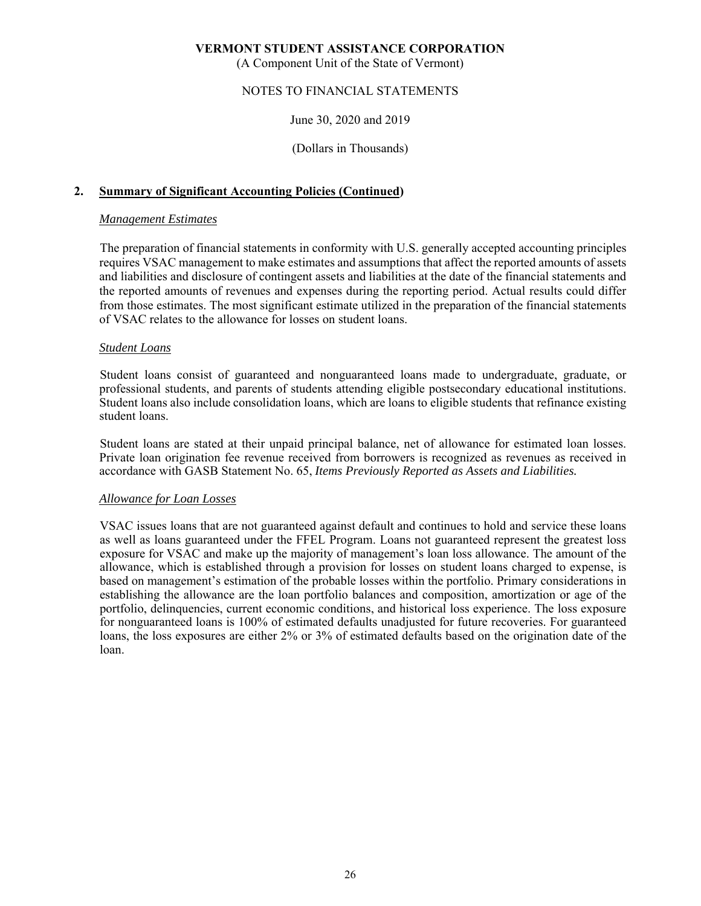## 2. Summary of Significant Accounting Policies (Continued)

### *Management Estimates*

The preparation of financial statements in conformity with U.S. generally accepted accounting principles requires VSAC management to make estimates and assumptions that affect the reported amounts of assets and liabilities and disclosure of contingent assets and liabilities at the date of the financial statements and the reported amounts of revenues and expenses during the reporting period. Actual results could differ from those estimates. The most significant estimate utilized in the preparation of the financial statements of VSAC relates to the allowance for losses on student loans.

### *Student Loans*

Student loans consist of guaranteed and nonguaranteed loans made to undergraduate, graduate, or professional students, and parents of students attending eligible postsecondary educational institutions. Student loans also include consolidation loans, which are loans to eligible students that refinance existing student loans.

Student loans are stated at their unpaid principal balance, net of allowance for estimated loan losses. Private loan origination fee revenue received from borrowers is recognized as revenues as received in accordance with GASB Statement No. 65, *Items Previously Reported as Assets and Liabilities.*

### *Allowance for Loan Losses*

VSAC issues loans that are not guaranteed against default and continues to hold and service these loans as well as loans guaranteed under the FFEL Program. Loans not guaranteed represent the greatest loss exposure for VSAC and make up the majority of management's loan loss allowance. The amount of the allowance, which is established through a provision for losses on student loans charged to expense, is based on management's estimation of the probable losses within the portfolio. Primary considerations in establishing the allowance are the loan portfolio balances and composition, amortization or age of the portfolio, delinquencies, current economic conditions, and historical loss experience. The loss exposure for nonguaranteed loans is 100% of estimated defaults unadjusted for future recoveries. For guaranteed loans, the loss exposures are either 2% or 3% of estimated defaults based on the origination date of the loan.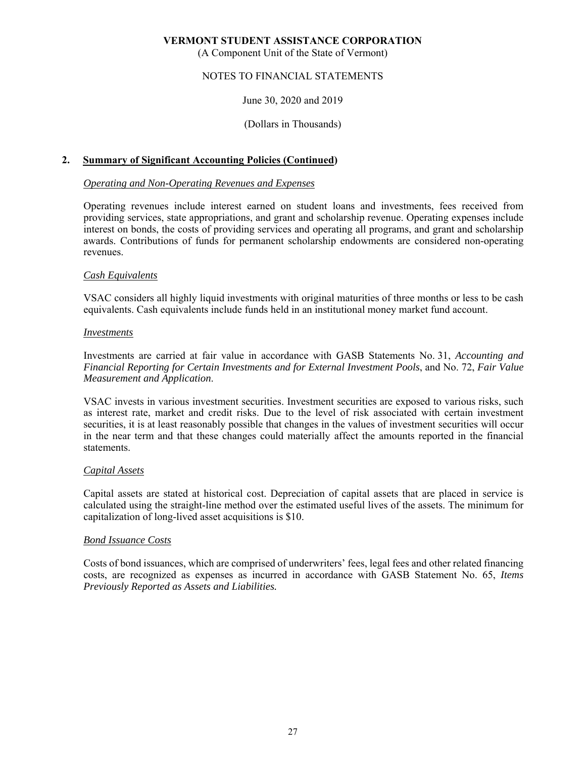**VERMONT STUDENT ASSISTANCE CORPORATION**
(A Component Unit of the State of Vermont)

NOTES TO FINANCIAL STATEMENTS

June 30, 2020 and 2019

(Dollars in Thousands)

## 2. Summary of Significant Accounting Policies (Continued)

*Operating and Non-Operating Revenues and Expenses*

Operating revenues include interest earned on student loans and investments, fees received from providing services, state appropriations, and grant and scholarship revenue. Operating expenses include interest on bonds, the costs of providing services and operating all programs, and grant and scholarship awards. Contributions of funds for permanent scholarship endowments are considered non-operating revenues.

*Cash Equivalents*

VSAC considers all highly liquid investments with original maturities of three months or less to be cash equivalents. Cash equivalents include funds held in an institutional money market fund account.

*Investments*

Investments are carried at fair value in accordance with GASB Statements No. 31, *Accounting and Financial Reporting for Certain Investments and for External Investment Pools*, and No. 72, *Fair Value Measurement and Application*.

VSAC invests in various investment securities. Investment securities are exposed to various risks, such as interest rate, market and credit risks. Due to the level of risk associated with certain investment securities, it is at least reasonably possible that changes in the values of investment securities will occur in the near term and that these changes could materially affect the amounts reported in the financial statements.

*Capital Assets*

Capital assets are stated at historical cost. Depreciation of capital assets that are placed in service is calculated using the straight-line method over the estimated useful lives of the assets. The minimum for capitalization of long-lived asset acquisitions is $10.

*Bond Issuance Costs*

Costs of bond issuances, which are comprised of underwriters' fees, legal fees and other related financing costs, are recognized as expenses as incurred in accordance with GASB Statement No. 65, *Items Previously Reported as Assets and Liabilities.*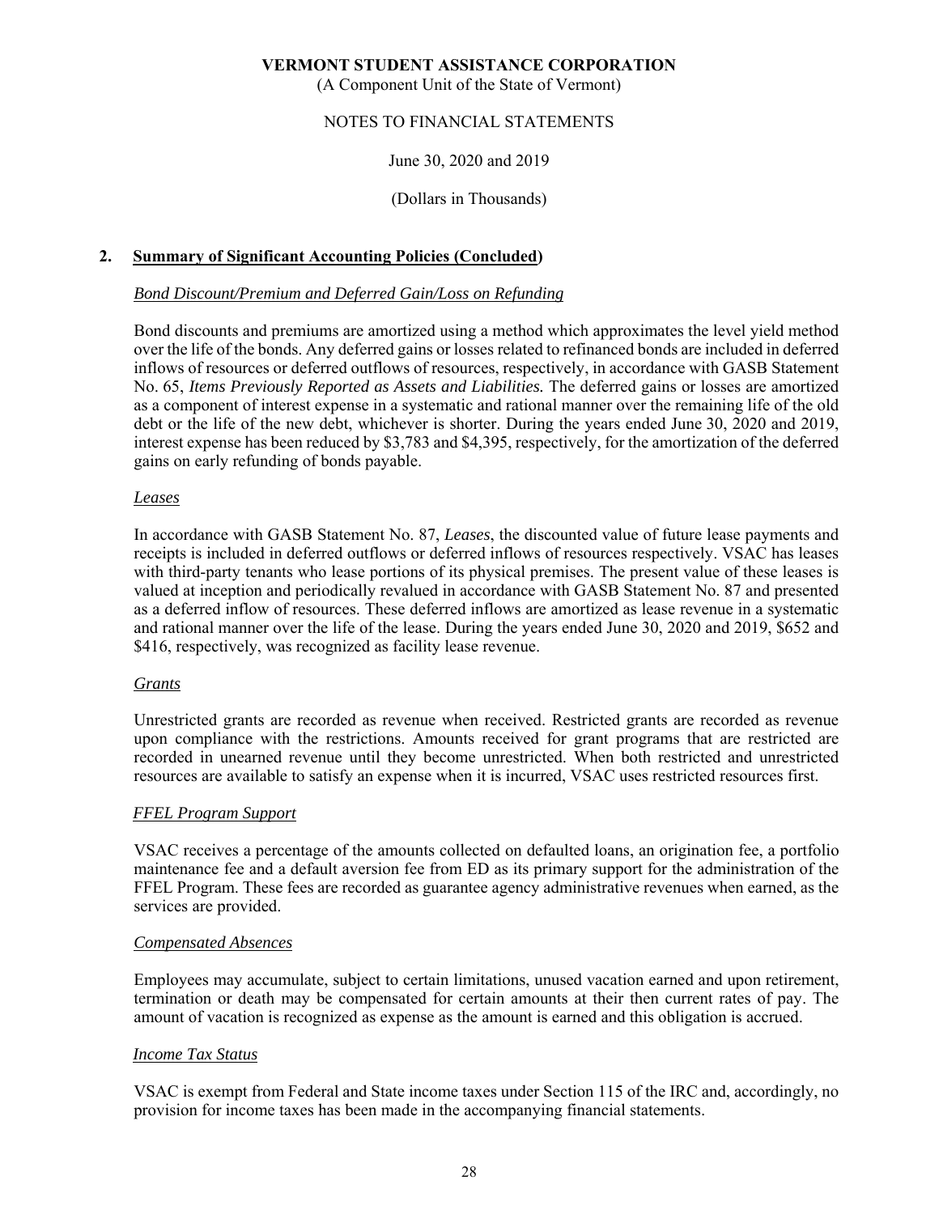## 2. Summary of Significant Accounting Policies (Concluded)

### *Bond Discount/Premium and Deferred Gain/Loss on Refunding*

Bond discounts and premiums are amortized using a method which approximates the level yield method over the life of the bonds. Any deferred gains or losses related to refinanced bonds are included in deferred inflows of resources or deferred outflows of resources, respectively, in accordance with GASB Statement No. 65, *Items Previously Reported as Assets and Liabilities.* The deferred gains or losses are amortized as a component of interest expense in a systematic and rational manner over the remaining life of the old debt or the life of the new debt, whichever is shorter. During the years ended June 30, 2020 and 2019, interest expense has been reduced by $3,783 and $4,395, respectively, for the amortization of the deferred gains on early refunding of bonds payable.

### *Leases*

In accordance with GASB Statement No. 87, *Leases*, the discounted value of future lease payments and receipts is included in deferred outflows or deferred inflows of resources respectively. VSAC has leases with third-party tenants who lease portions of its physical premises. The present value of these leases is valued at inception and periodically revalued in accordance with GASB Statement No. 87 and presented as a deferred inflow of resources. These deferred inflows are amortized as lease revenue in a systematic and rational manner over the life of the lease. During the years ended June 30, 2020 and 2019, $652 and $416, respectively, was recognized as facility lease revenue.

### *Grants*

Unrestricted grants are recorded as revenue when received. Restricted grants are recorded as revenue upon compliance with the restrictions. Amounts received for grant programs that are restricted are recorded in unearned revenue until they become unrestricted. When both restricted and unrestricted resources are available to satisfy an expense when it is incurred, VSAC uses restricted resources first.

### *FFEL Program Support*

VSAC receives a percentage of the amounts collected on defaulted loans, an origination fee, a portfolio maintenance fee and a default aversion fee from ED as its primary support for the administration of the FFEL Program. These fees are recorded as guarantee agency administrative revenues when earned, as the services are provided.

### *Compensated Absences*

Employees may accumulate, subject to certain limitations, unused vacation earned and upon retirement, termination or death may be compensated for certain amounts at their then current rates of pay. The amount of vacation is recognized as expense as the amount is earned and this obligation is accrued.

### *Income Tax Status*

VSAC is exempt from Federal and State income taxes under Section 115 of the IRC and, accordingly, no provision for income taxes has been made in the accompanying financial statements.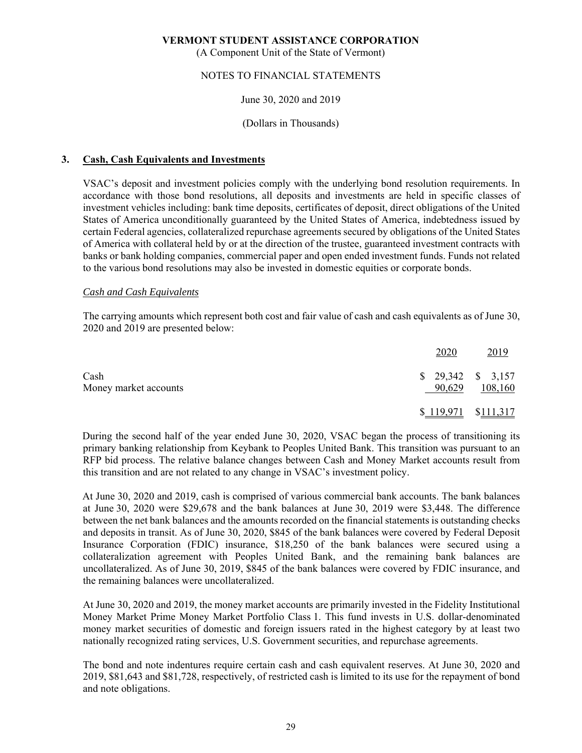**VERMONT STUDENT ASSISTANCE CORPORATION**
(A Component Unit of the State of Vermont)

NOTES TO FINANCIAL STATEMENTS

June 30, 2020 and 2019

(Dollars in Thousands)

## 3. Cash, Cash Equivalents and Investments

VSAC's deposit and investment policies comply with the underlying bond resolution requirements. In accordance with those bond resolutions, all deposits and investments are held in specific classes of investment vehicles including: bank time deposits, certificates of deposit, direct obligations of the United States of America unconditionally guaranteed by the United States of America, indebtedness issued by certain Federal agencies, collateralized repurchase agreements secured by obligations of the United States of America with collateral held by or at the direction of the trustee, guaranteed investment contracts with banks or bank holding companies, commercial paper and open ended investment funds. Funds not related to the various bond resolutions may also be invested in domestic equities or corporate bonds.

*Cash and Cash Equivalents*

The carrying amounts which represent both cost and fair value of cash and cash equivalents as of June 30, 2020 and 2019 are presented below:

| | 2020 | 2019 |
|---|---|---|
| Cash | $ 29,342 | $ 3,157 |
| Money market accounts | 90,629 | 108,160 |
| | $ 119,971 | $ 111,317 |

During the second half of the year ended June 30, 2020, VSAC began the process of transitioning its primary banking relationship from Keybank to Peoples United Bank. This transition was pursuant to an RFP bid process. The relative balance changes between Cash and Money Market accounts result from this transition and are not related to any change in VSAC's investment policy.

At June 30, 2020 and 2019, cash is comprised of various commercial bank accounts. The bank balances at June 30, 2020 were $29,678 and the bank balances at June 30, 2019 were $3,448. The difference between the net bank balances and the amounts recorded on the financial statements is outstanding checks and deposits in transit. As of June 30, 2020, $845 of the bank balances were covered by Federal Deposit Insurance Corporation (FDIC) insurance, $18,250 of the bank balances were secured using a collateralization agreement with Peoples United Bank, and the remaining bank balances are uncollateralized. As of June 30, 2019, $845 of the bank balances were covered by FDIC insurance, and the remaining balances were uncollateralized.

At June 30, 2020 and 2019, the money market accounts are primarily invested in the Fidelity Institutional Money Market Prime Money Market Portfolio Class 1. This fund invests in U.S. dollar-denominated money market securities of domestic and foreign issuers rated in the highest category by at least two nationally recognized rating services, U.S. Government securities, and repurchase agreements.

The bond and note indentures require certain cash and cash equivalent reserves. At June 30, 2020 and 2019, $81,643 and $81,728, respectively, of restricted cash is limited to its use for the repayment of bond and note obligations.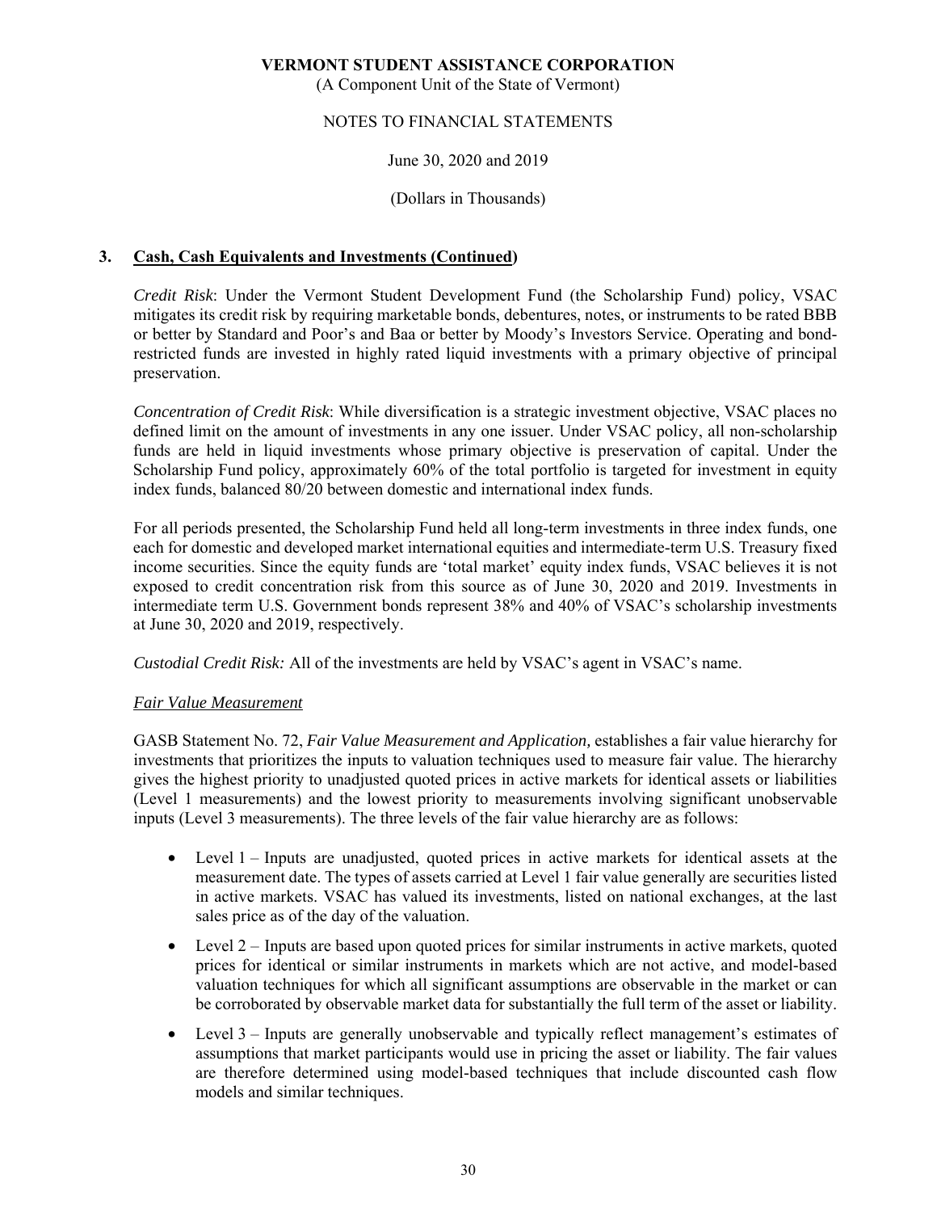## 3. Cash, Cash Equivalents and Investments (Continued)

*Credit Risk*: Under the Vermont Student Development Fund (the Scholarship Fund) policy, VSAC mitigates its credit risk by requiring marketable bonds, debentures, notes, or instruments to be rated BBB or better by Standard and Poor's and Baa or better by Moody's Investors Service. Operating and bond-restricted funds are invested in highly rated liquid investments with a primary objective of principal preservation.

*Concentration of Credit Risk*: While diversification is a strategic investment objective, VSAC places no defined limit on the amount of investments in any one issuer. Under VSAC policy, all non-scholarship funds are held in liquid investments whose primary objective is preservation of capital. Under the Scholarship Fund policy, approximately 60% of the total portfolio is targeted for investment in equity index funds, balanced 80/20 between domestic and international index funds.

For all periods presented, the Scholarship Fund held all long-term investments in three index funds, one each for domestic and developed market international equities and intermediate-term U.S. Treasury fixed income securities. Since the equity funds are 'total market' equity index funds, VSAC believes it is not exposed to credit concentration risk from this source as of June 30, 2020 and 2019. Investments in intermediate term U.S. Government bonds represent 38% and 40% of VSAC's scholarship investments at June 30, 2020 and 2019, respectively.

*Custodial Credit Risk:* All of the investments are held by VSAC's agent in VSAC's name.

### *Fair Value Measurement*

GASB Statement No. 72, *Fair Value Measurement and Application,* establishes a fair value hierarchy for investments that prioritizes the inputs to valuation techniques used to measure fair value. The hierarchy gives the highest priority to unadjusted quoted prices in active markets for identical assets or liabilities (Level 1 measurements) and the lowest priority to measurements involving significant unobservable inputs (Level 3 measurements). The three levels of the fair value hierarchy are as follows:

- Level 1 – Inputs are unadjusted, quoted prices in active markets for identical assets at the measurement date. The types of assets carried at Level 1 fair value generally are securities listed in active markets. VSAC has valued its investments, listed on national exchanges, at the last sales price as of the day of the valuation.
- Level 2 – Inputs are based upon quoted prices for similar instruments in active markets, quoted prices for identical or similar instruments in markets which are not active, and model-based valuation techniques for which all significant assumptions are observable in the market or can be corroborated by observable market data for substantially the full term of the asset or liability.
- Level 3 – Inputs are generally unobservable and typically reflect management's estimates of assumptions that market participants would use in pricing the asset or liability. The fair values are therefore determined using model-based techniques that include discounted cash flow models and similar techniques.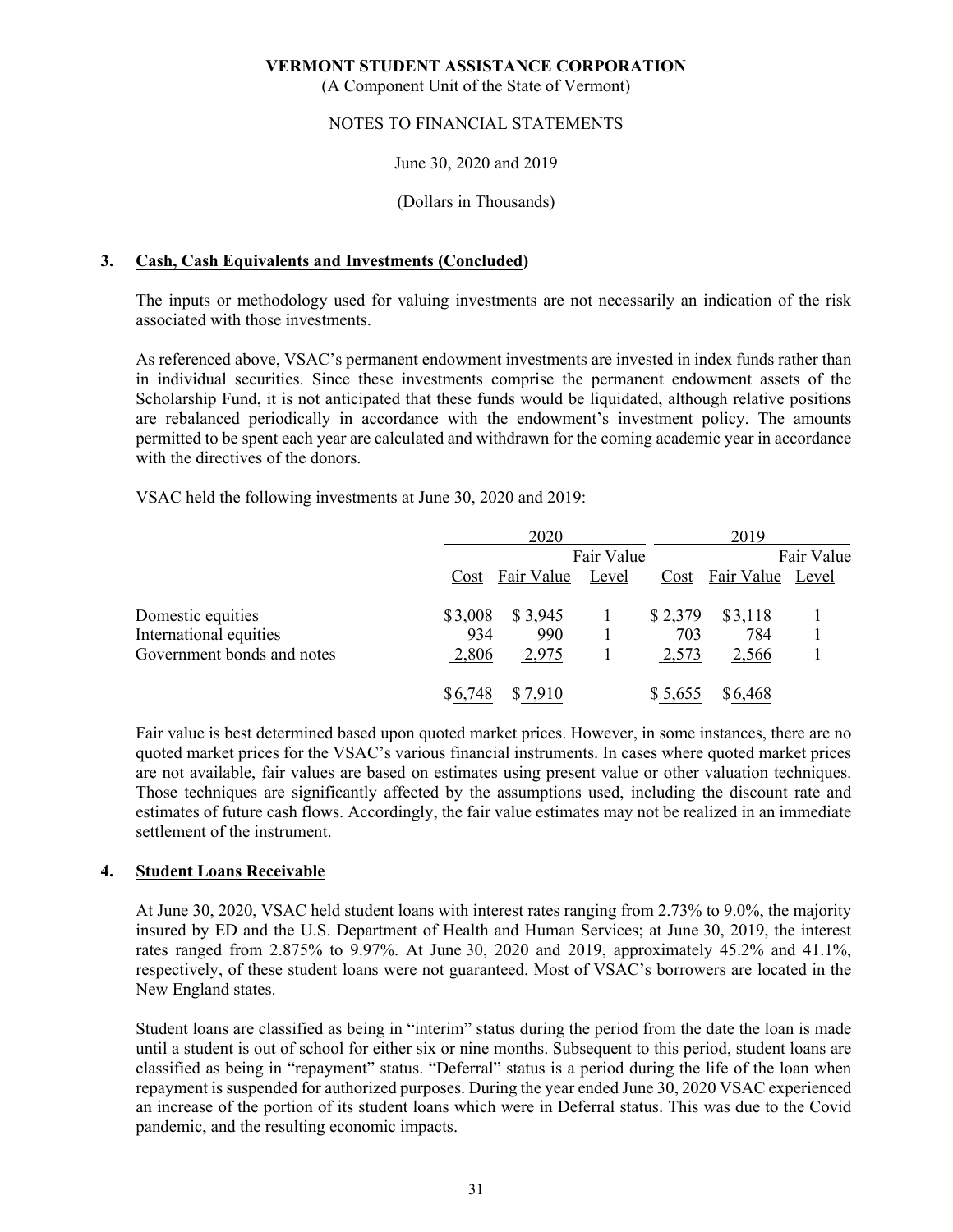**VERMONT STUDENT ASSISTANCE CORPORATION**
(A Component Unit of the State of Vermont)

NOTES TO FINANCIAL STATEMENTS

June 30, 2020 and 2019

(Dollars in Thousands)

## 3. Cash, Cash Equivalents and Investments (Concluded)

The inputs or methodology used for valuing investments are not necessarily an indication of the risk associated with those investments.

As referenced above, VSAC's permanent endowment investments are invested in index funds rather than in individual securities. Since these investments comprise the permanent endowment assets of the Scholarship Fund, it is not anticipated that these funds would be liquidated, although relative positions are rebalanced periodically in accordance with the endowment's investment policy. The amounts permitted to be spent each year are calculated and withdrawn for the coming academic year in accordance with the directives of the donors.

VSAC held the following investments at June 30, 2020 and 2019:

| | 2020 | | | 2019 | | |
|---|---|---|---|---|---|---|
| | Cost | Fair Value | Fair Value Level | Cost | Fair Value | Fair Value Level |
| Domestic equities | $3,008 | $ 3,945 | 1 | $ 2,379 | $3,118 | 1 |
| International equities | 934 | 990 | 1 | 703 | 784 | 1 |
| Government bonds and notes | 2,806 | 2,975 | 1 | 2,573 | 2,566 | 1 |
| | $6,748 | $ 7,910 | | $ 5,655 | $6,468 | |

Fair value is best determined based upon quoted market prices. However, in some instances, there are no quoted market prices for the VSAC's various financial instruments. In cases where quoted market prices are not available, fair values are based on estimates using present value or other valuation techniques. Those techniques are significantly affected by the assumptions used, including the discount rate and estimates of future cash flows. Accordingly, the fair value estimates may not be realized in an immediate settlement of the instrument.

## 4. Student Loans Receivable

At June 30, 2020, VSAC held student loans with interest rates ranging from 2.73% to 9.0%, the majority insured by ED and the U.S. Department of Health and Human Services; at June 30, 2019, the interest rates ranged from 2.875% to 9.97%. At June 30, 2020 and 2019, approximately 45.2% and 41.1%, respectively, of these student loans were not guaranteed. Most of VSAC's borrowers are located in the New England states.

Student loans are classified as being in "interim" status during the period from the date the loan is made until a student is out of school for either six or nine months. Subsequent to this period, student loans are classified as being in "repayment" status. "Deferral" status is a period during the life of the loan when repayment is suspended for authorized purposes. During the year ended June 30, 2020 VSAC experienced an increase of the portion of its student loans which were in Deferral status. This was due to the Covid pandemic, and the resulting economic impacts.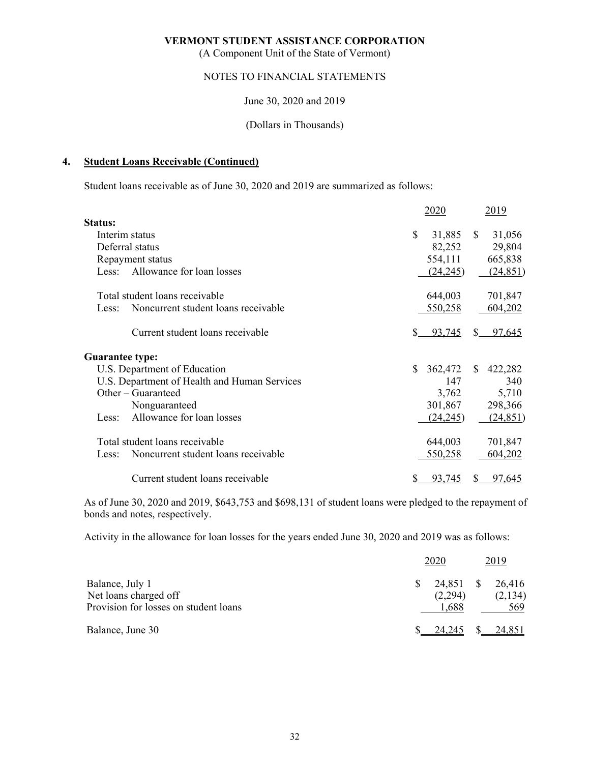**VERMONT STUDENT ASSISTANCE CORPORATION**
(A Component Unit of the State of Vermont)

NOTES TO FINANCIAL STATEMENTS

June 30, 2020 and 2019

(Dollars in Thousands)

## 4. Student Loans Receivable (Continued)

Student loans receivable as of June 30, 2020 and 2019 are summarized as follows:

| | 2020 | 2019 |
|---|---|---|
| **Status:** | | |
| Interim status | $ 31,885 | $ 31,056 |
| Deferral status | 82,252 | 29,804 |
| Repayment status | 554,111 | 665,838 |
| Less: Allowance for loan losses | (24,245) | (24,851) |
| Total student loans receivable | 644,003 | 701,847 |
| Less: Noncurrent student loans receivable | 550,258 | 604,202 |
| Current student loans receivable | $ 93,745 | $ 97,645 |
| **Guarantee type:** | | |
| U.S. Department of Education | $ 362,472 | $ 422,282 |
| U.S. Department of Health and Human Services | 147 | 340 |
| Other – Guaranteed | 3,762 | 5,710 |
| Nonguaranteed | 301,867 | 298,366 |
| Less: Allowance for loan losses | (24,245) | (24,851) |
| Total student loans receivable | 644,003 | 701,847 |
| Less: Noncurrent student loans receivable | 550,258 | 604,202 |
| Current student loans receivable | $ 93,745 | $ 97,645 |

As of June 30, 2020 and 2019, $643,753 and $698,131 of student loans were pledged to the repayment of bonds and notes, respectively.

Activity in the allowance for loan losses for the years ended June 30, 2020 and 2019 was as follows:

| | 2020 | 2019 |
|---|---|---|
| Balance, July 1 | $ 24,851 | $ 26,416 |
| Net loans charged off | (2,294) | (2,134) |
| Provision for losses on student loans | 1,688 | 569 |
| Balance, June 30 | $ 24,245 | $ 24,851 |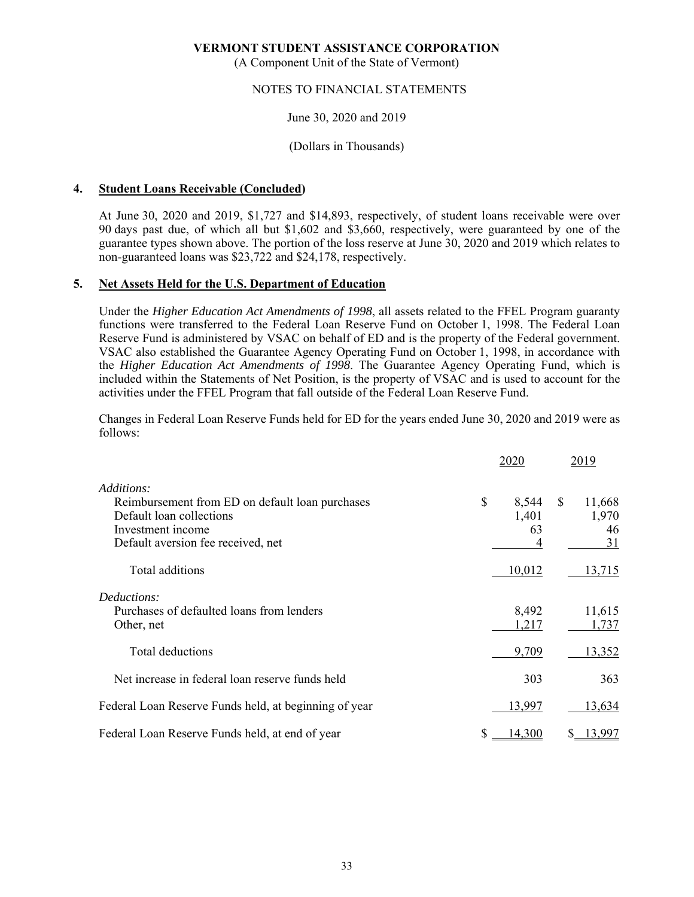**VERMONT STUDENT ASSISTANCE CORPORATION**
(A Component Unit of the State of Vermont)

NOTES TO FINANCIAL STATEMENTS

June 30, 2020 and 2019

(Dollars in Thousands)

## 4. Student Loans Receivable (Concluded)

At June 30, 2020 and 2019, \$1,727 and \$14,893, respectively, of student loans receivable were over 90 days past due, of which all but \$1,602 and \$3,660, respectively, were guaranteed by one of the guarantee types shown above. The portion of the loss reserve at June 30, 2020 and 2019 which relates to non-guaranteed loans was \$23,722 and \$24,178, respectively.

## 5. Net Assets Held for the U.S. Department of Education

Under the *Higher Education Act Amendments of 1998*, all assets related to the FFEL Program guaranty functions were transferred to the Federal Loan Reserve Fund on October 1, 1998. The Federal Loan Reserve Fund is administered by VSAC on behalf of ED and is the property of the Federal government. VSAC also established the Guarantee Agency Operating Fund on October 1, 1998, in accordance with the *Higher Education Act Amendments of 1998*. The Guarantee Agency Operating Fund, which is included within the Statements of Net Position, is the property of VSAC and is used to account for the activities under the FFEL Program that fall outside of the Federal Loan Reserve Fund.

Changes in Federal Loan Reserve Funds held for ED for the years ended June 30, 2020 and 2019 were as follows:

| | 2020 | 2019 |
|---|---|---|
| *Additions:* | | |
| Reimbursement from ED on default loan purchases | \$ 8,544 | \$ 11,668 |
| Default loan collections | 1,401 | 1,970 |
| Investment income | 63 | 46 |
| Default aversion fee received, net | 4 | 31 |
| Total additions | 10,012 | 13,715 |
| *Deductions:* | | |
| Purchases of defaulted loans from lenders | 8,492 | 11,615 |
| Other, net | 1,217 | 1,737 |
| Total deductions | 9,709 | 13,352 |
| Net increase in federal loan reserve funds held | 303 | 363 |
| Federal Loan Reserve Funds held, at beginning of year | 13,997 | 13,634 |
| Federal Loan Reserve Funds held, at end of year | \$ 14,300 | \$ 13,997 |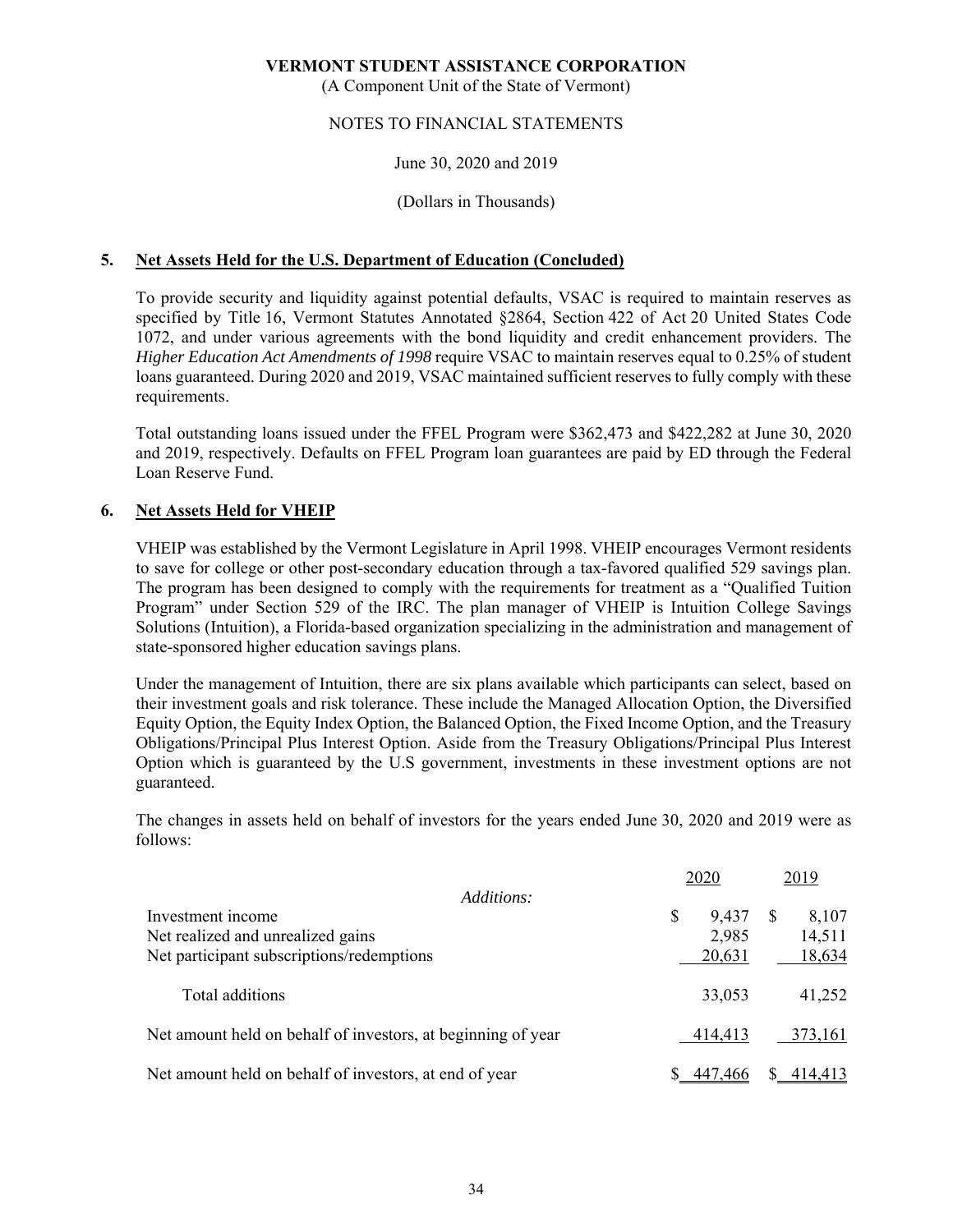**VERMONT STUDENT ASSISTANCE CORPORATION**
(A Component Unit of the State of Vermont)

NOTES TO FINANCIAL STATEMENTS

June 30, 2020 and 2019

(Dollars in Thousands)

## 5. Net Assets Held for the U.S. Department of Education (Concluded)

To provide security and liquidity against potential defaults, VSAC is required to maintain reserves as specified by Title 16, Vermont Statutes Annotated §2864, Section 422 of Act 20 United States Code 1072, and under various agreements with the bond liquidity and credit enhancement providers. The *Higher Education Act Amendments of 1998* require VSAC to maintain reserves equal to 0.25% of student loans guaranteed. During 2020 and 2019, VSAC maintained sufficient reserves to fully comply with these requirements.

Total outstanding loans issued under the FFEL Program were $362,473 and $422,282 at June 30, 2020 and 2019, respectively. Defaults on FFEL Program loan guarantees are paid by ED through the Federal Loan Reserve Fund.

## 6. Net Assets Held for VHEIP

VHEIP was established by the Vermont Legislature in April 1998. VHEIP encourages Vermont residents to save for college or other post-secondary education through a tax-favored qualified 529 savings plan. The program has been designed to comply with the requirements for treatment as a "Qualified Tuition Program" under Section 529 of the IRC. The plan manager of VHEIP is Intuition College Savings Solutions (Intuition), a Florida-based organization specializing in the administration and management of state-sponsored higher education savings plans.

Under the management of Intuition, there are six plans available which participants can select, based on their investment goals and risk tolerance. These include the Managed Allocation Option, the Diversified Equity Option, the Equity Index Option, the Balanced Option, the Fixed Income Option, and the Treasury Obligations/Principal Plus Interest Option. Aside from the Treasury Obligations/Principal Plus Interest Option which is guaranteed by the U.S government, investments in these investment options are not guaranteed.

The changes in assets held on behalf of investors for the years ended June 30, 2020 and 2019 were as follows:

| | 2020 | 2019 |
|---|---|---|
| *Additions:* | | |
| Investment income | $ 9,437 | $ 8,107 |
| Net realized and unrealized gains | 2,985 | 14,511 |
| Net participant subscriptions/redemptions | 20,631 | 18,634 |
| Total additions | 33,053 | 41,252 |
| Net amount held on behalf of investors, at beginning of year | 414,413 | 373,161 |
| Net amount held on behalf of investors, at end of year | $ 447,466 | $ 414,413 |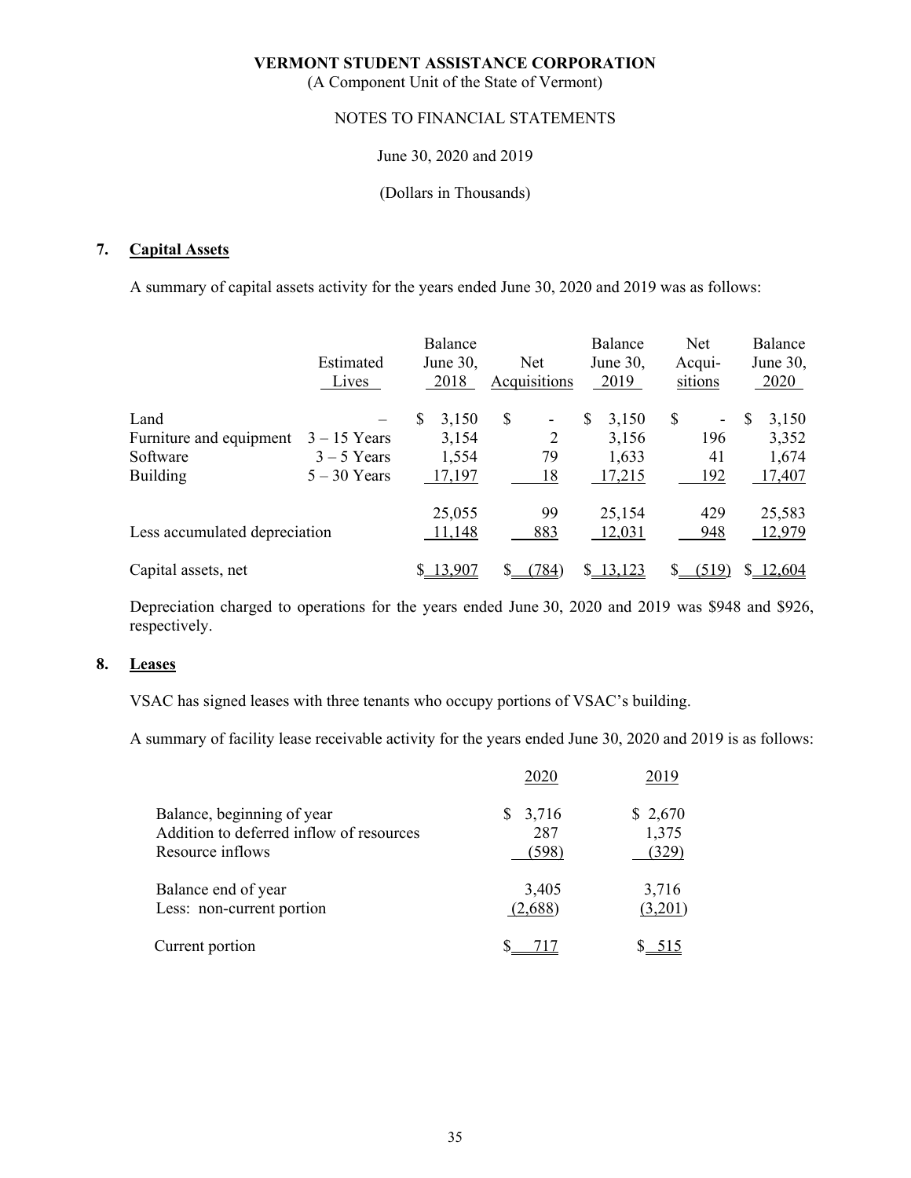**VERMONT STUDENT ASSISTANCE CORPORATION**

(A Component Unit of the State of Vermont)

NOTES TO FINANCIAL STATEMENTS

June 30, 2020 and 2019

(Dollars in Thousands)

## 7. Capital Assets

A summary of capital assets activity for the years ended June 30, 2020 and 2019 was as follows:

| | Estimated Lives | Balance June 30, 2018 | Net Acquisitions | Balance June 30, 2019 | Net Acqui-sitions | Balance June 30, 2020 |
|---|---|---|---|---|---|---|
| Land | – | $ 3,150 | $ - | $ 3,150 | $ - | $ 3,150 |
| Furniture and equipment | 3 – 15 Years | 3,154 | 2 | 3,156 | 196 | 3,352 |
| Software | 3 – 5 Years | 1,554 | 79 | 1,633 | 41 | 1,674 |
| Building | 5 – 30 Years | 17,197 | 18 | 17,215 | 192 | 17,407 |
| | | 25,055 | 99 | 25,154 | 429 | 25,583 |
| Less accumulated depreciation | | 11,148 | 883 | 12,031 | 948 | 12,979 |
| Capital assets, net | | $ 13,907 | $ (784) | $ 13,123 | $ (519) | $ 12,604 |

Depreciation charged to operations for the years ended June 30, 2020 and 2019 was $948 and $926, respectively.

## 8. Leases

VSAC has signed leases with three tenants who occupy portions of VSAC's building.

A summary of facility lease receivable activity for the years ended June 30, 2020 and 2019 is as follows:

| | 2020 | 2019 |
|---|---|---|
| Balance, beginning of year | $ 3,716 | $ 2,670 |
| Addition to deferred inflow of resources | 287 | 1,375 |
| Resource inflows | (598) | (329) |
| Balance end of year | 3,405 | 3,716 |
| Less: non-current portion | (2,688) | (3,201) |
| Current portion | $ 717 | $ 515 |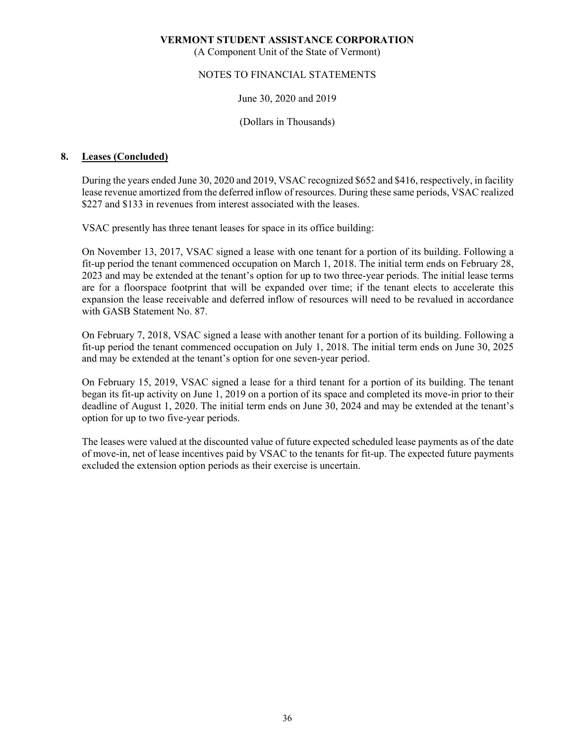## 8. Leases (Concluded)

During the years ended June 30, 2020 and 2019, VSAC recognized $652 and $416, respectively, in facility lease revenue amortized from the deferred inflow of resources. During these same periods, VSAC realized $227 and $133 in revenues from interest associated with the leases.

VSAC presently has three tenant leases for space in its office building:

On November 13, 2017, VSAC signed a lease with one tenant for a portion of its building. Following a fit-up period the tenant commenced occupation on March 1, 2018. The initial term ends on February 28, 2023 and may be extended at the tenant's option for up to two three-year periods. The initial lease terms are for a floorspace footprint that will be expanded over time; if the tenant elects to accelerate this expansion the lease receivable and deferred inflow of resources will need to be revalued in accordance with GASB Statement No. 87.

On February 7, 2018, VSAC signed a lease with another tenant for a portion of its building. Following a fit-up period the tenant commenced occupation on July 1, 2018. The initial term ends on June 30, 2025 and may be extended at the tenant's option for one seven-year period.

On February 15, 2019, VSAC signed a lease for a third tenant for a portion of its building. The tenant began its fit-up activity on June 1, 2019 on a portion of its space and completed its move-in prior to their deadline of August 1, 2020. The initial term ends on June 30, 2024 and may be extended at the tenant's option for up to two five-year periods.

The leases were valued at the discounted value of future expected scheduled lease payments as of the date of move-in, net of lease incentives paid by VSAC to the tenants for fit-up. The expected future payments excluded the extension option periods as their exercise is uncertain.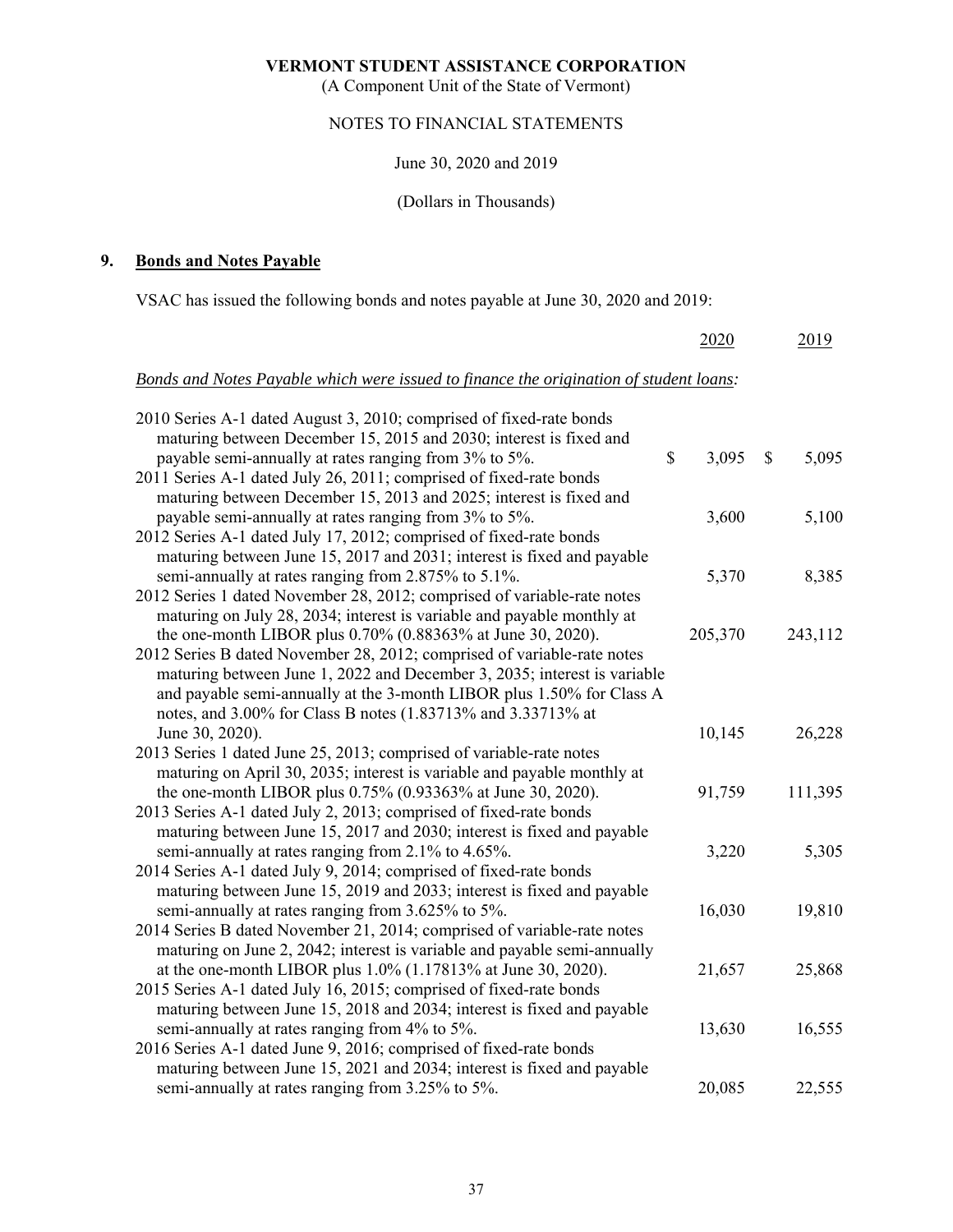**VERMONT STUDENT ASSISTANCE CORPORATION**

(A Component Unit of the State of Vermont)

NOTES TO FINANCIAL STATEMENTS

June 30, 2020 and 2019

(Dollars in Thousands)

## 9. Bonds and Notes Payable

VSAC has issued the following bonds and notes payable at June 30, 2020 and 2019:

| | 2020 | 2019 |
|---|---|---|
| *Bonds and Notes Payable which were issued to finance the origination of student loans:* | | |
| 2010 Series A-1 dated August 3, 2010; comprised of fixed-rate bonds maturing between December 15, 2015 and 2030; interest is fixed and payable semi-annually at rates ranging from 3% to 5%. | $ 3,095 | $ 5,095 |
| 2011 Series A-1 dated July 26, 2011; comprised of fixed-rate bonds maturing between December 15, 2013 and 2025; interest is fixed and payable semi-annually at rates ranging from 3% to 5%. | 3,600 | 5,100 |
| 2012 Series A-1 dated July 17, 2012; comprised of fixed-rate bonds maturing between June 15, 2017 and 2031; interest is fixed and payable semi-annually at rates ranging from 2.875% to 5.1%. | 5,370 | 8,385 |
| 2012 Series 1 dated November 28, 2012; comprised of variable-rate notes maturing on July 28, 2034; interest is variable and payable monthly at the one-month LIBOR plus 0.70% (0.88363% at June 30, 2020). | 205,370 | 243,112 |
| 2012 Series B dated November 28, 2012; comprised of variable-rate notes maturing between June 1, 2022 and December 3, 2035; interest is variable and payable semi-annually at the 3-month LIBOR plus 1.50% for Class A notes, and 3.00% for Class B notes (1.83713% and 3.33713% at June 30, 2020). | 10,145 | 26,228 |
| 2013 Series 1 dated June 25, 2013; comprised of variable-rate notes maturing on April 30, 2035; interest is variable and payable monthly at the one-month LIBOR plus 0.75% (0.93363% at June 30, 2020). | 91,759 | 111,395 |
| 2013 Series A-1 dated July 2, 2013; comprised of fixed-rate bonds maturing between June 15, 2017 and 2030; interest is fixed and payable semi-annually at rates ranging from 2.1% to 4.65%. | 3,220 | 5,305 |
| 2014 Series A-1 dated July 9, 2014; comprised of fixed-rate bonds maturing between June 15, 2019 and 2033; interest is fixed and payable semi-annually at rates ranging from 3.625% to 5%. | 16,030 | 19,810 |
| 2014 Series B dated November 21, 2014; comprised of variable-rate notes maturing on June 2, 2042; interest is variable and payable semi-annually at the one-month LIBOR plus 1.0% (1.17813% at June 30, 2020). | 21,657 | 25,868 |
| 2015 Series A-1 dated July 16, 2015; comprised of fixed-rate bonds maturing between June 15, 2018 and 2034; interest is fixed and payable semi-annually at rates ranging from 4% to 5%. | 13,630 | 16,555 |
| 2016 Series A-1 dated June 9, 2016; comprised of fixed-rate bonds maturing between June 15, 2021 and 2034; interest is fixed and payable semi-annually at rates ranging from 3.25% to 5%. | 20,085 | 22,555 |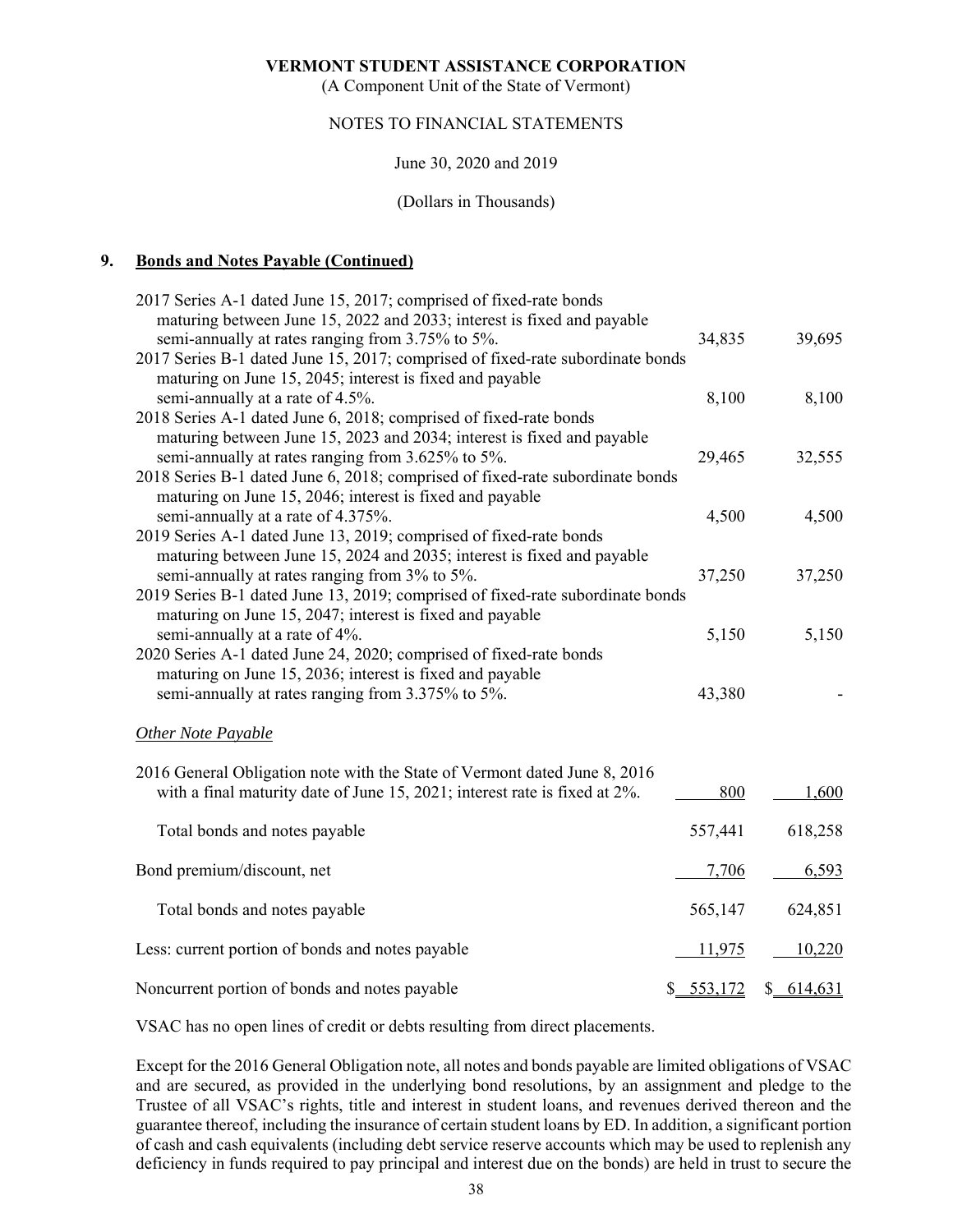**VERMONT STUDENT ASSISTANCE CORPORATION**
(A Component Unit of the State of Vermont)

NOTES TO FINANCIAL STATEMENTS

June 30, 2020 and 2019

(Dollars in Thousands)

## 9. Bonds and Notes Payable (Continued)

| | 2020 | 2019 |
|---|---|---|
| 2017 Series A-1 dated June 15, 2017; comprised of fixed-rate bonds maturing between June 15, 2022 and 2033; interest is fixed and payable semi-annually at rates ranging from 3.75% to 5%. | 34,835 | 39,695 |
| 2017 Series B-1 dated June 15, 2017; comprised of fixed-rate subordinate bonds maturing on June 15, 2045; interest is fixed and payable semi-annually at a rate of 4.5%. | 8,100 | 8,100 |
| 2018 Series A-1 dated June 6, 2018; comprised of fixed-rate bonds maturing between June 15, 2023 and 2034; interest is fixed and payable semi-annually at rates ranging from 3.625% to 5%. | 29,465 | 32,555 |
| 2018 Series B-1 dated June 6, 2018; comprised of fixed-rate subordinate bonds maturing on June 15, 2046; interest is fixed and payable semi-annually at a rate of 4.375%. | 4,500 | 4,500 |
| 2019 Series A-1 dated June 13, 2019; comprised of fixed-rate bonds maturing between June 15, 2024 and 2035; interest is fixed and payable semi-annually at rates ranging from 3% to 5%. | 37,250 | 37,250 |
| 2019 Series B-1 dated June 13, 2019; comprised of fixed-rate subordinate bonds maturing on June 15, 2047; interest is fixed and payable semi-annually at a rate of 4%. | 5,150 | 5,150 |
| 2020 Series A-1 dated June 24, 2020; comprised of fixed-rate bonds maturing on June 15, 2036; interest is fixed and payable semi-annually at rates ranging from 3.375% to 5%. | 43,380 | - |
| *Other Note Payable* | | |
| 2016 General Obligation note with the State of Vermont dated June 8, 2016 with a final maturity date of June 15, 2021; interest rate is fixed at 2%. | 800 | 1,600 |
| Total bonds and notes payable | 557,441 | 618,258 |
| Bond premium/discount, net | 7,706 | 6,593 |
| Total bonds and notes payable | 565,147 | 624,851 |
| Less: current portion of bonds and notes payable | 11,975 | 10,220 |
| Noncurrent portion of bonds and notes payable | $ 553,172 | $ 614,631 |

VSAC has no open lines of credit or debts resulting from direct placements.

Except for the 2016 General Obligation note, all notes and bonds payable are limited obligations of VSAC and are secured, as provided in the underlying bond resolutions, by an assignment and pledge to the Trustee of all VSAC's rights, title and interest in student loans, and revenues derived thereon and the guarantee thereof, including the insurance of certain student loans by ED. In addition, a significant portion of cash and cash equivalents (including debt service reserve accounts which may be used to replenish any deficiency in funds required to pay principal and interest due on the bonds) are held in trust to secure the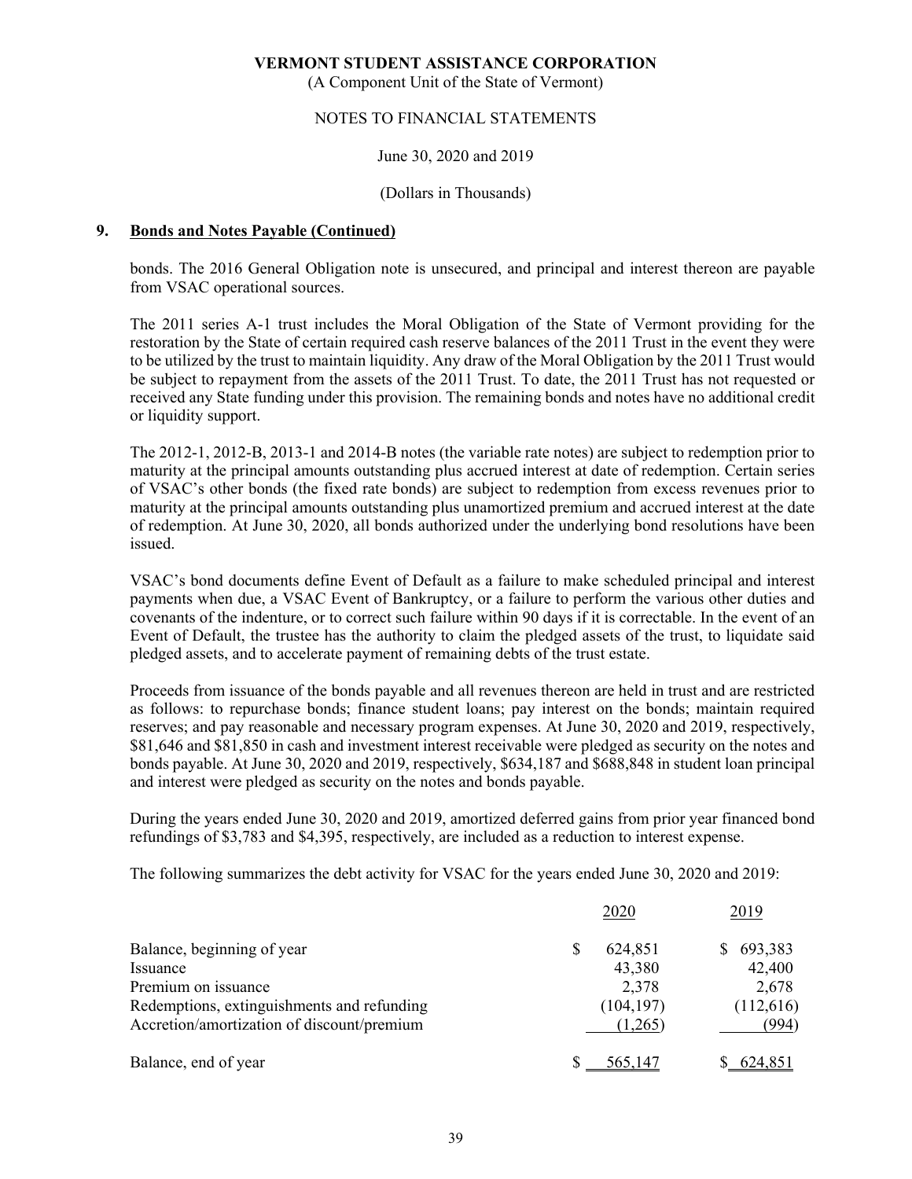VERMONT STUDENT ASSISTANCE CORPORATION
(A Component Unit of the State of Vermont)

NOTES TO FINANCIAL STATEMENTS

June 30, 2020 and 2019

(Dollars in Thousands)

## 9. Bonds and Notes Payable (Continued)

bonds. The 2016 General Obligation note is unsecured, and principal and interest thereon are payable from VSAC operational sources.

The 2011 series A-1 trust includes the Moral Obligation of the State of Vermont providing for the restoration by the State of certain required cash reserve balances of the 2011 Trust in the event they were to be utilized by the trust to maintain liquidity. Any draw of the Moral Obligation by the 2011 Trust would be subject to repayment from the assets of the 2011 Trust. To date, the 2011 Trust has not requested or received any State funding under this provision. The remaining bonds and notes have no additional credit or liquidity support.

The 2012-1, 2012-B, 2013-1 and 2014-B notes (the variable rate notes) are subject to redemption prior to maturity at the principal amounts outstanding plus accrued interest at date of redemption. Certain series of VSAC's other bonds (the fixed rate bonds) are subject to redemption from excess revenues prior to maturity at the principal amounts outstanding plus unamortized premium and accrued interest at the date of redemption. At June 30, 2020, all bonds authorized under the underlying bond resolutions have been issued.

VSAC's bond documents define Event of Default as a failure to make scheduled principal and interest payments when due, a VSAC Event of Bankruptcy, or a failure to perform the various other duties and covenants of the indenture, or to correct such failure within 90 days if it is correctable. In the event of an Event of Default, the trustee has the authority to claim the pledged assets of the trust, to liquidate said pledged assets, and to accelerate payment of remaining debts of the trust estate.

Proceeds from issuance of the bonds payable and all revenues thereon are held in trust and are restricted as follows: to repurchase bonds; finance student loans; pay interest on the bonds; maintain required reserves; and pay reasonable and necessary program expenses. At June 30, 2020 and 2019, respectively, $81,646 and $81,850 in cash and investment interest receivable were pledged as security on the notes and bonds payable. At June 30, 2020 and 2019, respectively, $634,187 and $688,848 in student loan principal and interest were pledged as security on the notes and bonds payable.

During the years ended June 30, 2020 and 2019, amortized deferred gains from prior year financed bond refundings of $3,783 and $4,395, respectively, are included as a reduction to interest expense.

The following summarizes the debt activity for VSAC for the years ended June 30, 2020 and 2019:

| | 2020 | 2019 |
|---|---|---|
| Balance, beginning of year | $ 624,851 | $ 693,383 |
| Issuance | 43,380 | 42,400 |
| Premium on issuance | 2,378 | 2,678 |
| Redemptions, extinguishments and refunding | (104,197) | (112,616) |
| Accretion/amortization of discount/premium | (1,265) | (994) |
| Balance, end of year | $ 565,147 | $ 624,851 |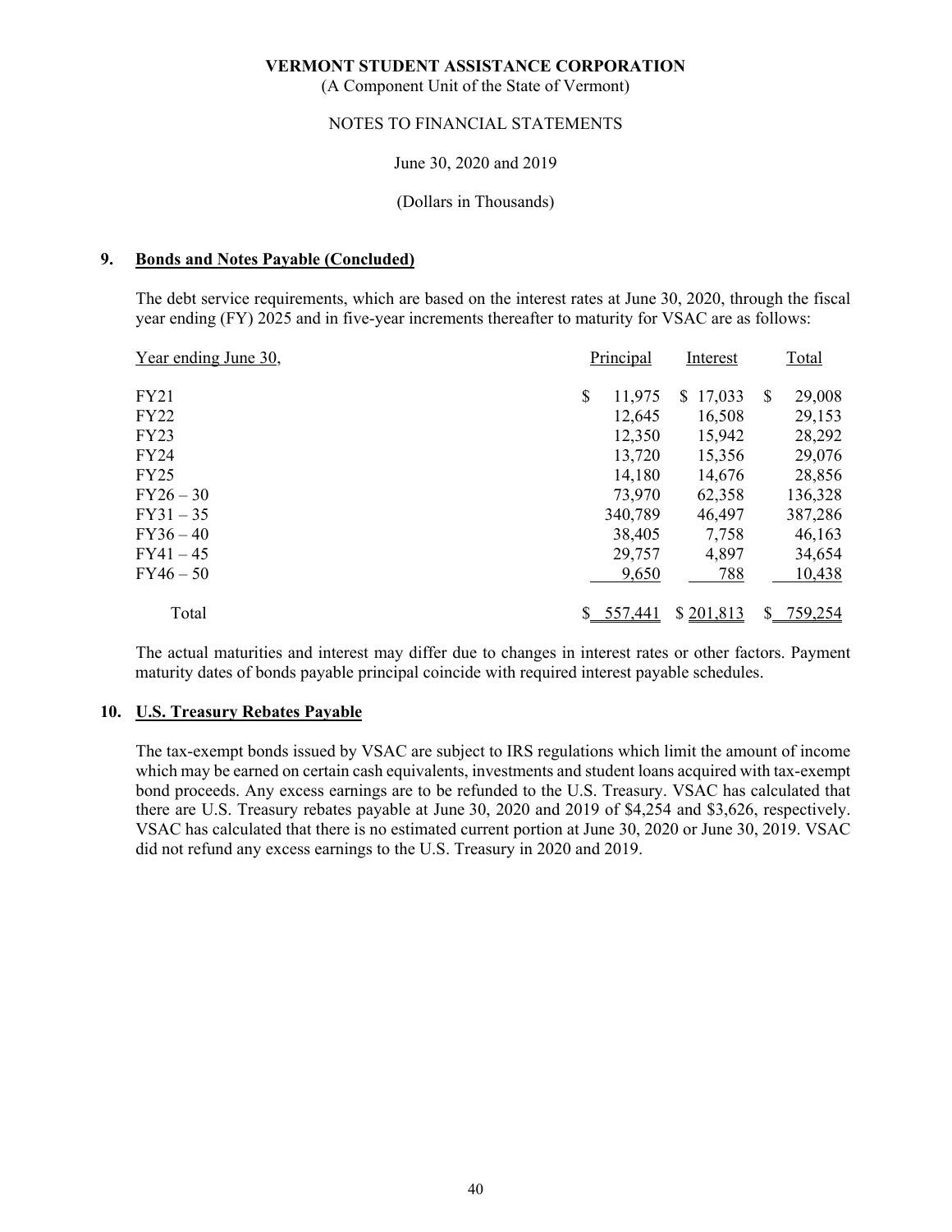VERMONT STUDENT ASSISTANCE CORPORATION

(A Component Unit of the State of Vermont)

NOTES TO FINANCIAL STATEMENTS

June 30, 2020 and 2019

(Dollars in Thousands)

## 9. Bonds and Notes Payable (Concluded)

The debt service requirements, which are based on the interest rates at June 30, 2020, through the fiscal year ending (FY) 2025 and in five-year increments thereafter to maturity for VSAC are as follows:

| Year ending June 30, | Principal | Interest | Total |
|---|---|---|---|
| FY21 | $ 11,975 | $ 17,033 | $ 29,008 |
| FY22 | 12,645 | 16,508 | 29,153 |
| FY23 | 12,350 | 15,942 | 28,292 |
| FY24 | 13,720 | 15,356 | 29,076 |
| FY25 | 14,180 | 14,676 | 28,856 |
| FY26 – 30 | 73,970 | 62,358 | 136,328 |
| FY31 – 35 | 340,789 | 46,497 | 387,286 |
| FY36 – 40 | 38,405 | 7,758 | 46,163 |
| FY41 – 45 | 29,757 | 4,897 | 34,654 |
| FY46 – 50 | 9,650 | 788 | 10,438 |
| Total | $ 557,441 | $ 201,813 | $ 759,254 |

The actual maturities and interest may differ due to changes in interest rates or other factors. Payment maturity dates of bonds payable principal coincide with required interest payable schedules.

## 10. U.S. Treasury Rebates Payable

The tax-exempt bonds issued by VSAC are subject to IRS regulations which limit the amount of income which may be earned on certain cash equivalents, investments and student loans acquired with tax-exempt bond proceeds. Any excess earnings are to be refunded to the U.S. Treasury. VSAC has calculated that there are U.S. Treasury rebates payable at June 30, 2020 and 2019 of $4,254 and $3,626, respectively. VSAC has calculated that there is no estimated current portion at June 30, 2020 or June 30, 2019. VSAC did not refund any excess earnings to the U.S. Treasury in 2020 and 2019.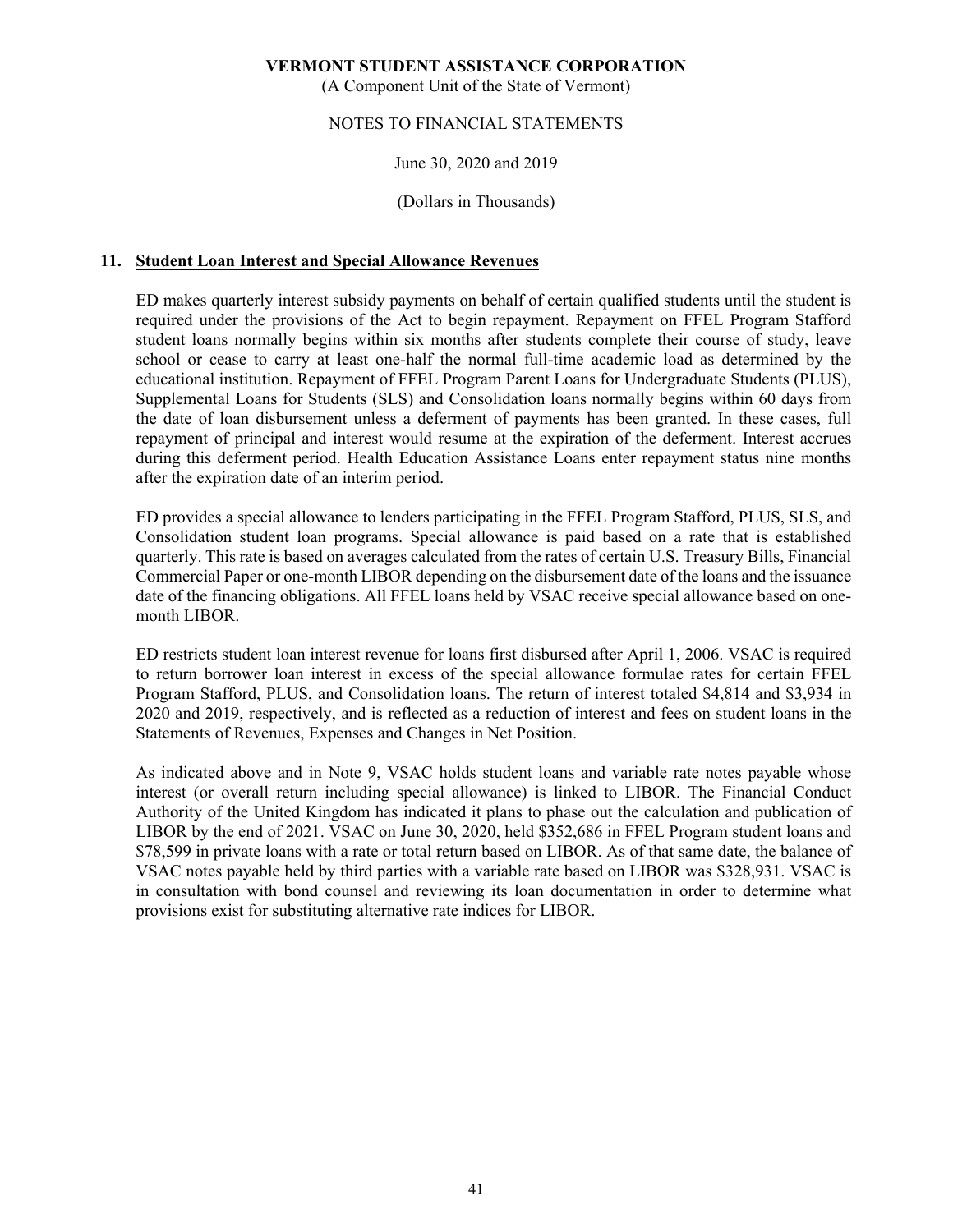VERMONT STUDENT ASSISTANCE CORPORATION

(A Component Unit of the State of Vermont)

NOTES TO FINANCIAL STATEMENTS

June 30, 2020 and 2019

(Dollars in Thousands)

## 11. Student Loan Interest and Special Allowance Revenues

ED makes quarterly interest subsidy payments on behalf of certain qualified students until the student is required under the provisions of the Act to begin repayment. Repayment on FFEL Program Stafford student loans normally begins within six months after students complete their course of study, leave school or cease to carry at least one-half the normal full-time academic load as determined by the educational institution. Repayment of FFEL Program Parent Loans for Undergraduate Students (PLUS), Supplemental Loans for Students (SLS) and Consolidation loans normally begins within 60 days from the date of loan disbursement unless a deferment of payments has been granted. In these cases, full repayment of principal and interest would resume at the expiration of the deferment. Interest accrues during this deferment period. Health Education Assistance Loans enter repayment status nine months after the expiration date of an interim period.

ED provides a special allowance to lenders participating in the FFEL Program Stafford, PLUS, SLS, and Consolidation student loan programs. Special allowance is paid based on a rate that is established quarterly. This rate is based on averages calculated from the rates of certain U.S. Treasury Bills, Financial Commercial Paper or one-month LIBOR depending on the disbursement date of the loans and the issuance date of the financing obligations. All FFEL loans held by VSAC receive special allowance based on one-month LIBOR.

ED restricts student loan interest revenue for loans first disbursed after April 1, 2006. VSAC is required to return borrower loan interest in excess of the special allowance formulae rates for certain FFEL Program Stafford, PLUS, and Consolidation loans. The return of interest totaled $4,814 and $3,934 in 2020 and 2019, respectively, and is reflected as a reduction of interest and fees on student loans in the Statements of Revenues, Expenses and Changes in Net Position.

As indicated above and in Note 9, VSAC holds student loans and variable rate notes payable whose interest (or overall return including special allowance) is linked to LIBOR. The Financial Conduct Authority of the United Kingdom has indicated it plans to phase out the calculation and publication of LIBOR by the end of 2021. VSAC on June 30, 2020, held $352,686 in FFEL Program student loans and $78,599 in private loans with a rate or total return based on LIBOR. As of that same date, the balance of VSAC notes payable held by third parties with a variable rate based on LIBOR was $328,931. VSAC is in consultation with bond counsel and reviewing its loan documentation in order to determine what provisions exist for substituting alternative rate indices for LIBOR.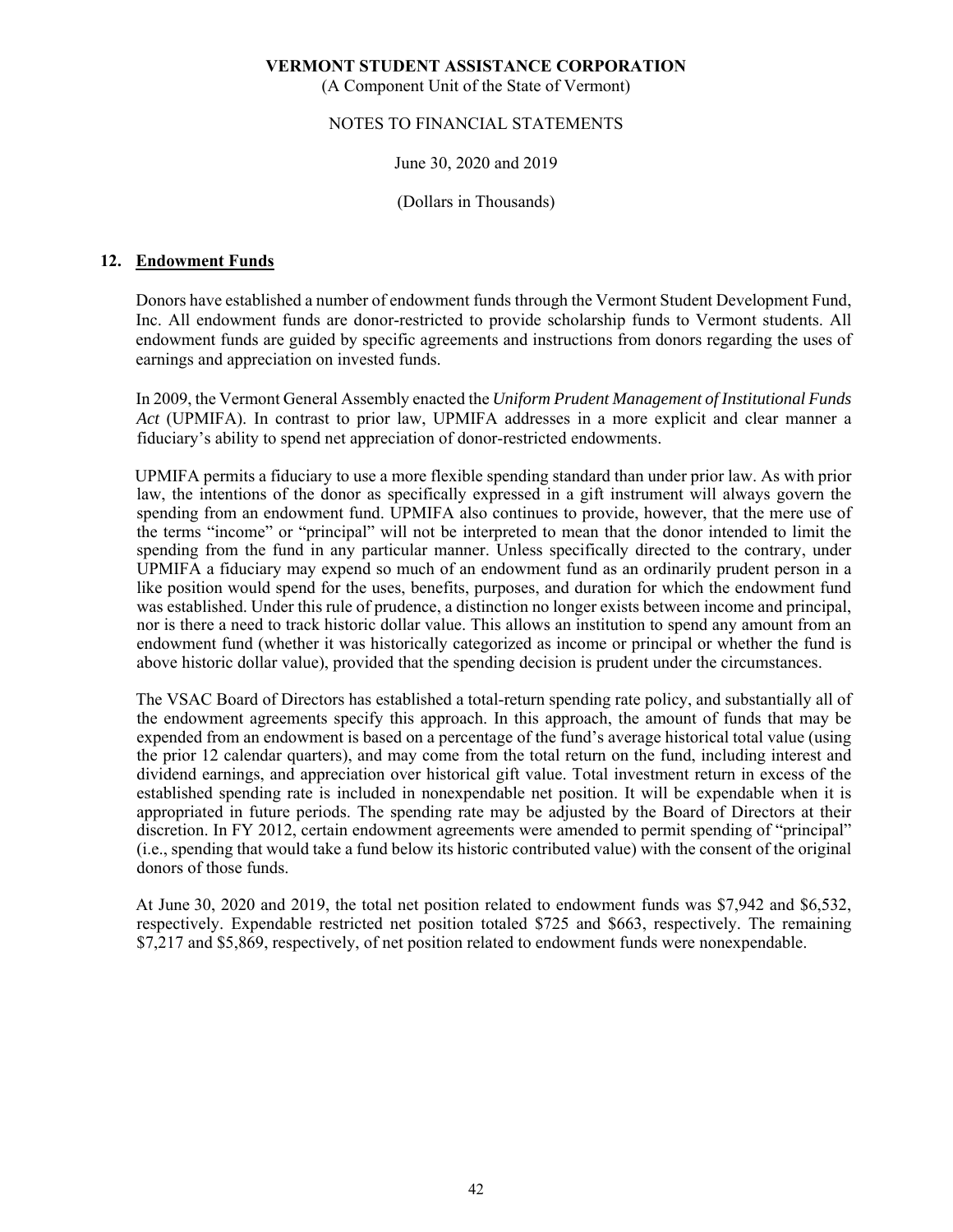## 12. Endowment Funds

Donors have established a number of endowment funds through the Vermont Student Development Fund, Inc. All endowment funds are donor-restricted to provide scholarship funds to Vermont students. All endowment funds are guided by specific agreements and instructions from donors regarding the uses of earnings and appreciation on invested funds.

In 2009, the Vermont General Assembly enacted the *Uniform Prudent Management of Institutional Funds Act* (UPMIFA). In contrast to prior law, UPMIFA addresses in a more explicit and clear manner a fiduciary's ability to spend net appreciation of donor-restricted endowments.

UPMIFA permits a fiduciary to use a more flexible spending standard than under prior law. As with prior law, the intentions of the donor as specifically expressed in a gift instrument will always govern the spending from an endowment fund. UPMIFA also continues to provide, however, that the mere use of the terms "income" or "principal" will not be interpreted to mean that the donor intended to limit the spending from the fund in any particular manner. Unless specifically directed to the contrary, under UPMIFA a fiduciary may expend so much of an endowment fund as an ordinarily prudent person in a like position would spend for the uses, benefits, purposes, and duration for which the endowment fund was established. Under this rule of prudence, a distinction no longer exists between income and principal, nor is there a need to track historic dollar value. This allows an institution to spend any amount from an endowment fund (whether it was historically categorized as income or principal or whether the fund is above historic dollar value), provided that the spending decision is prudent under the circumstances.

The VSAC Board of Directors has established a total-return spending rate policy, and substantially all of the endowment agreements specify this approach. In this approach, the amount of funds that may be expended from an endowment is based on a percentage of the fund's average historical total value (using the prior 12 calendar quarters), and may come from the total return on the fund, including interest and dividend earnings, and appreciation over historical gift value. Total investment return in excess of the established spending rate is included in nonexpendable net position. It will be expendable when it is appropriated in future periods. The spending rate may be adjusted by the Board of Directors at their discretion. In FY 2012, certain endowment agreements were amended to permit spending of "principal" (i.e., spending that would take a fund below its historic contributed value) with the consent of the original donors of those funds.

At June 30, 2020 and 2019, the total net position related to endowment funds was $7,942 and $6,532, respectively. Expendable restricted net position totaled $725 and $663, respectively. The remaining $7,217 and $5,869, respectively, of net position related to endowment funds were nonexpendable.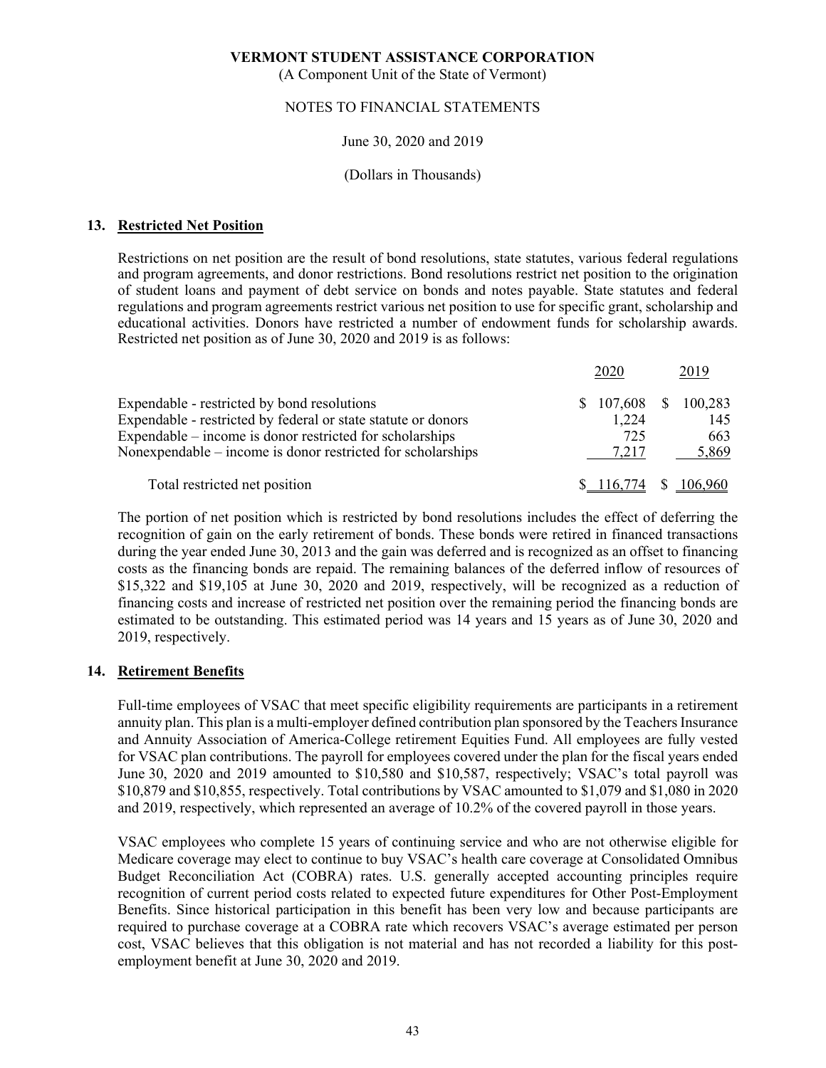**VERMONT STUDENT ASSISTANCE CORPORATION**

(A Component Unit of the State of Vermont)

NOTES TO FINANCIAL STATEMENTS

June 30, 2020 and 2019

(Dollars in Thousands)

## 13. Restricted Net Position

Restrictions on net position are the result of bond resolutions, state statutes, various federal regulations and program agreements, and donor restrictions. Bond resolutions restrict net position to the origination of student loans and payment of debt service on bonds and notes payable. State statutes and federal regulations and program agreements restrict various net position to use for specific grant, scholarship and educational activities. Donors have restricted a number of endowment funds for scholarship awards. Restricted net position as of June 30, 2020 and 2019 is as follows:

| | 2020 | 2019 |
|---|---|---|
| Expendable - restricted by bond resolutions | $ 107,608 | $ 100,283 |
| Expendable - restricted by federal or state statute or donors | 1,224 | 145 |
| Expendable – income is donor restricted for scholarships | 725 | 663 |
| Nonexpendable – income is donor restricted for scholarships | 7,217 | 5,869 |
| Total restricted net position | $ 116,774 | $ 106,960 |

The portion of net position which is restricted by bond resolutions includes the effect of deferring the recognition of gain on the early retirement of bonds. These bonds were retired in financed transactions during the year ended June 30, 2013 and the gain was deferred and is recognized as an offset to financing costs as the financing bonds are repaid. The remaining balances of the deferred inflow of resources of $15,322 and $19,105 at June 30, 2020 and 2019, respectively, will be recognized as a reduction of financing costs and increase of restricted net position over the remaining period the financing bonds are estimated to be outstanding. This estimated period was 14 years and 15 years as of June 30, 2020 and 2019, respectively.

## 14. Retirement Benefits

Full-time employees of VSAC that meet specific eligibility requirements are participants in a retirement annuity plan. This plan is a multi-employer defined contribution plan sponsored by the Teachers Insurance and Annuity Association of America-College retirement Equities Fund. All employees are fully vested for VSAC plan contributions. The payroll for employees covered under the plan for the fiscal years ended June 30, 2020 and 2019 amounted to $10,580 and $10,587, respectively; VSAC's total payroll was $10,879 and $10,855, respectively. Total contributions by VSAC amounted to $1,079 and $1,080 in 2020 and 2019, respectively, which represented an average of 10.2% of the covered payroll in those years.

VSAC employees who complete 15 years of continuing service and who are not otherwise eligible for Medicare coverage may elect to continue to buy VSAC's health care coverage at Consolidated Omnibus Budget Reconciliation Act (COBRA) rates. U.S. generally accepted accounting principles require recognition of current period costs related to expected future expenditures for Other Post-Employment Benefits. Since historical participation in this benefit has been very low and because participants are required to purchase coverage at a COBRA rate which recovers VSAC's average estimated per person cost, VSAC believes that this obligation is not material and has not recorded a liability for this post-employment benefit at June 30, 2020 and 2019.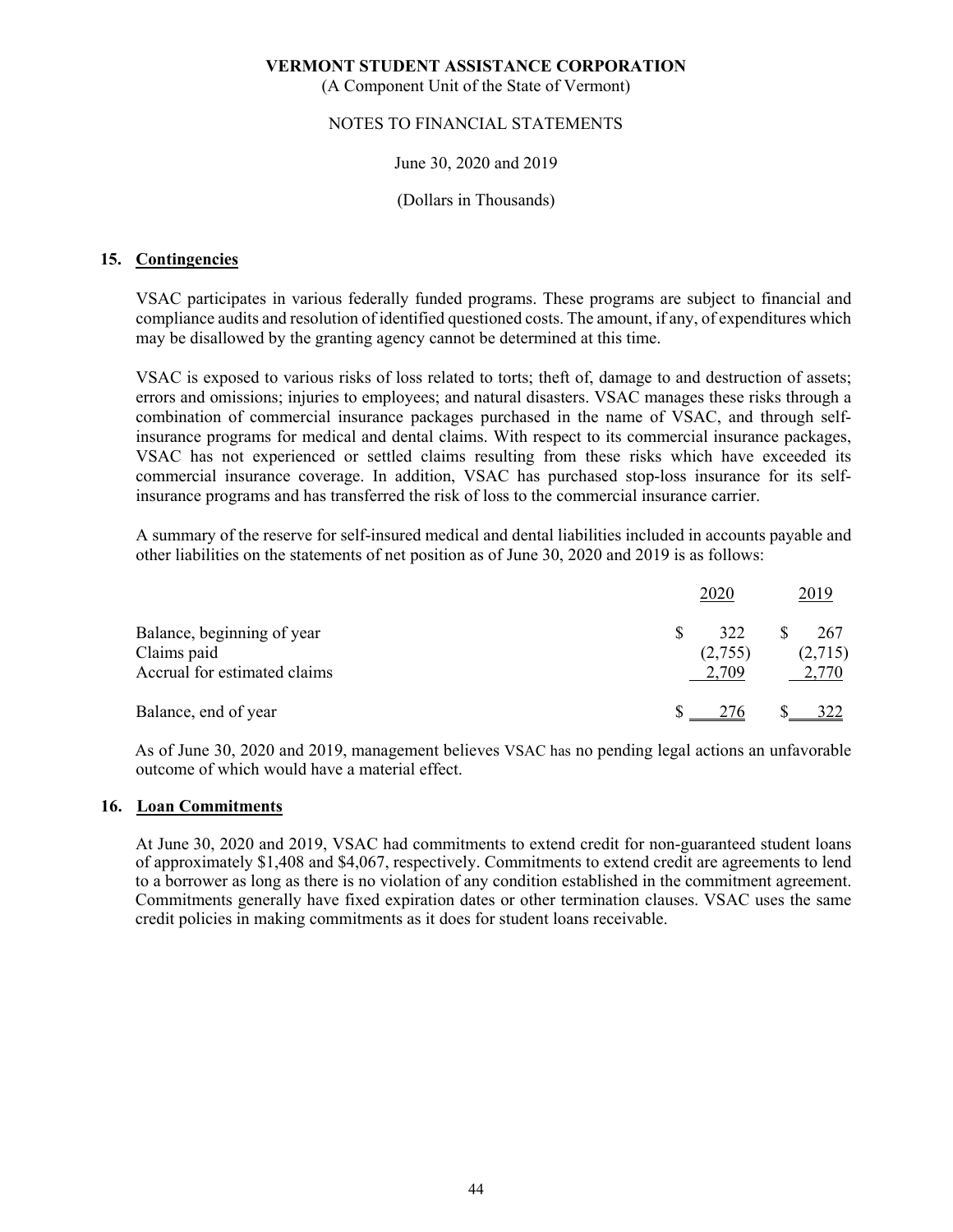VERMONT STUDENT ASSISTANCE CORPORATION
(A Component Unit of the State of Vermont)

NOTES TO FINANCIAL STATEMENTS

June 30, 2020 and 2019

(Dollars in Thousands)

## 15. Contingencies

VSAC participates in various federally funded programs. These programs are subject to financial and compliance audits and resolution of identified questioned costs. The amount, if any, of expenditures which may be disallowed by the granting agency cannot be determined at this time.

VSAC is exposed to various risks of loss related to torts; theft of, damage to and destruction of assets; errors and omissions; injuries to employees; and natural disasters. VSAC manages these risks through a combination of commercial insurance packages purchased in the name of VSAC, and through self-insurance programs for medical and dental claims. With respect to its commercial insurance packages, VSAC has not experienced or settled claims resulting from these risks which have exceeded its commercial insurance coverage. In addition, VSAC has purchased stop-loss insurance for its self-insurance programs and has transferred the risk of loss to the commercial insurance carrier.

A summary of the reserve for self-insured medical and dental liabilities included in accounts payable and other liabilities on the statements of net position as of June 30, 2020 and 2019 is as follows:

| | 2020 | 2019 |
|---|---|---|
| Balance, beginning of year | $ 322 | $ 267 |
| Claims paid | (2,755) | (2,715) |
| Accrual for estimated claims | 2,709 | 2,770 |
| Balance, end of year | $ 276 | $ 322 |

As of June 30, 2020 and 2019, management believes VSAC has no pending legal actions an unfavorable outcome of which would have a material effect.

## 16. Loan Commitments

At June 30, 2020 and 2019, VSAC had commitments to extend credit for non-guaranteed student loans of approximately $1,408 and $4,067, respectively. Commitments to extend credit are agreements to lend to a borrower as long as there is no violation of any condition established in the commitment agreement. Commitments generally have fixed expiration dates or other termination clauses. VSAC uses the same credit policies in making commitments as it does for student loans receivable.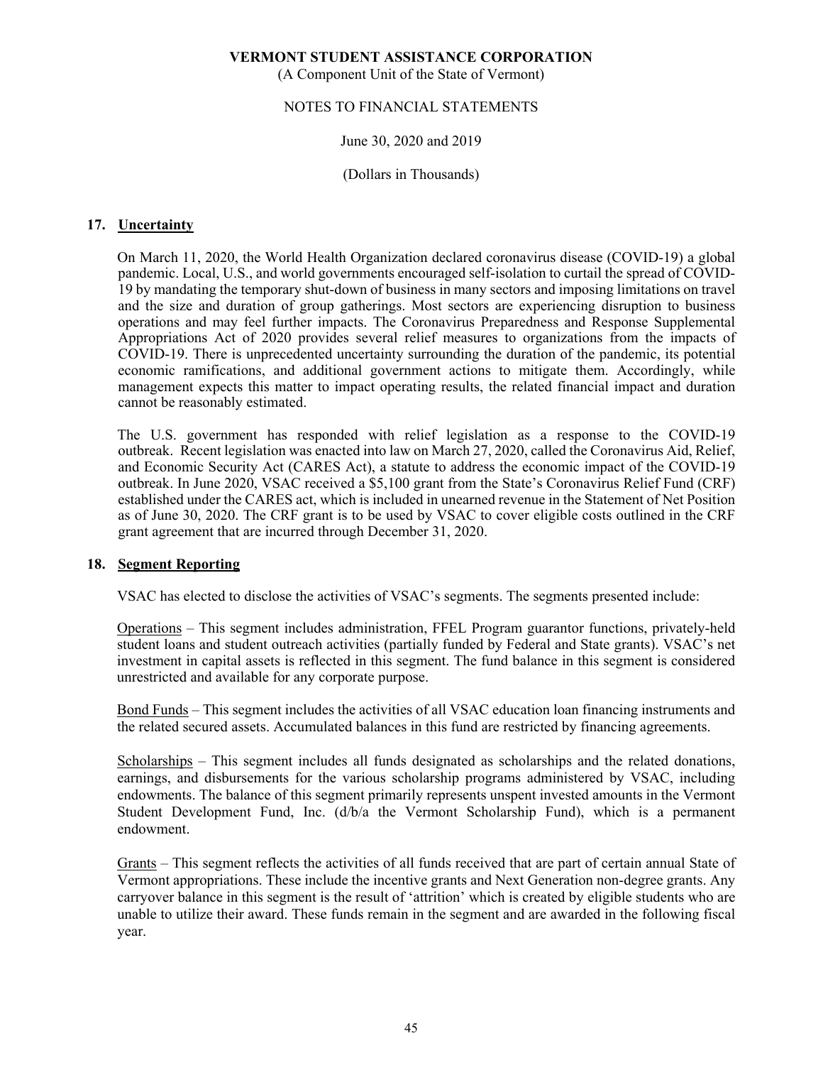## 17. Uncertainty

On March 11, 2020, the World Health Organization declared coronavirus disease (COVID-19) a global pandemic. Local, U.S., and world governments encouraged self-isolation to curtail the spread of COVID-19 by mandating the temporary shut-down of business in many sectors and imposing limitations on travel and the size and duration of group gatherings. Most sectors are experiencing disruption to business operations and may feel further impacts. The Coronavirus Preparedness and Response Supplemental Appropriations Act of 2020 provides several relief measures to organizations from the impacts of COVID-19. There is unprecedented uncertainty surrounding the duration of the pandemic, its potential economic ramifications, and additional government actions to mitigate them. Accordingly, while management expects this matter to impact operating results, the related financial impact and duration cannot be reasonably estimated.

The U.S. government has responded with relief legislation as a response to the COVID-19 outbreak. Recent legislation was enacted into law on March 27, 2020, called the Coronavirus Aid, Relief, and Economic Security Act (CARES Act), a statute to address the economic impact of the COVID-19 outbreak. In June 2020, VSAC received a $5,100 grant from the State's Coronavirus Relief Fund (CRF) established under the CARES act, which is included in unearned revenue in the Statement of Net Position as of June 30, 2020. The CRF grant is to be used by VSAC to cover eligible costs outlined in the CRF grant agreement that are incurred through December 31, 2020.

## 18. Segment Reporting

VSAC has elected to disclose the activities of VSAC's segments. The segments presented include:

Operations – This segment includes administration, FFEL Program guarantor functions, privately-held student loans and student outreach activities (partially funded by Federal and State grants). VSAC's net investment in capital assets is reflected in this segment. The fund balance in this segment is considered unrestricted and available for any corporate purpose.

Bond Funds – This segment includes the activities of all VSAC education loan financing instruments and the related secured assets. Accumulated balances in this fund are restricted by financing agreements.

Scholarships – This segment includes all funds designated as scholarships and the related donations, earnings, and disbursements for the various scholarship programs administered by VSAC, including endowments. The balance of this segment primarily represents unspent invested amounts in the Vermont Student Development Fund, Inc. (d/b/a the Vermont Scholarship Fund), which is a permanent endowment.

Grants – This segment reflects the activities of all funds received that are part of certain annual State of Vermont appropriations. These include the incentive grants and Next Generation non-degree grants. Any carryover balance in this segment is the result of 'attrition' which is created by eligible students who are unable to utilize their award. These funds remain in the segment and are awarded in the following fiscal year.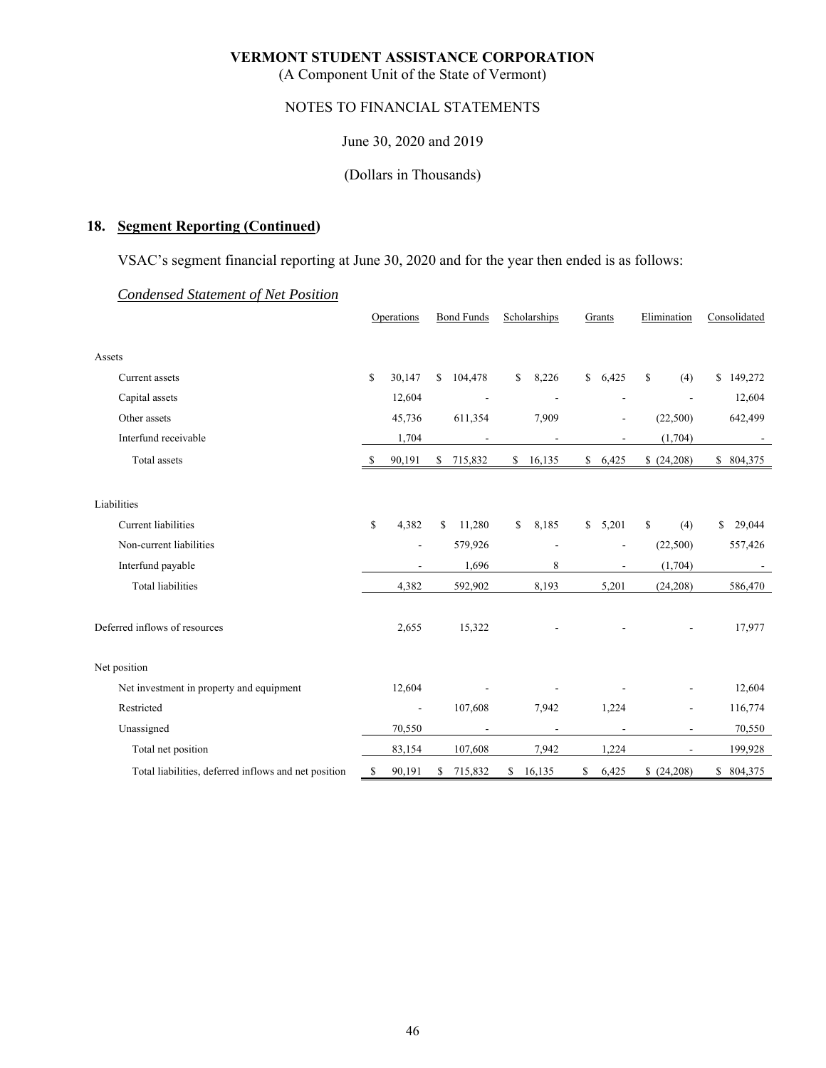VERMONT STUDENT ASSISTANCE CORPORATION
(A Component Unit of the State of Vermont)

NOTES TO FINANCIAL STATEMENTS

June 30, 2020 and 2019

(Dollars in Thousands)

## 18. Segment Reporting (Continued)

VSAC's segment financial reporting at June 30, 2020 and for the year then ended is as follows:

*Condensed Statement of Net Position*

| | Operations | Bond Funds | Scholarships | Grants | Elimination | Consolidated |
|---|---|---|---|---|---|---|
| Assets | | | | | | |
| Current assets | $ 30,147 | $ 104,478 | $ 8,226 | $ 6,425 | $ (4) | $ 149,272 |
| Capital assets | 12,604 | - | - | - | - | 12,604 |
| Other assets | 45,736 | 611,354 | 7,909 | - | (22,500) | 642,499 |
| Interfund receivable | 1,704 | - | - | - | (1,704) | - |
| Total assets | $ 90,191 | $ 715,832 | $ 16,135 | $ 6,425 | $ (24,208) | $ 804,375 |
| Liabilities | | | | | | |
| Current liabilities | $ 4,382 | $ 11,280 | $ 8,185 | $ 5,201 | $ (4) | $ 29,044 |
| Non-current liabilities | - | 579,926 | - | - | (22,500) | 557,426 |
| Interfund payable | - | 1,696 | 8 | - | (1,704) | - |
| Total liabilities | 4,382 | 592,902 | 8,193 | 5,201 | (24,208) | 586,470 |
| Deferred inflows of resources | 2,655 | 15,322 | - | - | - | 17,977 |
| Net position | | | | | | |
| Net investment in property and equipment | 12,604 | - | - | - | - | 12,604 |
| Restricted | - | 107,608 | 7,942 | 1,224 | - | 116,774 |
| Unassigned | 70,550 | - | - | - | - | 70,550 |
| Total net position | 83,154 | 107,608 | 7,942 | 1,224 | - | 199,928 |
| Total liabilities, deferred inflows and net position | $ 90,191 | $ 715,832 | $ 16,135 | $ 6,425 | $ (24,208) | $ 804,375 |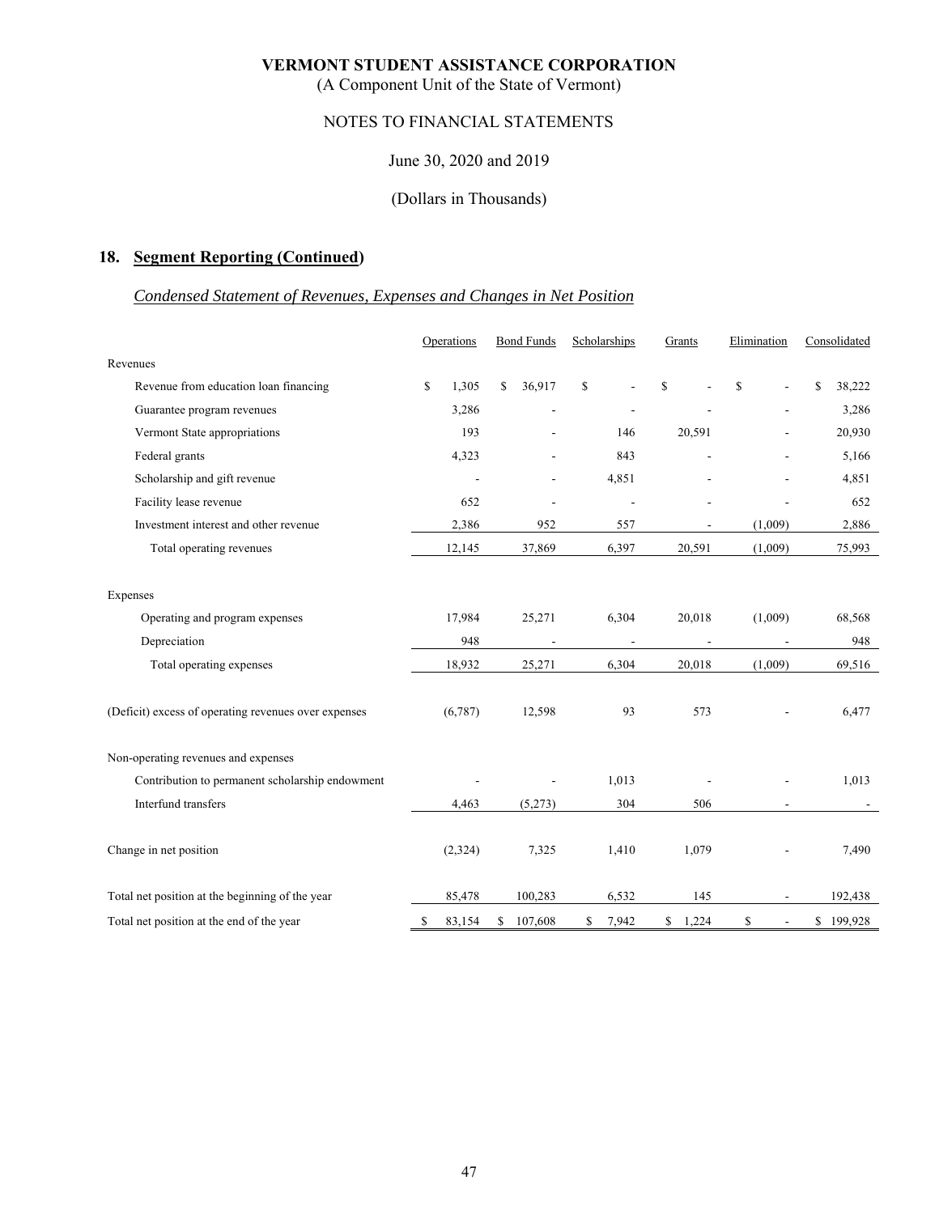**VERMONT STUDENT ASSISTANCE CORPORATION**
(A Component Unit of the State of Vermont)

NOTES TO FINANCIAL STATEMENTS

June 30, 2020 and 2019

(Dollars in Thousands)

## 18. Segment Reporting (Continued)

### *Condensed Statement of Revenues, Expenses and Changes in Net Position*

| | Operations | Bond Funds | Scholarships | Grants | Elimination | Consolidated |
|---|---|---|---|---|---|---|
| Revenues | | | | | | |
| Revenue from education loan financing | $ 1,305 | $ 36,917 | $ - | $ - | $ - | $ 38,222 |
| Guarantee program revenues | 3,286 | - | - | - | - | 3,286 |
| Vermont State appropriations | 193 | - | 146 | 20,591 | - | 20,930 |
| Federal grants | 4,323 | - | 843 | - | - | 5,166 |
| Scholarship and gift revenue | - | - | 4,851 | - | - | 4,851 |
| Facility lease revenue | 652 | - | - | - | - | 652 |
| Investment interest and other revenue | 2,386 | 952 | 557 | - | (1,009) | 2,886 |
| Total operating revenues | 12,145 | 37,869 | 6,397 | 20,591 | (1,009) | 75,993 |
| Expenses | | | | | | |
| Operating and program expenses | 17,984 | 25,271 | 6,304 | 20,018 | (1,009) | 68,568 |
| Depreciation | 948 | - | - | - | - | 948 |
| Total operating expenses | 18,932 | 25,271 | 6,304 | 20,018 | (1,009) | 69,516 |
| (Deficit) excess of operating revenues over expenses | (6,787) | 12,598 | 93 | 573 | - | 6,477 |
| Non-operating revenues and expenses | | | | | | |
| Contribution to permanent scholarship endowment | - | - | 1,013 | - | - | 1,013 |
| Interfund transfers | 4,463 | (5,273) | 304 | 506 | - | - |
| Change in net position | (2,324) | 7,325 | 1,410 | 1,079 | - | 7,490 |
| Total net position at the beginning of the year | 85,478 | 100,283 | 6,532 | 145 | - | 192,438 |
| Total net position at the end of the year | $ 83,154 | $ 107,608 | $ 7,942 | $ 1,224 | $ - | $ 199,928 |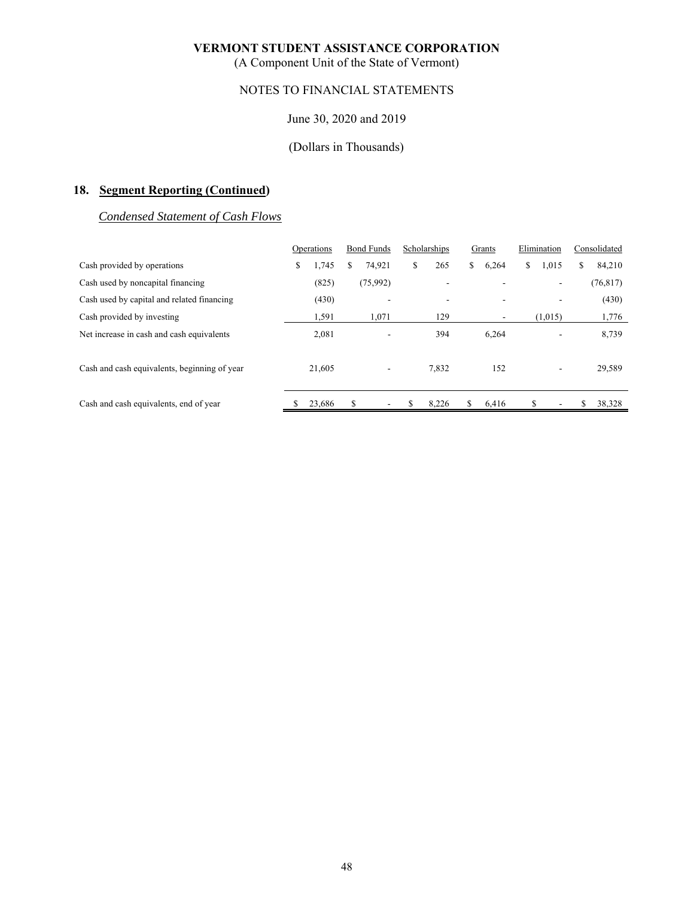**VERMONT STUDENT ASSISTANCE CORPORATION**
(A Component Unit of the State of Vermont)

NOTES TO FINANCIAL STATEMENTS

June 30, 2020 and 2019

(Dollars in Thousands)

## 18. Segment Reporting (Continued)

### *Condensed Statement of Cash Flows*

| | Operations | Bond Funds | Scholarships | Grants | Elimination | Consolidated |
|---|---|---|---|---|---|---|
| Cash provided by operations | $ 1,745 | $ 74,921 | $ 265 | $ 6,264 | $ 1,015 | $ 84,210 |
| Cash used by noncapital financing | (825) | (75,992) | - | - | - | (76,817) |
| Cash used by capital and related financing | (430) | - | - | - | - | (430) |
| Cash provided by investing | 1,591 | 1,071 | 129 | - | (1,015) | 1,776 |
| Net increase in cash and cash equivalents | 2,081 | - | 394 | 6,264 | - | 8,739 |
| Cash and cash equivalents, beginning of year | 21,605 | - | 7,832 | 152 | - | 29,589 |
| Cash and cash equivalents, end of year | $ 23,686 | $ - | $ 8,226 | $ 6,416 | $ - | $ 38,328 |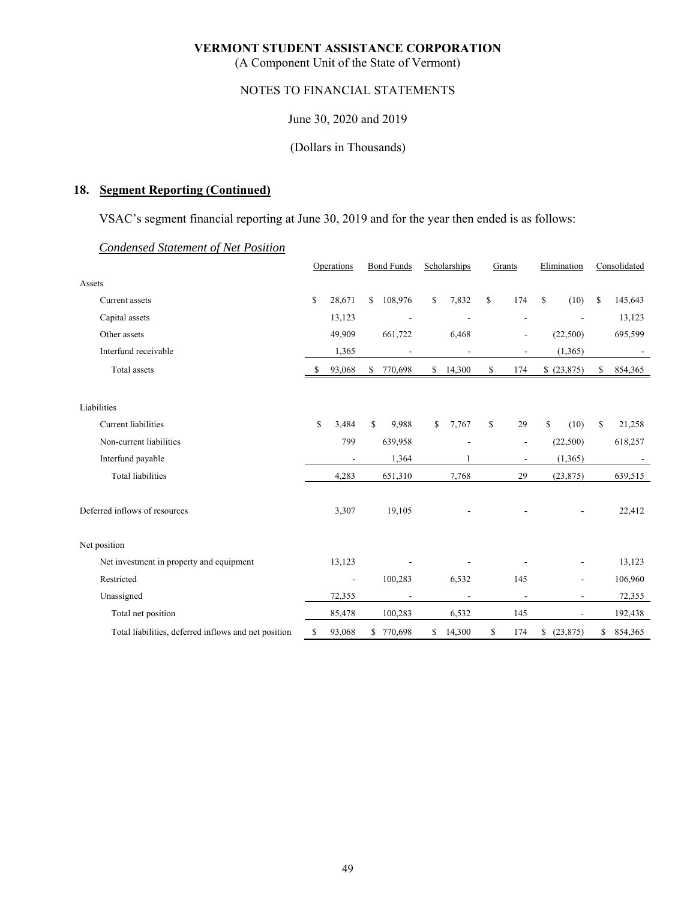VERMONT STUDENT ASSISTANCE CORPORATION
(A Component Unit of the State of Vermont)

NOTES TO FINANCIAL STATEMENTS

June 30, 2020 and 2019

(Dollars in Thousands)

## 18. Segment Reporting (Continued)

VSAC's segment financial reporting at June 30, 2019 and for the year then ended is as follows:

*Condensed Statement of Net Position*

| | Operations | Bond Funds | Scholarships | Grants | Elimination | Consolidated |
|---|---|---|---|---|---|---|
| Assets | | | | | | |
| Current assets | $ 28,671 | $ 108,976 | $ 7,832 | $ 174 | $ (10) | $ 145,643 |
| Capital assets | 13,123 | - | - | - | - | 13,123 |
| Other assets | 49,909 | 661,722 | 6,468 | - | (22,500) | 695,599 |
| Interfund receivable | 1,365 | - | - | - | (1,365) | - |
| Total assets | $ 93,068 | $ 770,698 | $ 14,300 | $ 174 | $ (23,875) | $ 854,365 |
| Liabilities | | | | | | |
| Current liabilities | $ 3,484 | $ 9,988 | $ 7,767 | $ 29 | $ (10) | $ 21,258 |
| Non-current liabilities | 799 | 639,958 | - | - | (22,500) | 618,257 |
| Interfund payable | - | 1,364 | 1 | - | (1,365) | - |
| Total liabilities | 4,283 | 651,310 | 7,768 | 29 | (23,875) | 639,515 |
| Deferred inflows of resources | 3,307 | 19,105 | - | - | - | 22,412 |
| Net position | | | | | | |
| Net investment in property and equipment | 13,123 | - | - | - | - | 13,123 |
| Restricted | - | 100,283 | 6,532 | 145 | - | 106,960 |
| Unassigned | 72,355 | - | - | - | - | 72,355 |
| Total net position | 85,478 | 100,283 | 6,532 | 145 | - | 192,438 |
| Total liabilities, deferred inflows and net position | $ 93,068 | $ 770,698 | $ 14,300 | $ 174 | $ (23,875) | $ 854,365 |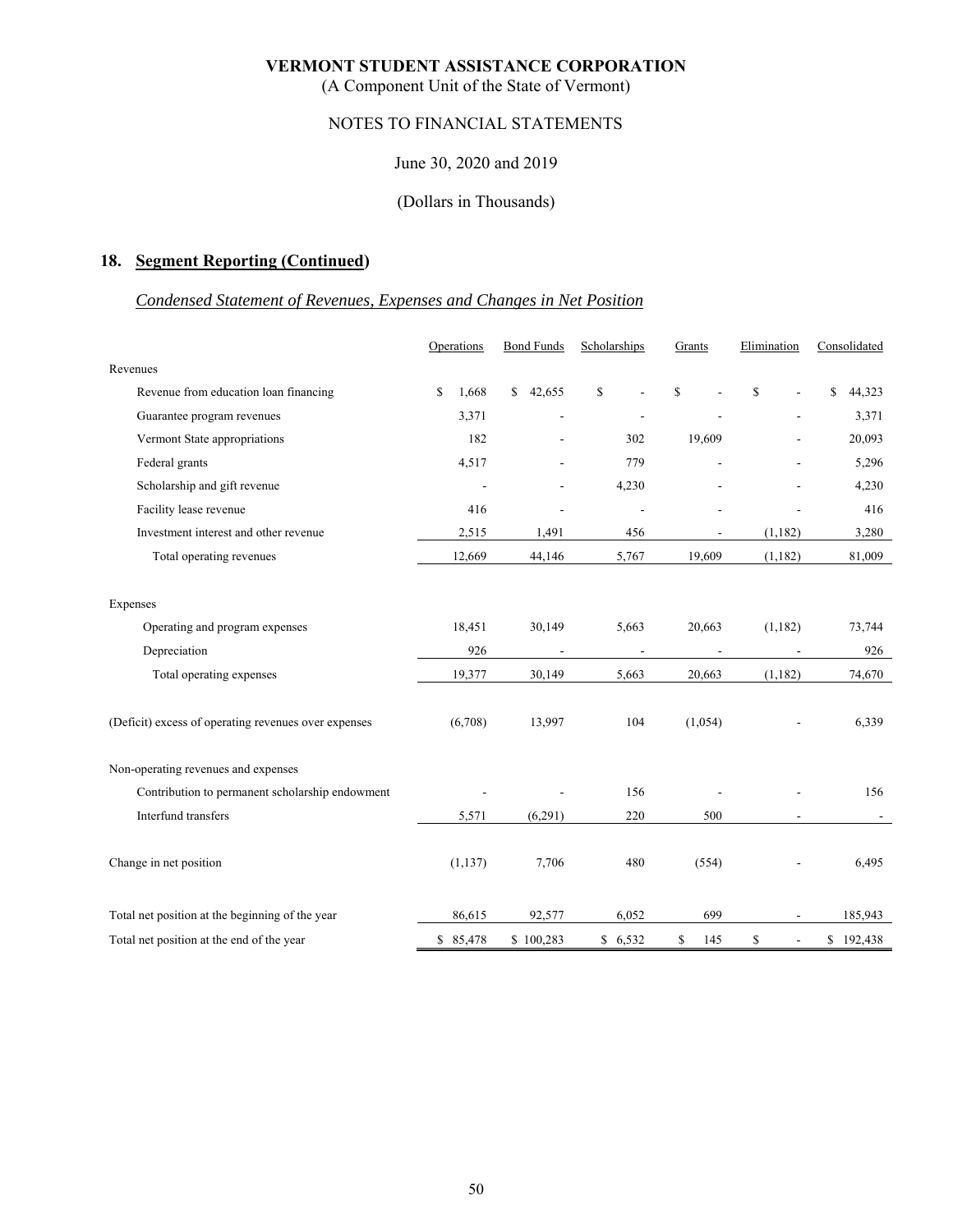**VERMONT STUDENT ASSISTANCE CORPORATION**
(A Component Unit of the State of Vermont)

NOTES TO FINANCIAL STATEMENTS

June 30, 2020 and 2019

(Dollars in Thousands)

## 18. Segment Reporting (Continued)

### *Condensed Statement of Revenues, Expenses and Changes in Net Position*

| | Operations | Bond Funds | Scholarships | Grants | Elimination | Consolidated |
|---|---|---|---|---|---|---|
| Revenues | | | | | | |
| Revenue from education loan financing | $ 1,668 | $ 42,655 | $ - | $ - | $ - | $ 44,323 |
| Guarantee program revenues | 3,371 | - | - | - | - | 3,371 |
| Vermont State appropriations | 182 | - | 302 | 19,609 | - | 20,093 |
| Federal grants | 4,517 | - | 779 | - | - | 5,296 |
| Scholarship and gift revenue | - | - | 4,230 | - | - | 4,230 |
| Facility lease revenue | 416 | - | - | - | - | 416 |
| Investment interest and other revenue | 2,515 | 1,491 | 456 | - | (1,182) | 3,280 |
| Total operating revenues | 12,669 | 44,146 | 5,767 | 19,609 | (1,182) | 81,009 |
| Expenses | | | | | | |
| Operating and program expenses | 18,451 | 30,149 | 5,663 | 20,663 | (1,182) | 73,744 |
| Depreciation | 926 | - | - | - | - | 926 |
| Total operating expenses | 19,377 | 30,149 | 5,663 | 20,663 | (1,182) | 74,670 |
| (Deficit) excess of operating revenues over expenses | (6,708) | 13,997 | 104 | (1,054) | - | 6,339 |
| Non-operating revenues and expenses | | | | | | |
| Contribution to permanent scholarship endowment | - | - | 156 | - | - | 156 |
| Interfund transfers | 5,571 | (6,291) | 220 | 500 | - | - |
| Change in net position | (1,137) | 7,706 | 480 | (554) | - | 6,495 |
| Total net position at the beginning of the year | 86,615 | 92,577 | 6,052 | 699 | - | 185,943 |
| Total net position at the end of the year | $ 85,478 | $ 100,283 | $ 6,532 | $ 145 | $ - | $ 192,438 |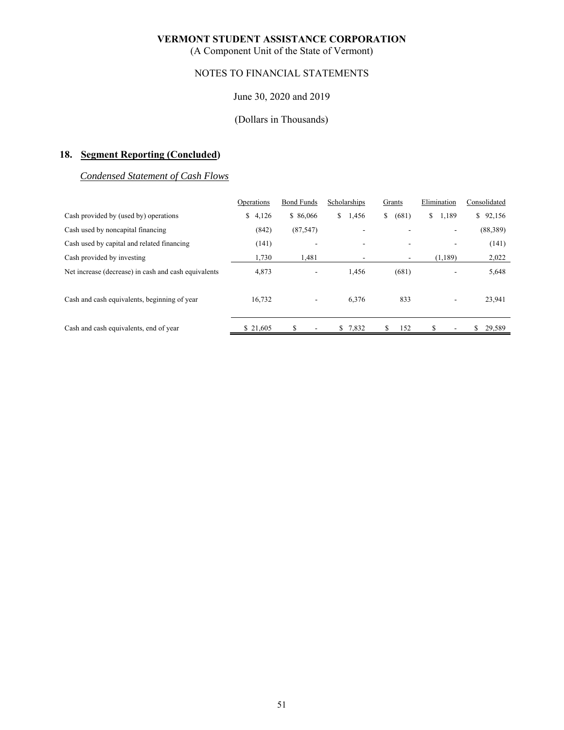# VERMONT STUDENT ASSISTANCE CORPORATION

(A Component Unit of the State of Vermont)

NOTES TO FINANCIAL STATEMENTS

June 30, 2020 and 2019

(Dollars in Thousands)

## 18. Segment Reporting (Concluded)

### *Condensed Statement of Cash Flows*

| | Operations | Bond Funds | Scholarships | Grants | Elimination | Consolidated |
|---|---|---|---|---|---|---|
| Cash provided by (used by) operations | $ 4,126 | $ 86,066 | $ 1,456 | $ (681) | $ 1,189 | $ 92,156 |
| Cash used by noncapital financing | (842) | (87,547) | - | - | - | (88,389) |
| Cash used by capital and related financing | (141) | - | - | - | - | (141) |
| Cash provided by investing | 1,730 | 1,481 | - | - | (1,189) | 2,022 |
| Net increase (decrease) in cash and cash equivalents | 4,873 | - | 1,456 | (681) | - | 5,648 |
| Cash and cash equivalents, beginning of year | 16,732 | - | 6,376 | 833 | - | 23,941 |
| Cash and cash equivalents, end of year | $ 21,605 | $ - | $ 7,832 | $ 152 | $ - | $ 29,589 |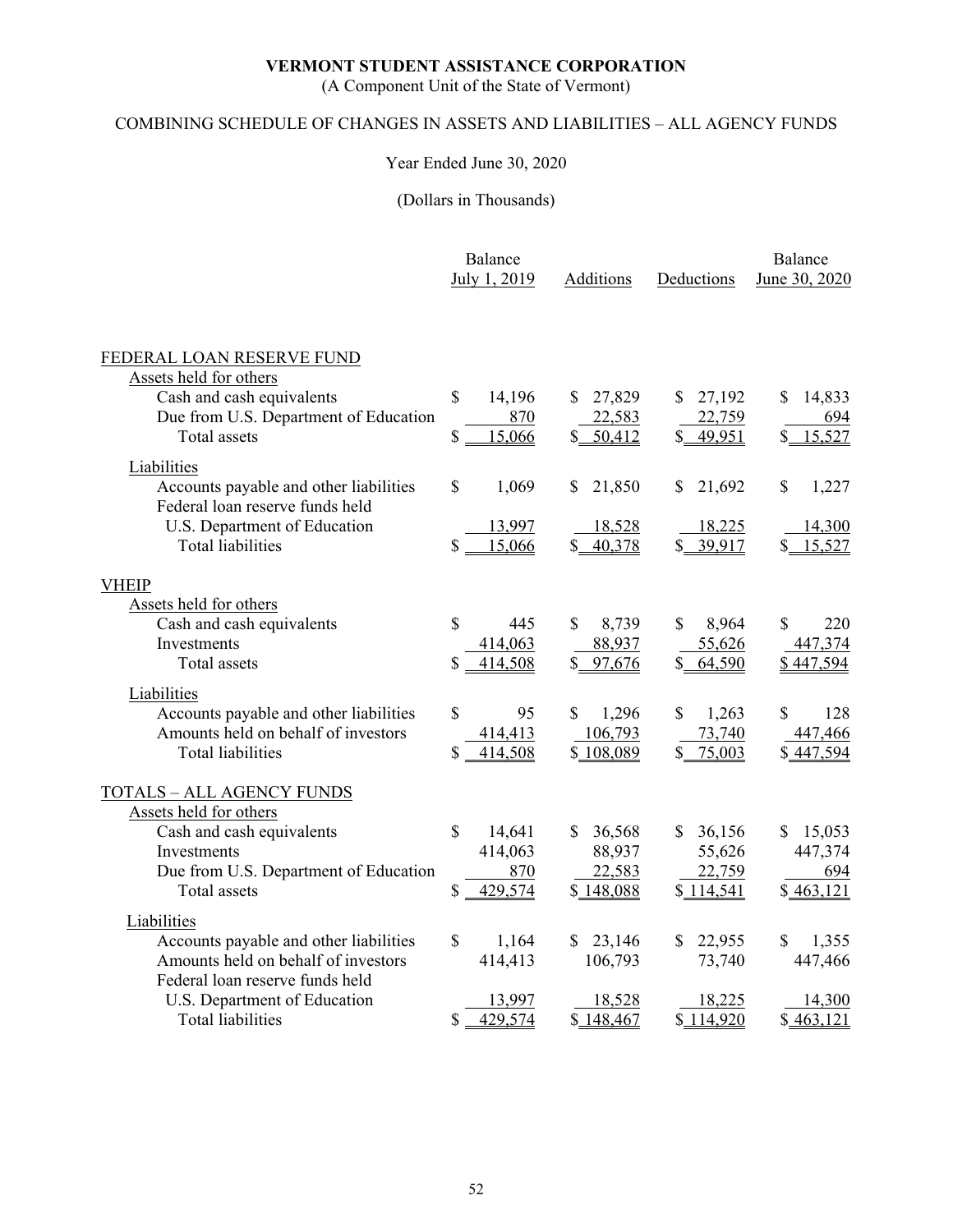**VERMONT STUDENT ASSISTANCE CORPORATION**

(A Component Unit of the State of Vermont)

COMBINING SCHEDULE OF CHANGES IN ASSETS AND LIABILITIES – ALL AGENCY FUNDS

Year Ended June 30, 2020

(Dollars in Thousands)

| | Balance July 1, 2019 | Additions | Deductions | Balance June 30, 2020 |
|---|---|---|---|---|
| FEDERAL LOAN RESERVE FUND | | | | |
| Assets held for others | | | | |
| Cash and cash equivalents | $ 14,196 | $ 27,829 | $ 27,192 | $ 14,833 |
| Due from U.S. Department of Education | 870 | 22,583 | 22,759 | 694 |
| Total assets | $ 15,066 | $ 50,412 | $ 49,951 | $ 15,527 |
| Liabilities | | | | |
| Accounts payable and other liabilities | $ 1,069 | $ 21,850 | $ 21,692 | $ 1,227 |
| Federal loan reserve funds held U.S. Department of Education | 13,997 | 18,528 | 18,225 | 14,300 |
| Total liabilities | $ 15,066 | $ 40,378 | $ 39,917 | $ 15,527 |
| VHEIP | | | | |
| Assets held for others | | | | |
| Cash and cash equivalents | $ 445 | $ 8,739 | $ 8,964 | $ 220 |
| Investments | 414,063 | 88,937 | 55,626 | 447,374 |
| Total assets | $ 414,508 | $ 97,676 | $ 64,590 | $ 447,594 |
| Liabilities | | | | |
| Accounts payable and other liabilities | $ 95 | $ 1,296 | $ 1,263 | $ 128 |
| Amounts held on behalf of investors | 414,413 | 106,793 | 73,740 | 447,466 |
| Total liabilities | $ 414,508 | $ 108,089 | $ 75,003 | $ 447,594 |
| TOTALS – ALL AGENCY FUNDS | | | | |
| Assets held for others | | | | |
| Cash and cash equivalents | $ 14,641 | $ 36,568 | $ 36,156 | $ 15,053 |
| Investments | 414,063 | 88,937 | 55,626 | 447,374 |
| Due from U.S. Department of Education | 870 | 22,583 | 22,759 | 694 |
| Total assets | $ 429,574 | $ 148,088 | $ 114,541 | $ 463,121 |
| Liabilities | | | | |
| Accounts payable and other liabilities | $ 1,164 | $ 23,146 | $ 22,955 | $ 1,355 |
| Amounts held on behalf of investors | 414,413 | 106,793 | 73,740 | 447,466 |
| Federal loan reserve funds held U.S. Department of Education | 13,997 | 18,528 | 18,225 | 14,300 |
| Total liabilities | $ 429,574 | $ 148,467 | $ 114,920 | $ 463,121 |